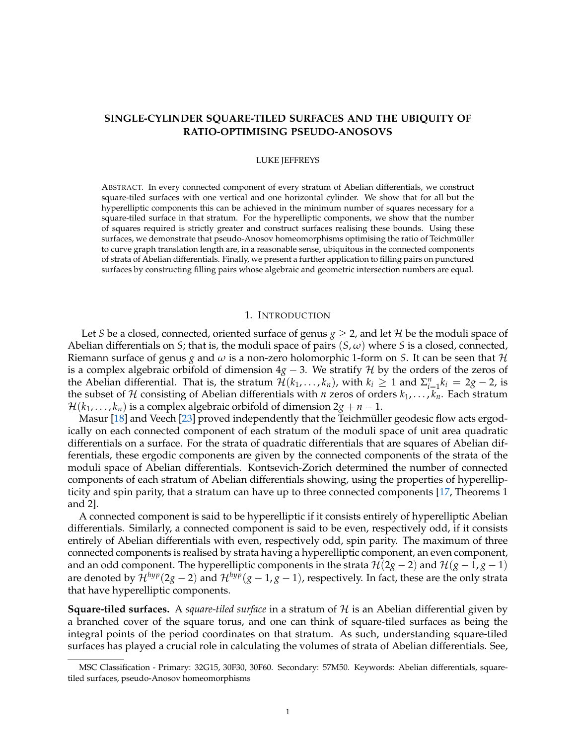# SINGLE-CYLINDER SQUARE-TILED SURFACES AND THE UBIQUITY OF RATIO-OPTIMISING PSEUDO-ANOSOVS

LUKE JEFFREYS

ABSTRACT. In every connected component of every stratum of Abelian differentials, we construct square-tiled surfaces with one vertical and one horizontal cylinder. We show that for all but the hyperelliptic components this can be achieved in the minimum number of squares necessary for a square-tiled surface in that stratum. For the hyperelliptic components, we show that the number of squares required is strictly greater and construct surfaces realising these bounds. Using these surfaces, we demonstrate that pseudo-Anosov homeomorphisms optimising the ratio of Teichmüller to curve graph translation length are, in a reasonable sense, ubiquitous in the connected components of strata of Abelian differentials. Finally, we present a further application to filling pairs on punctured surfaces by constructing filling pairs whose algebraic and geometric intersection numbers are equal.

## 1. INTRODUCTION

Let $S$ be a closed, connected, oriented surface of genus $g \geq 2$, and let $\mathcal{H}$ be the moduli space of Abelian differentials on $S$; that is, the moduli space of pairs $(S, \omega)$ where $S$ is a closed, connected, Riemann surface of genus $g$ and $\omega$ is a non-zero holomorphic 1-form on $S$. It can be seen that $\mathcal{H}$ is a complex algebraic orbifold of dimension $4g-3$. We stratify $\mathcal{H}$ by the orders of the zeros of the Abelian differential. That is, the stratum $\mathcal{H}(k_1, \ldots, k_n)$, with $k_i \geq 1$ and $\Sigma_{i=1}^{n} k_i = 2g-2$, is the subset of $\mathcal{H}$ consisting of Abelian differentials with $n$ zeros of orders $k_1, \ldots, k_n$. Each stratum $\mathcal{H}(k_1, \ldots, k_n)$ is a complex algebraic orbifold of dimension $2g+n-1$.

Masur [18] and Veech [23] proved independently that the Teichmüller geodesic flow acts ergodically on each connected component of each stratum of the moduli space of unit area quadratic differentials on a surface. For the strata of quadratic differentials that are squares of Abelian differentials, these ergodic components are given by the connected components of the strata of the moduli space of Abelian differentials. Kontsevich-Zorich determined the number of connected components of each stratum of Abelian differentials showing, using the properties of hyperellipticity and spin parity, that a stratum can have up to three connected components [17, Theorems 1 and 2].

A connected component is said to be hyperelliptic if it consists entirely of hyperelliptic Abelian differentials. Similarly, a connected component is said to be even, respectively odd, if it consists entirely of Abelian differentials with even, respectively odd, spin parity. The maximum of three connected components is realised by strata having a hyperelliptic component, an even component, and an odd component. The hyperelliptic components in the strata $\mathcal{H}(2g-2)$ and $\mathcal{H}(g-1, g-1)$ are denoted by $\mathcal{H}^{hyp}(2g-2)$ and $\mathcal{H}^{hyp}(g-1, g-1)$, respectively. In fact, these are the only strata that have hyperelliptic components.

**Square-tiled surfaces.** A *square-tiled surface* in a stratum of $\mathcal{H}$ is an Abelian differential given by a branched cover of the square torus, and one can think of square-tiled surfaces as being the integral points of the period coordinates on that stratum. As such, understanding square-tiled surfaces has played a crucial role in calculating the volumes of strata of Abelian differentials. See,

MSC Classification - Primary: 32G15, 30F30, 30F60. Secondary: 57M50. Keywords: Abelian differentials, square-tiled surfaces, pseudo-Anosov homeomorphisms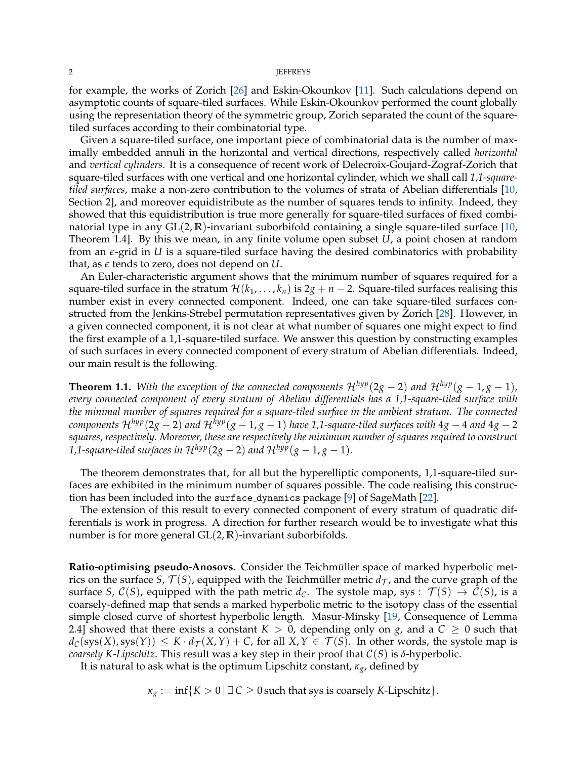for example, the works of Zorich [26] and Eskin-Okounkov [11]. Such calculations depend on asymptotic counts of square-tiled surfaces. While Eskin-Okounkov performed the count globally using the representation theory of the symmetric group, Zorich separated the count of the square-tiled surfaces according to their combinatorial type.

Given a square-tiled surface, one important piece of combinatorial data is the number of maximally embedded annuli in the horizontal and vertical directions, respectively called *horizontal* and *vertical cylinders*. It is a consequence of recent work of Delecroix-Goujard-Zograf-Zorich that square-tiled surfaces with one vertical and one horizontal cylinder, which we shall call *1,1-square-tiled surfaces*, make a non-zero contribution to the volumes of strata of Abelian differentials [10, Section 2], and moreover equidistribute as the number of squares tends to infinity. Indeed, they showed that this equidistribution is true more generally for square-tiled surfaces of fixed combinatorial type in any $\mathrm{GL}(2,\mathbb{R})$-invariant suborbifold containing a single square-tiled surface [10, Theorem 1.4]. By this we mean, in any finite volume open subset $U$, a point chosen at random from an $\epsilon$-grid in $U$ is a square-tiled surface having the desired combinatorics with probability that, as $\epsilon$ tends to zero, does not depend on $U$.

An Euler-characteristic argument shows that the minimum number of squares required for a square-tiled surface in the stratum $\mathcal{H}(k_1, \ldots, k_n)$ is $2g + n - 2$. Square-tiled surfaces realising this number exist in every connected component. Indeed, one can take square-tiled surfaces constructed from the Jenkins-Strebel permutation representatives given by Zorich [28]. However, in a given connected component, it is not clear at what number of squares one might expect to find the first example of a 1,1-square-tiled surface. We answer this question by constructing examples of such surfaces in every connected component of every stratum of Abelian differentials. Indeed, our main result is the following.

**Theorem 1.1.** *With the exception of the connected components $\mathcal{H}^{hyp}(2g-2)$ and $\mathcal{H}^{hyp}(g-1, g-1)$, every connected component of every stratum of Abelian differentials has a 1,1-square-tiled surface with the minimal number of squares required for a square-tiled surface in the ambient stratum. The connected components $\mathcal{H}^{hyp}(2g-2)$ and $\mathcal{H}^{hyp}(g-1, g-1)$ have 1,1-square-tiled surfaces with $4g-4$ and $4g-2$ squares, respectively. Moreover, these are respectively the minimum number of squares required to construct 1,1-square-tiled surfaces in $\mathcal{H}^{hyp}(2g-2)$ and $\mathcal{H}^{hyp}(g-1, g-1)$.*

The theorem demonstrates that, for all but the hyperelliptic components, 1,1-square-tiled surfaces are exhibited in the minimum number of squares possible. The code realising this construction has been included into the `surface_dynamics` package [9] of SageMath [22].

The extension of this result to every connected component of every stratum of quadratic differentials is work in progress. A direction for further research would be to investigate what this number is for more general $\mathrm{GL}(2,\mathbb{R})$-invariant suborbifolds.

**Ratio-optimising pseudo-Anosovs.** Consider the Teichmüller space of marked hyperbolic metrics on the surface $S$, $\mathcal{T}(S)$, equipped with the Teichmüller metric $d_{\mathcal{T}}$, and the curve graph of the surface $S$, $\mathcal{C}(S)$, equipped with the path metric $d_{\mathcal{C}}$. The systole map, $\mathrm{sys}: \mathcal{T}(S) \to \mathcal{C}(S)$, is a coarsely-defined map that sends a marked hyperbolic metric to the isotopy class of the essential simple closed curve of shortest hyperbolic length. Masur-Minsky [19, Consequence of Lemma 2.4] showed that there exists a constant $K > 0$, depending only on $g$, and a $C \geq 0$ such that $d_{\mathcal{C}}(\mathrm{sys}(X), \mathrm{sys}(Y)) \leq K \cdot d_{\mathcal{T}}(X, Y) + C$, for all $X, Y \in \mathcal{T}(S)$. In other words, the systole map is *coarsely K-Lipschitz*. This result was a key step in their proof that $\mathcal{C}(S)$ is $\delta$-hyperbolic.

It is natural to ask what is the optimum Lipschitz constant, $\kappa_g$, defined by

$$\kappa_g := \inf\{K > 0 \,|\, \exists\, C \geq 0 \text{ such that sys is coarsely } K\text{-Lipschitz}\}.$$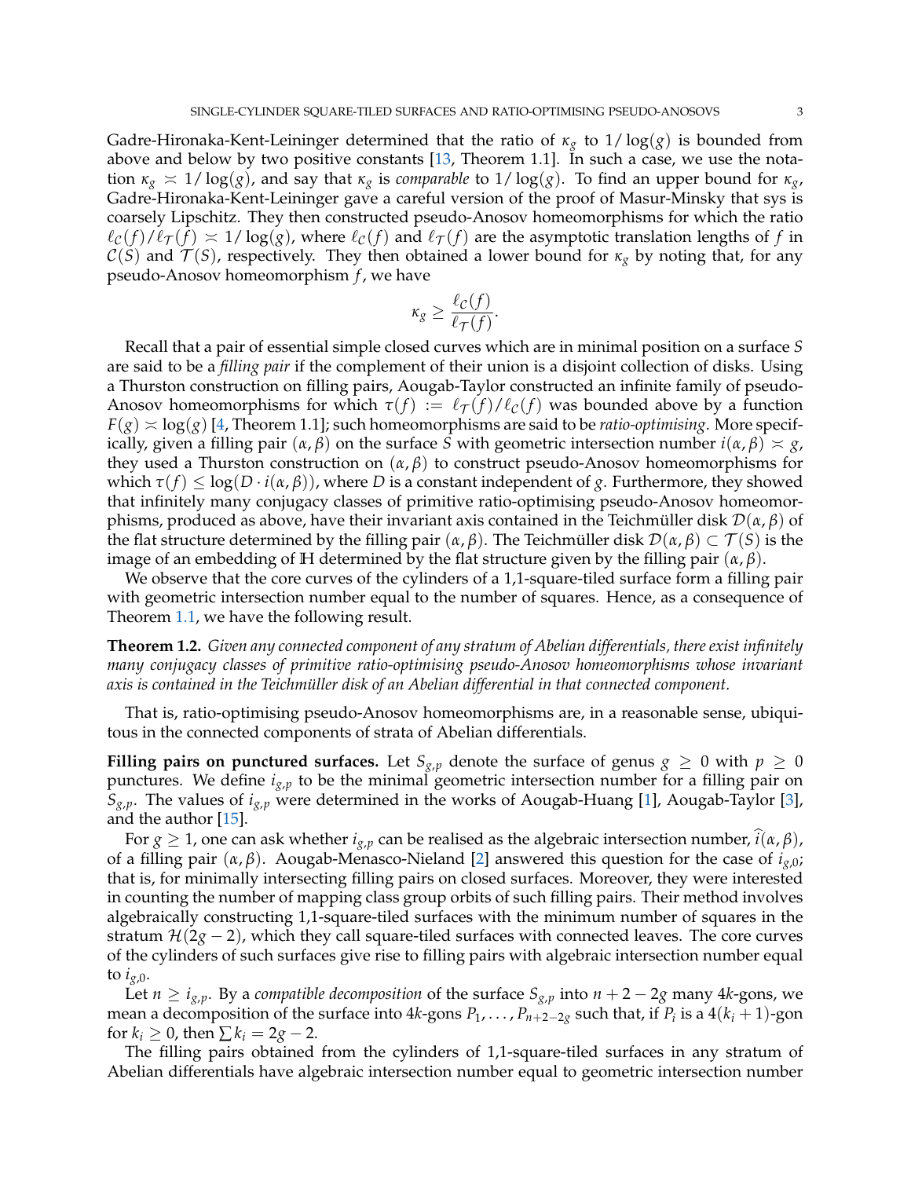Gadre-Hironaka-Kent-Leininger determined that the ratio of $\kappa_g$ to $1/\log(g)$ is bounded from above and below by two positive constants [13, Theorem 1.1]. In such a case, we use the notation $\kappa_g \asymp 1/\log(g)$, and say that $\kappa_g$ is *comparable* to $1/\log(g)$. To find an upper bound for $\kappa_g$, Gadre-Hironaka-Kent-Leininger gave a careful version of the proof of Masur-Minsky that sys is coarsely Lipschitz. They then constructed pseudo-Anosov homeomorphisms for which the ratio $\ell_{\mathcal{C}}(f)/\ell_{\mathcal{T}}(f) \asymp 1/\log(g)$, where $\ell_{\mathcal{C}}(f)$ and $\ell_{\mathcal{T}}(f)$ are the asymptotic translation lengths of $f$ in $\mathcal{C}(S)$ and $\mathcal{T}(S)$, respectively. They then obtained a lower bound for $\kappa_g$ by noting that, for any pseudo-Anosov homeomorphism $f$, we have

$$\kappa_g \geq \frac{\ell_{\mathcal{C}}(f)}{\ell_{\mathcal{T}}(f)}.$$

Recall that a pair of essential simple closed curves which are in minimal position on a surface $S$ are said to be a *filling pair* if the complement of their union is a disjoint collection of disks. Using a Thurston construction on filling pairs, Aougab-Taylor constructed an infinite family of pseudo-Anosov homeomorphisms for which $\tau(f) := \ell_{\mathcal{T}}(f)/\ell_{\mathcal{C}}(f)$ was bounded above by a function $F(g) \asymp \log(g)$ [4, Theorem 1.1]; such homeomorphisms are said to be *ratio-optimising*. More specifically, given a filling pair $(\alpha, \beta)$ on the surface $S$ with geometric intersection number $i(\alpha, \beta) \asymp g$, they used a Thurston construction on $(\alpha, \beta)$ to construct pseudo-Anosov homeomorphisms for which $\tau(f) \leq \log(D \cdot i(\alpha, \beta))$, where $D$ is a constant independent of $g$. Furthermore, they showed that infinitely many conjugacy classes of primitive ratio-optimising pseudo-Anosov homeomorphisms, produced as above, have their invariant axis contained in the Teichmüller disk $\mathcal{D}(\alpha, \beta)$ of the flat structure determined by the filling pair $(\alpha, \beta)$. The Teichmüller disk $\mathcal{D}(\alpha, \beta) \subset \mathcal{T}(S)$ is the image of an embedding of $\mathbb{H}$ determined by the flat structure given by the filling pair $(\alpha, \beta)$.

We observe that the core curves of the cylinders of a 1,1-square-tiled surface form a filling pair with geometric intersection number equal to the number of squares. Hence, as a consequence of Theorem 1.1, we have the following result.

**Theorem 1.2.** *Given any connected component of any stratum of Abelian differentials, there exist infinitely many conjugacy classes of primitive ratio-optimising pseudo-Anosov homeomorphisms whose invariant axis is contained in the Teichmüller disk of an Abelian differential in that connected component.*

That is, ratio-optimising pseudo-Anosov homeomorphisms are, in a reasonable sense, ubiquitous in the connected components of strata of Abelian differentials.

**Filling pairs on punctured surfaces.** Let $S_{g,p}$ denote the surface of genus $g \geq 0$ with $p \geq 0$ punctures. We define $i_{g,p}$ to be the minimal geometric intersection number for a filling pair on $S_{g,p}$. The values of $i_{g,p}$ were determined in the works of Aougab-Huang [1], Aougab-Taylor [3], and the author [15].

For $g \geq 1$, one can ask whether $i_{g,p}$ can be realised as the algebraic intersection number, $\widehat{i}(\alpha, \beta)$, of a filling pair $(\alpha, \beta)$. Aougab-Menasco-Nieland [2] answered this question for the case of $i_{g,0}$; that is, for minimally intersecting filling pairs on closed surfaces. Moreover, they were interested in counting the number of mapping class group orbits of such filling pairs. Their method involves algebraically constructing 1,1-square-tiled surfaces with the minimum number of squares in the stratum $\mathcal{H}(2g-2)$, which they call square-tiled surfaces with connected leaves. The core curves of the cylinders of such surfaces give rise to filling pairs with algebraic intersection number equal to $i_{g,0}$.

Let $n \geq i_{g,p}$. By a *compatible decomposition* of the surface $S_{g,p}$ into $n+2-2g$ many $4k$-gons, we mean a decomposition of the surface into $4k$-gons $P_1, \ldots, P_{n+2-2g}$ such that, if $P_i$ is a $4(k_i+1)$-gon for $k_i \geq 0$, then $\sum k_i = 2g-2$.

The filling pairs obtained from the cylinders of 1,1-square-tiled surfaces in any stratum of Abelian differentials have algebraic intersection number equal to geometric intersection number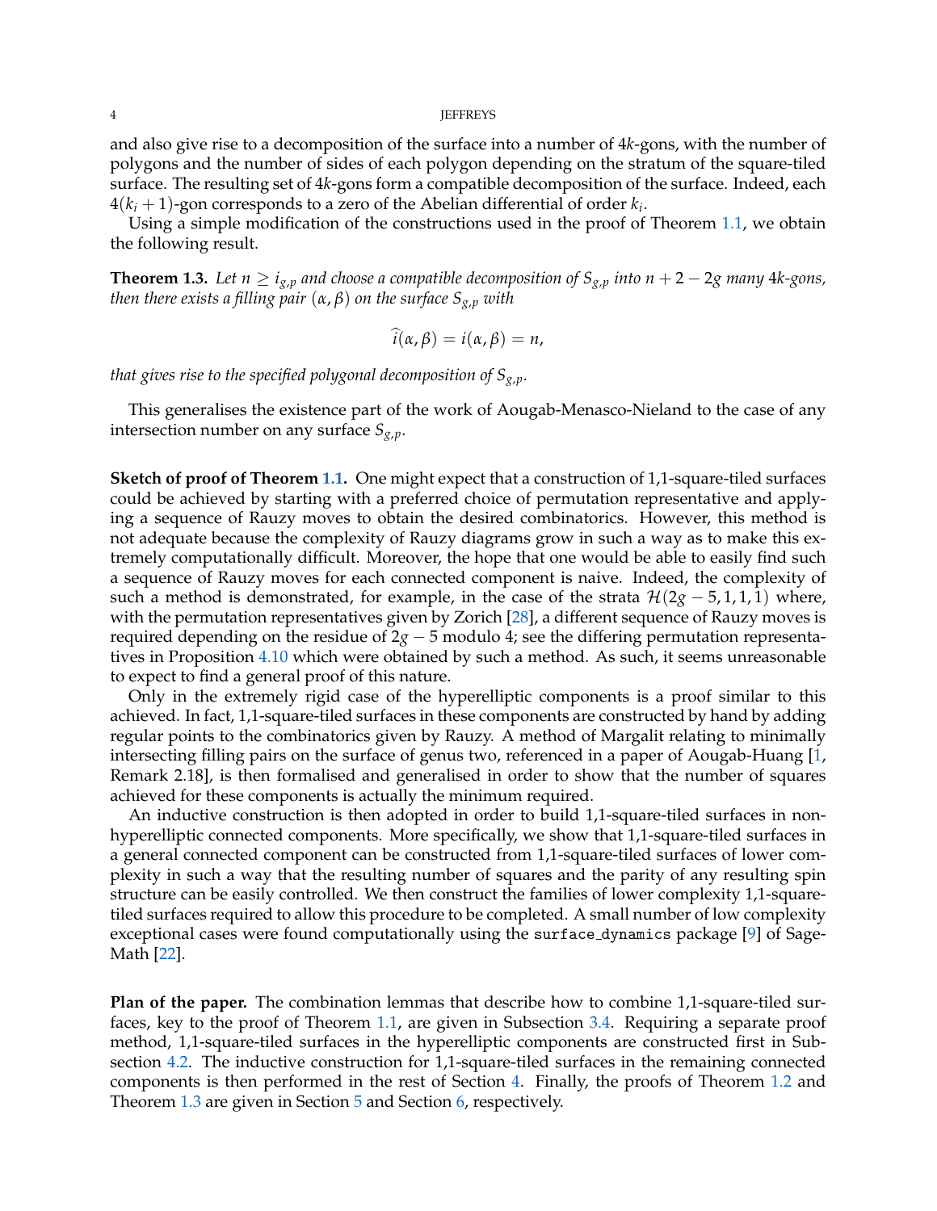and also give rise to a decomposition of the surface into a number of $4k$-gons, with the number of polygons and the number of sides of each polygon depending on the stratum of the square-tiled surface. The resulting set of $4k$-gons form a compatible decomposition of the surface. Indeed, each $4(k_i + 1)$-gon corresponds to a zero of the Abelian differential of order $k_i$.

Using a simple modification of the constructions used in the proof of Theorem 1.1, we obtain the following result.

**Theorem 1.3.** *Let $n \geq i_{g,p}$ and choose a compatible decomposition of $S_{g,p}$ into $n + 2 - 2g$ many $4k$-gons, then there exists a filling pair $(\alpha, \beta)$ on the surface $S_{g,p}$ with*

$$\widehat{i}(\alpha, \beta) = i(\alpha, \beta) = n,$$

*that gives rise to the specified polygonal decomposition of $S_{g,p}$.*

This generalises the existence part of the work of Aougab-Menasco-Nieland to the case of any intersection number on any surface $S_{g,p}$.

**Sketch of proof of Theorem 1.1.** One might expect that a construction of 1,1-square-tiled surfaces could be achieved by starting with a preferred choice of permutation representative and applying a sequence of Rauzy moves to obtain the desired combinatorics. However, this method is not adequate because the complexity of Rauzy diagrams grow in such a way as to make this extremely computationally difficult. Moreover, the hope that one would be able to easily find such a sequence of Rauzy moves for each connected component is naive. Indeed, the complexity of such a method is demonstrated, for example, in the case of the strata $\mathcal{H}(2g-5, 1, 1, 1)$ where, with the permutation representatives given by Zorich [28], a different sequence of Rauzy moves is required depending on the residue of $2g - 5$ modulo 4; see the differing permutation representatives in Proposition 4.10 which were obtained by such a method. As such, it seems unreasonable to expect to find a general proof of this nature.

Only in the extremely rigid case of the hyperelliptic components is a proof similar to this achieved. In fact, 1,1-square-tiled surfaces in these components are constructed by hand by adding regular points to the combinatorics given by Rauzy. A method of Margalit relating to minimally intersecting filling pairs on the surface of genus two, referenced in a paper of Aougab-Huang [1, Remark 2.18], is then formalised and generalised in order to show that the number of squares achieved for these components is actually the minimum required.

An inductive construction is then adopted in order to build 1,1-square-tiled surfaces in non-hyperelliptic connected components. More specifically, we show that 1,1-square-tiled surfaces in a general connected component can be constructed from 1,1-square-tiled surfaces of lower complexity in such a way that the resulting number of squares and the parity of any resulting spin structure can be easily controlled. We then construct the families of lower complexity 1,1-square-tiled surfaces required to allow this procedure to be completed. A small number of low complexity exceptional cases were found computationally using the `surface_dynamics` package [9] of SageMath [22].

**Plan of the paper.** The combination lemmas that describe how to combine 1,1-square-tiled surfaces, key to the proof of Theorem 1.1, are given in Subsection 3.4. Requiring a separate proof method, 1,1-square-tiled surfaces in the hyperelliptic components are constructed first in Subsection 4.2. The inductive construction for 1,1-square-tiled surfaces in the remaining connected components is then performed in the rest of Section 4. Finally, the proofs of Theorem 1.2 and Theorem 1.3 are given in Section 5 and Section 6, respectively.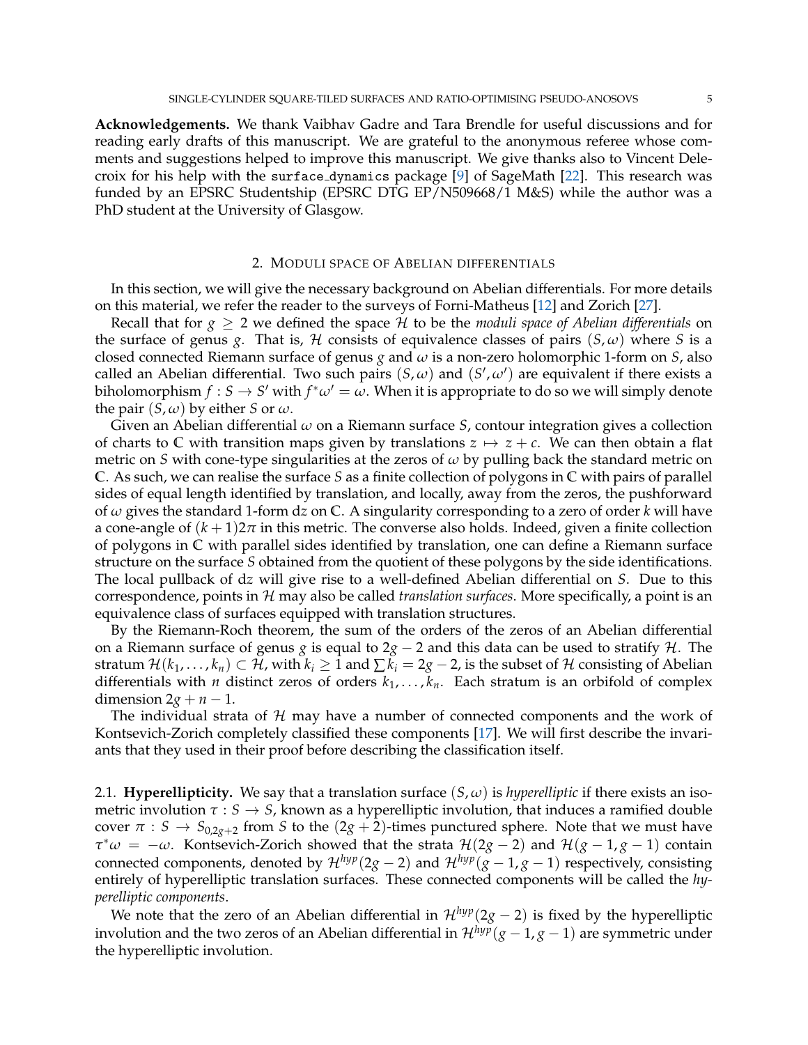**Acknowledgements.** We thank Vaibhav Gadre and Tara Brendle for useful discussions and for reading early drafts of this manuscript. We are grateful to the anonymous referee whose comments and suggestions helped to improve this manuscript. We give thanks also to Vincent Delecroix for his help with the `surface_dynamics` package [9] of SageMath [22]. This research was funded by an EPSRC Studentship (EPSRC DTG EP/N509668/1 M&S) while the author was a PhD student at the University of Glasgow.

## 2. Moduli space of Abelian differentials

In this section, we will give the necessary background on Abelian differentials. For more details on this material, we refer the reader to the surveys of Forni-Matheus [12] and Zorich [27].

Recall that for $g \geq 2$ we defined the space $\mathcal{H}$ to be the *moduli space of Abelian differentials* on the surface of genus $g$. That is, $\mathcal{H}$ consists of equivalence classes of pairs $(S, \omega)$ where $S$ is a closed connected Riemann surface of genus $g$ and $\omega$ is a non-zero holomorphic 1-form on $S$, also called an Abelian differential. Two such pairs $(S, \omega)$ and $(S', \omega')$ are equivalent if there exists a biholomorphism $f : S \to S'$ with $f^*\omega' = \omega$. When it is appropriate to do so we will simply denote the pair $(S, \omega)$ by either $S$ or $\omega$.

Given an Abelian differential $\omega$ on a Riemann surface $S$, contour integration gives a collection of charts to $\mathbb{C}$ with transition maps given by translations $z \mapsto z + c$. We can then obtain a flat metric on $S$ with cone-type singularities at the zeros of $\omega$ by pulling back the standard metric on $\mathbb{C}$. As such, we can realise the surface $S$ as a finite collection of polygons in $\mathbb{C}$ with pairs of parallel sides of equal length identified by translation, and locally, away from the zeros, the pushforward of $\omega$ gives the standard 1-form $\mathrm{d}z$ on $\mathbb{C}$. A singularity corresponding to a zero of order $k$ will have a cone-angle of $(k+1)2\pi$ in this metric. The converse also holds. Indeed, given a finite collection of polygons in $\mathbb{C}$ with parallel sides identified by translation, one can define a Riemann surface structure on the surface $S$ obtained from the quotient of these polygons by the side identifications. The local pullback of $\mathrm{d}z$ will give rise to a well-defined Abelian differential on $S$. Due to this correspondence, points in $\mathcal{H}$ may also be called *translation surfaces*. More specifically, a point is an equivalence class of surfaces equipped with translation structures.

By the Riemann-Roch theorem, the sum of the orders of the zeros of an Abelian differential on a Riemann surface of genus $g$ is equal to $2g - 2$ and this data can be used to stratify $\mathcal{H}$. The stratum $\mathcal{H}(k_1, \ldots, k_n) \subset \mathcal{H}$, with $k_i \geq 1$ and $\sum k_i = 2g - 2$, is the subset of $\mathcal{H}$ consisting of Abelian differentials with $n$ distinct zeros of orders $k_1, \ldots, k_n$. Each stratum is an orbifold of complex dimension $2g + n - 1$.

The individual strata of $\mathcal{H}$ may have a number of connected components and the work of Kontsevich-Zorich completely classified these components [17]. We will first describe the invariants that they used in their proof before describing the classification itself.

### 2.1. Hyperellipticity.

We say that a translation surface $(S, \omega)$ is *hyperelliptic* if there exists an isometric involution $\tau : S \to S$, known as a hyperelliptic involution, that induces a ramified double cover $\pi : S \to S_{0,2g+2}$ from $S$ to the $(2g+2)$-times punctured sphere. Note that we must have $\tau^*\omega = -\omega$. Kontsevich-Zorich showed that the strata $\mathcal{H}(2g-2)$ and $\mathcal{H}(g-1, g-1)$ contain connected components, denoted by $\mathcal{H}^{hyp}(2g-2)$ and $\mathcal{H}^{hyp}(g-1, g-1)$ respectively, consisting entirely of hyperelliptic translation surfaces. These connected components will be called the *hyperelliptic components*.

We note that the zero of an Abelian differential in $\mathcal{H}^{hyp}(2g-2)$ is fixed by the hyperelliptic involution and the two zeros of an Abelian differential in $\mathcal{H}^{hyp}(g-1, g-1)$ are symmetric under the hyperelliptic involution.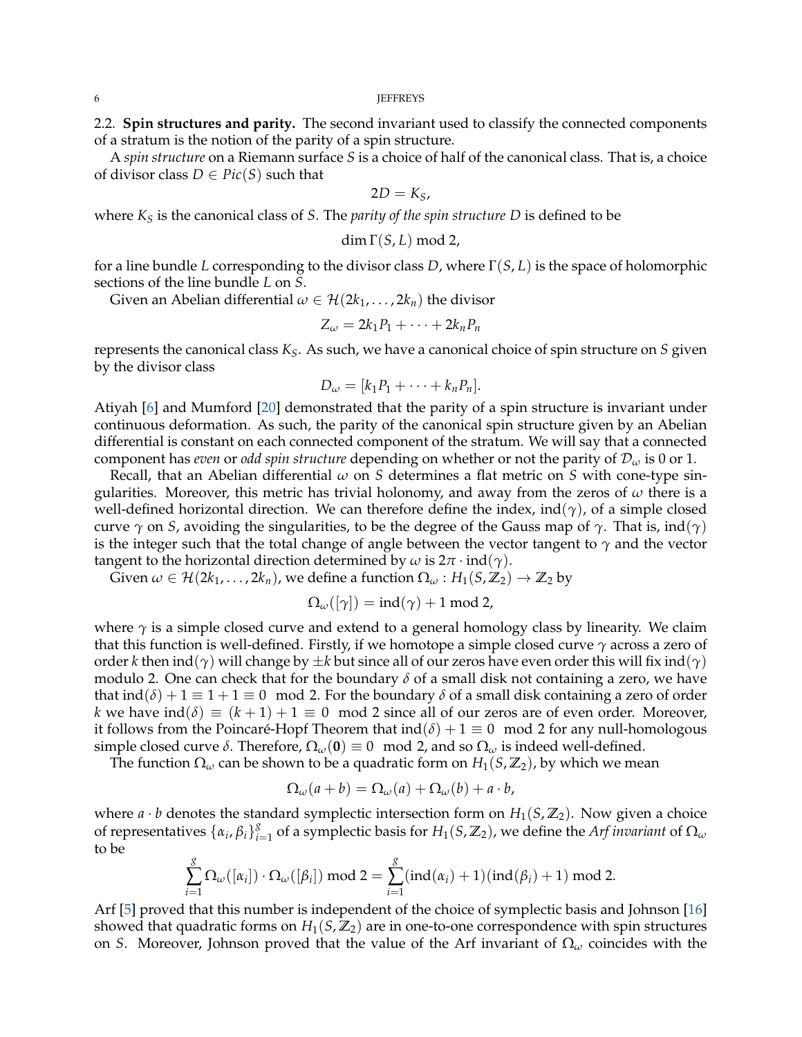## 2.2. Spin structures and parity.

The second invariant used to classify the connected components of a stratum is the notion of the parity of a spin structure.

A *spin structure* on a Riemann surface $S$ is a choice of half of the canonical class. That is, a choice of divisor class $D \in Pic(S)$ such that

$$2D = K_S,$$

where $K_S$ is the canonical class of $S$. The *parity of the spin structure* $D$ is defined to be

$$\dim \Gamma(S, L) \bmod 2,$$

for a line bundle $L$ corresponding to the divisor class $D$, where $\Gamma(S, L)$ is the space of holomorphic sections of the line bundle $L$ on $S$.

Given an Abelian differential $\omega \in \mathcal{H}(2k_1, \ldots, 2k_n)$ the divisor

$$Z_\omega = 2k_1 P_1 + \cdots + 2k_n P_n$$

represents the canonical class $K_S$. As such, we have a canonical choice of spin structure on $S$ given by the divisor class

$$D_\omega = [k_1 P_1 + \cdots + k_n P_n].$$

Atiyah [6] and Mumford [20] demonstrated that the parity of a spin structure is invariant under continuous deformation. As such, the parity of the canonical spin structure given by an Abelian differential is constant on each connected component of the stratum. We will say that a connected component has *even* or *odd spin structure* depending on whether or not the parity of $\mathcal{D}_\omega$ is 0 or 1.

Recall, that an Abelian differential $\omega$ on $S$ determines a flat metric on $S$ with cone-type singularities. Moreover, this metric has trivial holonomy, and away from the zeros of $\omega$ there is a well-defined horizontal direction. We can therefore define the index, $\mathrm{ind}(\gamma)$, of a simple closed curve $\gamma$ on $S$, avoiding the singularities, to be the degree of the Gauss map of $\gamma$. That is, $\mathrm{ind}(\gamma)$ is the integer such that the total change of angle between the vector tangent to $\gamma$ and the vector tangent to the horizontal direction determined by $\omega$ is $2\pi \cdot \mathrm{ind}(\gamma)$.

Given $\omega \in \mathcal{H}(2k_1, \ldots, 2k_n)$, we define a function $\Omega_\omega : H_1(S, \mathbb{Z}_2) \to \mathbb{Z}_2$ by

$$\Omega_\omega([\gamma]) = \mathrm{ind}(\gamma) + 1 \bmod 2,$$

where $\gamma$ is a simple closed curve and extend to a general homology class by linearity. We claim that this function is well-defined. Firstly, if we homotope a simple closed curve $\gamma$ across a zero of order $k$ then $\mathrm{ind}(\gamma)$ will change by $\pm k$ but since all of our zeros have even order this will fix $\mathrm{ind}(\gamma)$ modulo 2. One can check that for the boundary $\delta$ of a small disk not containing a zero, we have that $\mathrm{ind}(\delta) + 1 \equiv 1 + 1 \equiv 0 \mod 2$. For the boundary $\delta$ of a small disk containing a zero of order $k$ we have $\mathrm{ind}(\delta) \equiv (k+1) + 1 \equiv 0 \mod 2$ since all of our zeros are of even order. Moreover, it follows from the Poincaré-Hopf Theorem that $\mathrm{ind}(\delta) + 1 \equiv 0 \mod 2$ for any null-homologous simple closed curve $\delta$. Therefore, $\Omega_\omega(\mathbf{0}) \equiv 0 \mod 2$, and so $\Omega_\omega$ is indeed well-defined.

The function $\Omega_\omega$ can be shown to be a quadratic form on $H_1(S, \mathbb{Z}_2)$, by which we mean

$$\Omega_\omega(a + b) = \Omega_\omega(a) + \Omega_\omega(b) + a \cdot b,$$

where $a \cdot b$ denotes the standard symplectic intersection form on $H_1(S, \mathbb{Z}_2)$. Now given a choice of representatives $\{\alpha_i, \beta_i\}_{i=1}^g$ of a symplectic basis for $H_1(S, \mathbb{Z}_2)$, we define the *Arf invariant* of $\Omega_\omega$ to be

$$\sum_{i=1}^{g} \Omega_\omega([\alpha_i]) \cdot \Omega_\omega([\beta_i]) \bmod 2 = \sum_{i=1}^{g} (\mathrm{ind}(\alpha_i) + 1)(\mathrm{ind}(\beta_i) + 1) \bmod 2.$$

Arf [5] proved that this number is independent of the choice of symplectic basis and Johnson [16] showed that quadratic forms on $H_1(S, \mathbb{Z}_2)$ are in one-to-one correspondence with spin structures on $S$. Moreover, Johnson proved that the value of the Arf invariant of $\Omega_\omega$ coincides with the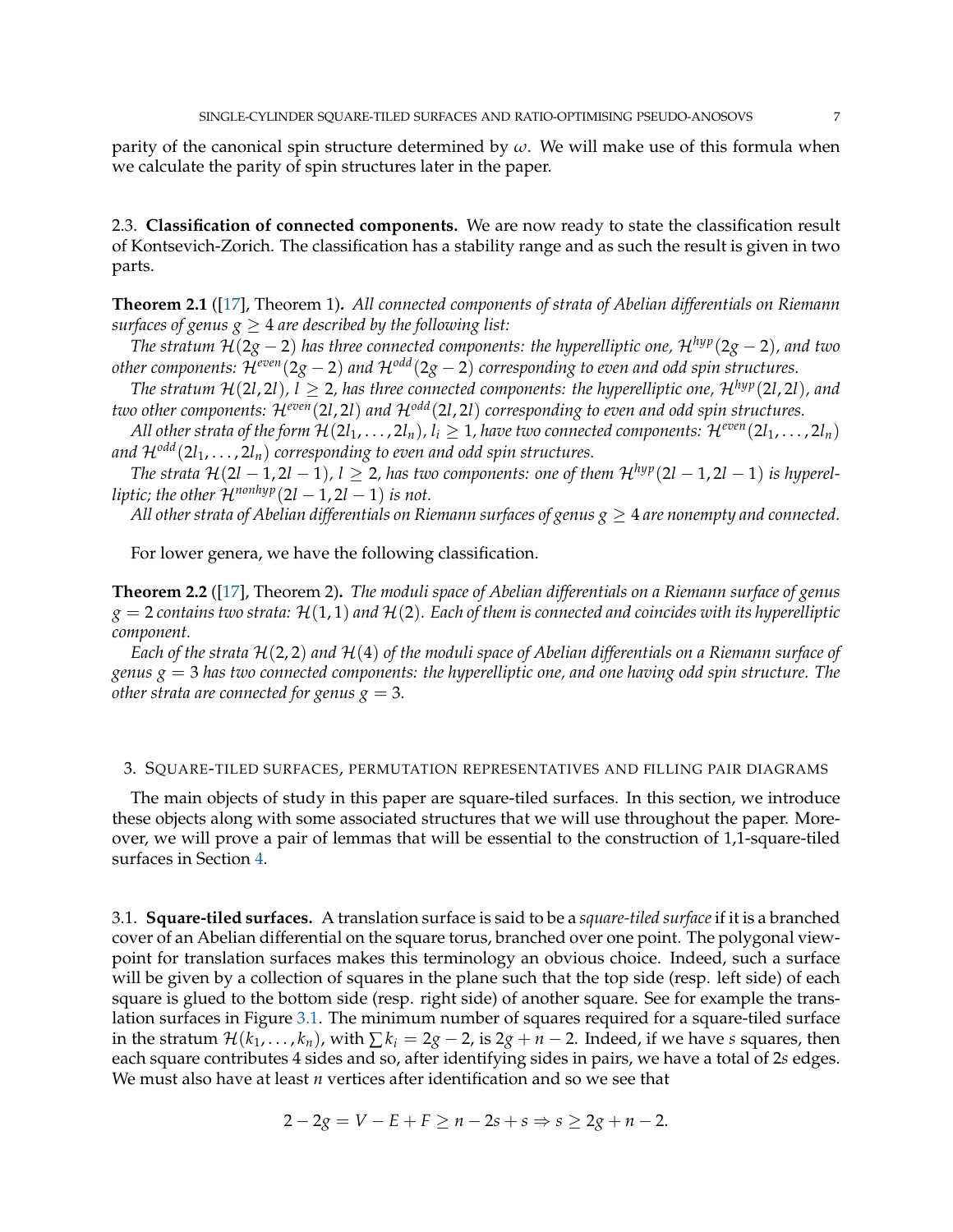parity of the canonical spin structure determined by $\omega$. We will make use of this formula when we calculate the parity of spin structures later in the paper.

### 2.3. Classification of connected components.

We are now ready to state the classification result of Kontsevich-Zorich. The classification has a stability range and as such the result is given in two parts.

**Theorem 2.1** ([17], Theorem 1)**.** *All connected components of strata of Abelian differentials on Riemann surfaces of genus $g \geq 4$ are described by the following list:*

*The stratum $\mathcal{H}(2g-2)$ has three connected components: the hyperelliptic one, $\mathcal{H}^{hyp}(2g-2)$, and two other components: $\mathcal{H}^{even}(2g-2)$ and $\mathcal{H}^{odd}(2g-2)$ corresponding to even and odd spin structures.*

*The stratum $\mathcal{H}(2l, 2l)$, $l \geq 2$, has three connected components: the hyperelliptic one, $\mathcal{H}^{hyp}(2l, 2l)$, and two other components: $\mathcal{H}^{even}(2l, 2l)$ and $\mathcal{H}^{odd}(2l, 2l)$ corresponding to even and odd spin structures.*

*All other strata of the form $\mathcal{H}(2l_1, \ldots, 2l_n)$, $l_i \geq 1$, have two connected components: $\mathcal{H}^{even}(2l_1, \ldots, 2l_n)$ and $\mathcal{H}^{odd}(2l_1, \ldots, 2l_n)$ corresponding to even and odd spin structures.*

*The strata $\mathcal{H}(2l-1, 2l-1)$, $l \geq 2$, has two components: one of them $\mathcal{H}^{hyp}(2l-1, 2l-1)$ is hyperelliptic; the other $\mathcal{H}^{nonhyp}(2l-1, 2l-1)$ is not.*

*All other strata of Abelian differentials on Riemann surfaces of genus $g \geq 4$ are nonempty and connected.*

For lower genera, we have the following classification.

**Theorem 2.2** ([17], Theorem 2)**.** *The moduli space of Abelian differentials on a Riemann surface of genus $g = 2$ contains two strata: $\mathcal{H}(1, 1)$ and $\mathcal{H}(2)$. Each of them is connected and coincides with its hyperelliptic component.*

*Each of the strata $\mathcal{H}(2, 2)$ and $\mathcal{H}(4)$ of the moduli space of Abelian differentials on a Riemann surface of genus $g = 3$ has two connected components: the hyperelliptic one, and one having odd spin structure. The other strata are connected for genus $g = 3$.*

## 3. Square-tiled surfaces, permutation representatives and filling pair diagrams

The main objects of study in this paper are square-tiled surfaces. In this section, we introduce these objects along with some associated structures that we will use throughout the paper. Moreover, we will prove a pair of lemmas that will be essential to the construction of 1,1-square-tiled surfaces in Section 4.

### 3.1. Square-tiled surfaces.

A translation surface is said to be a *square-tiled surface* if it is a branched cover of an Abelian differential on the square torus, branched over one point. The polygonal viewpoint for translation surfaces makes this terminology an obvious choice. Indeed, such a surface will be given by a collection of squares in the plane such that the top side (resp. left side) of each square is glued to the bottom side (resp. right side) of another square. See for example the translation surfaces in Figure 3.1. The minimum number of squares required for a square-tiled surface in the stratum $\mathcal{H}(k_1, \ldots, k_n)$, with $\sum k_i = 2g - 2$, is $2g + n - 2$. Indeed, if we have $s$ squares, then each square contributes 4 sides and so, after identifying sides in pairs, we have a total of $2s$ edges. We must also have at least $n$ vertices after identification and so we see that

$$2 - 2g = V - E + F \geq n - 2s + s \Rightarrow s \geq 2g + n - 2.$$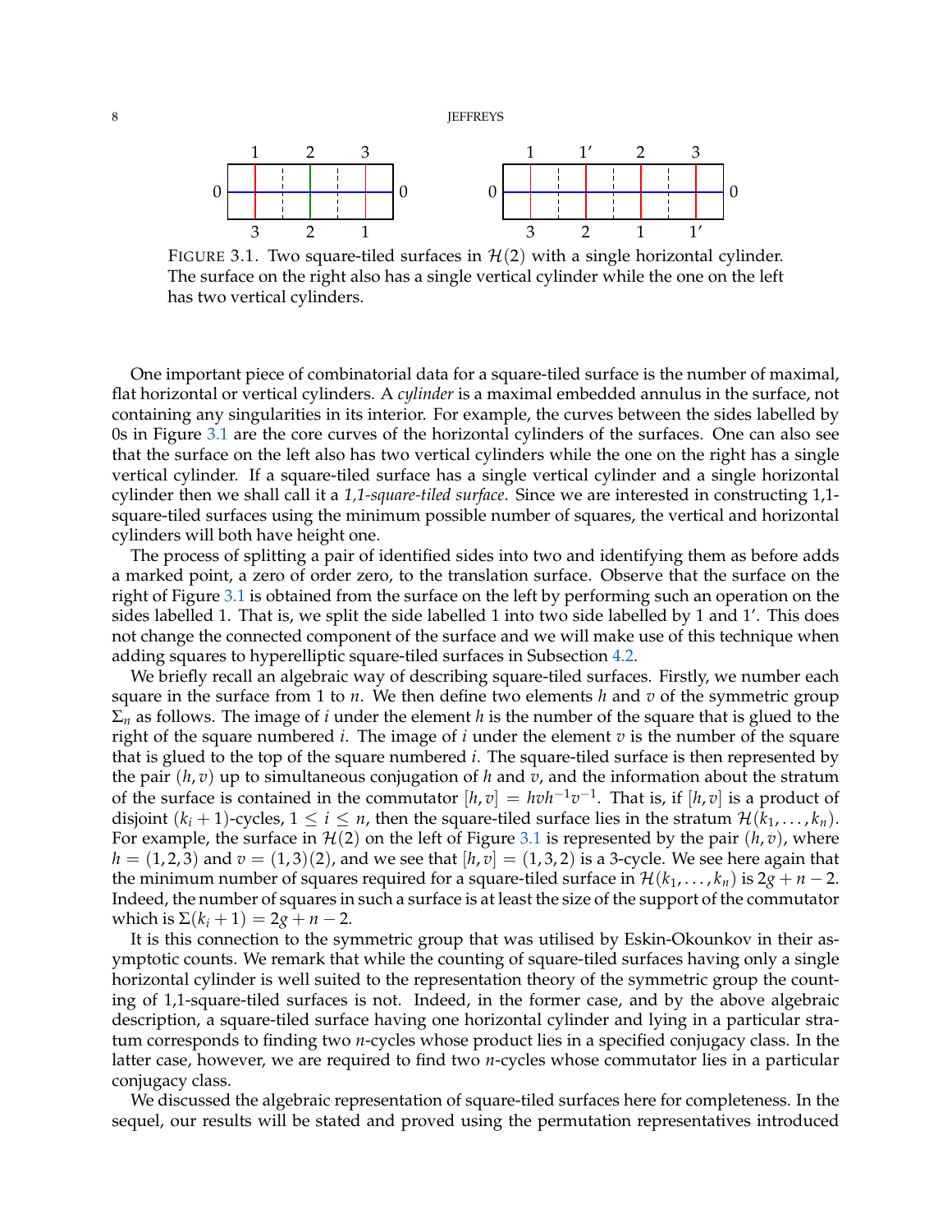FIGURE 3.1. Two square-tiled surfaces in $\mathcal{H}(2)$ with a single horizontal cylinder. The surface on the right also has a single vertical cylinder while the one on the left has two vertical cylinders.

One important piece of combinatorial data for a square-tiled surface is the number of maximal, flat horizontal or vertical cylinders. A *cylinder* is a maximal embedded annulus in the surface, not containing any singularities in its interior. For example, the curves between the sides labelled by 0s in Figure 3.1 are the core curves of the horizontal cylinders of the surfaces. One can also see that the surface on the left also has two vertical cylinders while the one on the right has a single vertical cylinder. If a square-tiled surface has a single vertical cylinder and a single horizontal cylinder then we shall call it a *1,1-square-tiled surface*. Since we are interested in constructing 1,1-square-tiled surfaces using the minimum possible number of squares, the vertical and horizontal cylinders will both have height one.

The process of splitting a pair of identified sides into two and identifying them as before adds a marked point, a zero of order zero, to the translation surface. Observe that the surface on the right of Figure 3.1 is obtained from the surface on the left by performing such an operation on the sides labelled 1. That is, we split the side labelled 1 into two side labelled by 1 and 1'. This does not change the connected component of the surface and we will make use of this technique when adding squares to hyperelliptic square-tiled surfaces in Subsection 4.2.

We briefly recall an algebraic way of describing square-tiled surfaces. Firstly, we number each square in the surface from 1 to $n$. We then define two elements $h$ and $v$ of the symmetric group $\Sigma_n$ as follows. The image of $i$ under the element $h$ is the number of the square that is glued to the right of the square numbered $i$. The image of $i$ under the element $v$ is the number of the square that is glued to the top of the square numbered $i$. The square-tiled surface is then represented by the pair $(h, v)$ up to simultaneous conjugation of $h$ and $v$, and the information about the stratum of the surface is contained in the commutator $[h, v] = hvh^{-1}v^{-1}$. That is, if $[h, v]$ is a product of disjoint $(k_i + 1)$-cycles, $1 \leq i \leq n$, then the square-tiled surface lies in the stratum $\mathcal{H}(k_1, \ldots, k_n)$. For example, the surface in $\mathcal{H}(2)$ on the left of Figure 3.1 is represented by the pair $(h, v)$, where $h = (1, 2, 3)$ and $v = (1, 3)(2)$, and we see that $[h, v] = (1, 3, 2)$ is a 3-cycle. We see here again that the minimum number of squares required for a square-tiled surface in $\mathcal{H}(k_1, \ldots, k_n)$ is $2g + n - 2$. Indeed, the number of squares in such a surface is at least the size of the support of the commutator which is $\Sigma(k_i + 1) = 2g + n - 2$.

It is this connection to the symmetric group that was utilised by Eskin-Okounkov in their asymptotic counts. We remark that while the counting of square-tiled surfaces having only a single horizontal cylinder is well suited to the representation theory of the symmetric group the counting of 1,1-square-tiled surfaces is not. Indeed, in the former case, and by the above algebraic description, a square-tiled surface having one horizontal cylinder and lying in a particular stratum corresponds to finding two $n$-cycles whose product lies in a specified conjugacy class. In the latter case, however, we are required to find two $n$-cycles whose commutator lies in a particular conjugacy class.

We discussed the algebraic representation of square-tiled surfaces here for completeness. In the sequel, our results will be stated and proved using the permutation representatives introduced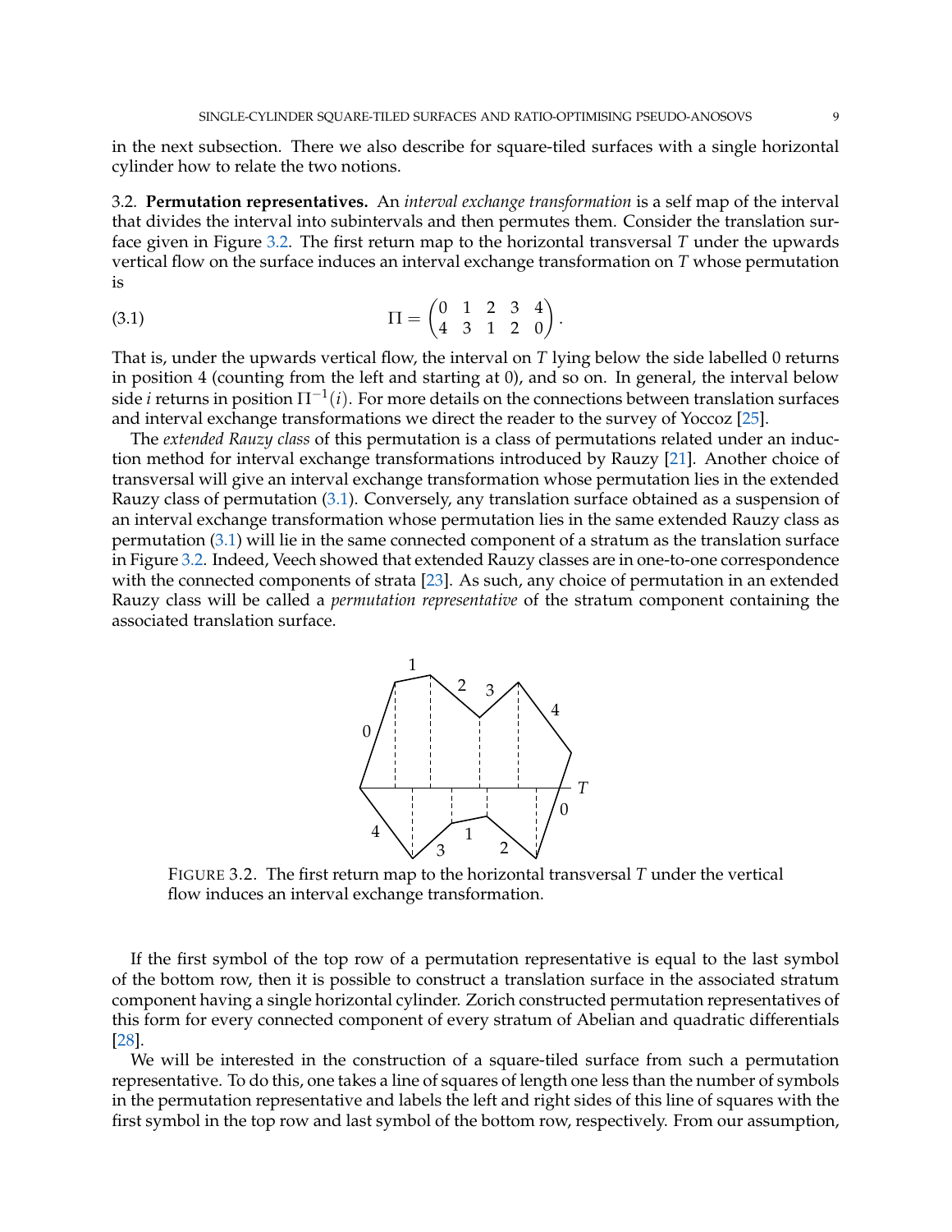in the next subsection. There we also describe for square-tiled surfaces with a single horizontal cylinder how to relate the two notions.

**3.2. Permutation representatives.** An *interval exchange transformation* is a self map of the interval that divides the interval into subintervals and then permutes them. Consider the translation surface given in Figure 3.2. The first return map to the horizontal transversal $T$ under the upwards vertical flow on the surface induces an interval exchange transformation on $T$ whose permutation is

$$\Pi = \begin{pmatrix} 0 & 1 & 2 & 3 & 4 \\ 4 & 3 & 1 & 2 & 0 \end{pmatrix}. \tag{3.1}$$

That is, under the upwards vertical flow, the interval on $T$ lying below the side labelled 0 returns in position 4 (counting from the left and starting at 0), and so on. In general, the interval below side $i$ returns in position $\Pi^{-1}(i)$. For more details on the connections between translation surfaces and interval exchange transformations we direct the reader to the survey of Yoccoz [25].

The *extended Rauzy class* of this permutation is a class of permutations related under an induction method for interval exchange transformations introduced by Rauzy [21]. Another choice of transversal will give an interval exchange transformation whose permutation lies in the extended Rauzy class of permutation (3.1). Conversely, any translation surface obtained as a suspension of an interval exchange transformation whose permutation lies in the same extended Rauzy class as permutation (3.1) will lie in the same connected component of a stratum as the translation surface in Figure 3.2. Indeed, Veech showed that extended Rauzy classes are in one-to-one correspondence with the connected components of strata [23]. As such, any choice of permutation in an extended Rauzy class will be called a *permutation representative* of the stratum component containing the associated translation surface.

FIGURE 3.2. The first return map to the horizontal transversal $T$ under the vertical flow induces an interval exchange transformation.

If the first symbol of the top row of a permutation representative is equal to the last symbol of the bottom row, then it is possible to construct a translation surface in the associated stratum component having a single horizontal cylinder. Zorich constructed permutation representatives of this form for every connected component of every stratum of Abelian and quadratic differentials [28].

We will be interested in the construction of a square-tiled surface from such a permutation representative. To do this, one takes a line of squares of length one less than the number of symbols in the permutation representative and labels the left and right sides of this line of squares with the first symbol in the top row and last symbol of the bottom row, respectively. From our assumption,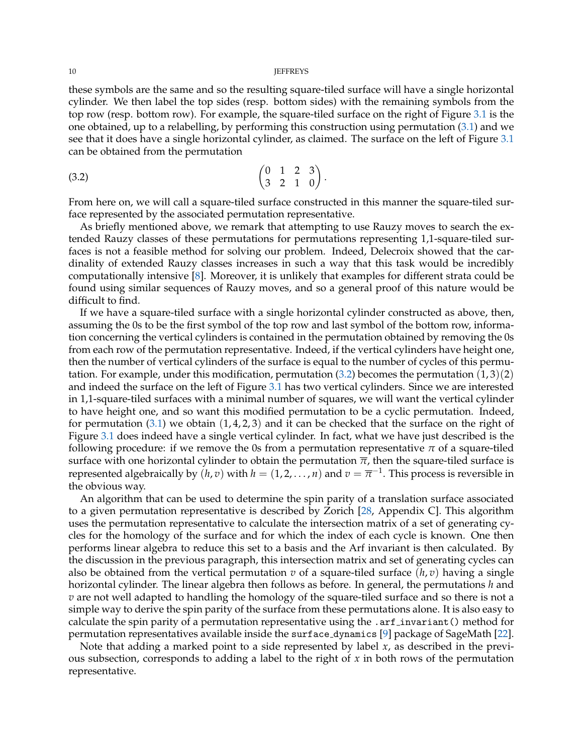these symbols are the same and so the resulting square-tiled surface will have a single horizontal cylinder. We then label the top sides (resp. bottom sides) with the remaining symbols from the top row (resp. bottom row). For example, the square-tiled surface on the right of Figure 3.1 is the one obtained, up to a relabelling, by performing this construction using permutation (3.1) and we see that it does have a single horizontal cylinder, as claimed. The surface on the left of Figure 3.1 can be obtained from the permutation

$$\begin{pmatrix} 0 & 1 & 2 & 3 \\ 3 & 2 & 1 & 0 \end{pmatrix}. \tag{3.2}$$

From here on, we will call a square-tiled surface constructed in this manner the square-tiled surface represented by the associated permutation representative.

As briefly mentioned above, we remark that attempting to use Rauzy moves to search the extended Rauzy classes of these permutations for permutations representing 1,1-square-tiled surfaces is not a feasible method for solving our problem. Indeed, Delecroix showed that the cardinality of extended Rauzy classes increases in such a way that this task would be incredibly computationally intensive [8]. Moreover, it is unlikely that examples for different strata could be found using similar sequences of Rauzy moves, and so a general proof of this nature would be difficult to find.

If we have a square-tiled surface with a single horizontal cylinder constructed as above, then, assuming the 0s to be the first symbol of the top row and last symbol of the bottom row, information concerning the vertical cylinders is contained in the permutation obtained by removing the 0s from each row of the permutation representative. Indeed, if the vertical cylinders have height one, then the number of vertical cylinders of the surface is equal to the number of cycles of this permutation. For example, under this modification, permutation (3.2) becomes the permutation $(1,3)(2)$ and indeed the surface on the left of Figure 3.1 has two vertical cylinders. Since we are interested in 1,1-square-tiled surfaces with a minimal number of squares, we will want the vertical cylinder to have height one, and so want this modified permutation to be a cyclic permutation. Indeed, for permutation (3.1) we obtain $(1,4,2,3)$ and it can be checked that the surface on the right of Figure 3.1 does indeed have a single vertical cylinder. In fact, what we have just described is the following procedure: if we remove the 0s from a permutation representative $\pi$ of a square-tiled surface with one horizontal cylinder to obtain the permutation $\overline{\pi}$, then the square-tiled surface is represented algebraically by $(h, v)$ with $h = (1, 2, \ldots, n)$ and $v = \overline{\pi}^{-1}$. This process is reversible in the obvious way.

An algorithm that can be used to determine the spin parity of a translation surface associated to a given permutation representative is described by Zorich [28, Appendix C]. This algorithm uses the permutation representative to calculate the intersection matrix of a set of generating cycles for the homology of the surface and for which the index of each cycle is known. One then performs linear algebra to reduce this set to a basis and the Arf invariant is then calculated. By the discussion in the previous paragraph, this intersection matrix and set of generating cycles can also be obtained from the vertical permutation $v$ of a square-tiled surface $(h, v)$ having a single horizontal cylinder. The linear algebra then follows as before. In general, the permutations $h$ and $v$ are not well adapted to handling the homology of the square-tiled surface and so there is not a simple way to derive the spin parity of the surface from these permutations alone. It is also easy to calculate the spin parity of a permutation representative using the `.arf_invariant()` method for permutation representatives available inside the `surface_dynamics` [9] package of SageMath [22].

Note that adding a marked point to a side represented by label $x$, as described in the previous subsection, corresponds to adding a label to the right of $x$ in both rows of the permutation representative.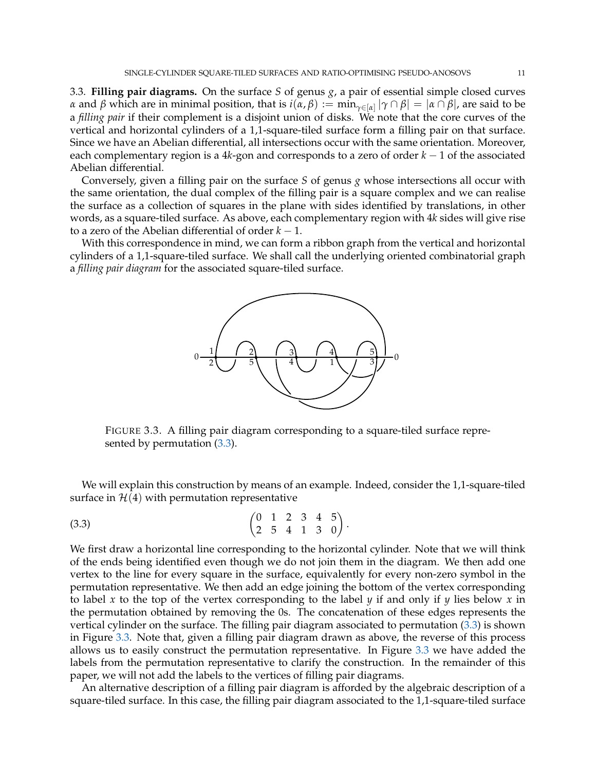3.3. **Filling pair diagrams.** On the surface $S$ of genus $g$, a pair of essential simple closed curves $\alpha$ and $\beta$ which are in minimal position, that is $i(\alpha, \beta) := \min_{\gamma \in [\alpha]} |\gamma \cap \beta| = |\alpha \cap \beta|$, are said to be a *filling pair* if their complement is a disjoint union of disks. We note that the core curves of the vertical and horizontal cylinders of a 1,1-square-tiled surface form a filling pair on that surface. Since we have an Abelian differential, all intersections occur with the same orientation. Moreover, each complementary region is a $4k$-gon and corresponds to a zero of order $k-1$ of the associated Abelian differential.

Conversely, given a filling pair on the surface $S$ of genus $g$ whose intersections all occur with the same orientation, the dual complex of the filling pair is a square complex and we can realise the surface as a collection of squares in the plane with sides identified by translations, in other words, as a square-tiled surface. As above, each complementary region with $4k$ sides will give rise to a zero of the Abelian differential of order $k-1$.

With this correspondence in mind, we can form a ribbon graph from the vertical and horizontal cylinders of a 1,1-square-tiled surface. We shall call the underlying oriented combinatorial graph a *filling pair diagram* for the associated square-tiled surface.

FIGURE 3.3. A filling pair diagram corresponding to a square-tiled surface represented by permutation (3.3).

We will explain this construction by means of an example. Indeed, consider the 1,1-square-tiled surface in $\mathcal{H}(4)$ with permutation representative

$$\begin{pmatrix} 0 & 1 & 2 & 3 & 4 & 5 \\ 2 & 5 & 4 & 1 & 3 & 0 \end{pmatrix}. \tag{3.3}$$

We first draw a horizontal line corresponding to the horizontal cylinder. Note that we will think of the ends being identified even though we do not join them in the diagram. We then add one vertex to the line for every square in the surface, equivalently for every non-zero symbol in the permutation representative. We then add an edge joining the bottom of the vertex corresponding to label $x$ to the top of the vertex corresponding to the label $y$ if and only if $y$ lies below $x$ in the permutation obtained by removing the 0s. The concatenation of these edges represents the vertical cylinder on the surface. The filling pair diagram associated to permutation (3.3) is shown in Figure 3.3. Note that, given a filling pair diagram drawn as above, the reverse of this process allows us to easily construct the permutation representative. In Figure 3.3 we have added the labels from the permutation representative to clarify the construction. In the remainder of this paper, we will not add the labels to the vertices of filling pair diagrams.

An alternative description of a filling pair diagram is afforded by the algebraic description of a square-tiled surface. In this case, the filling pair diagram associated to the 1,1-square-tiled surface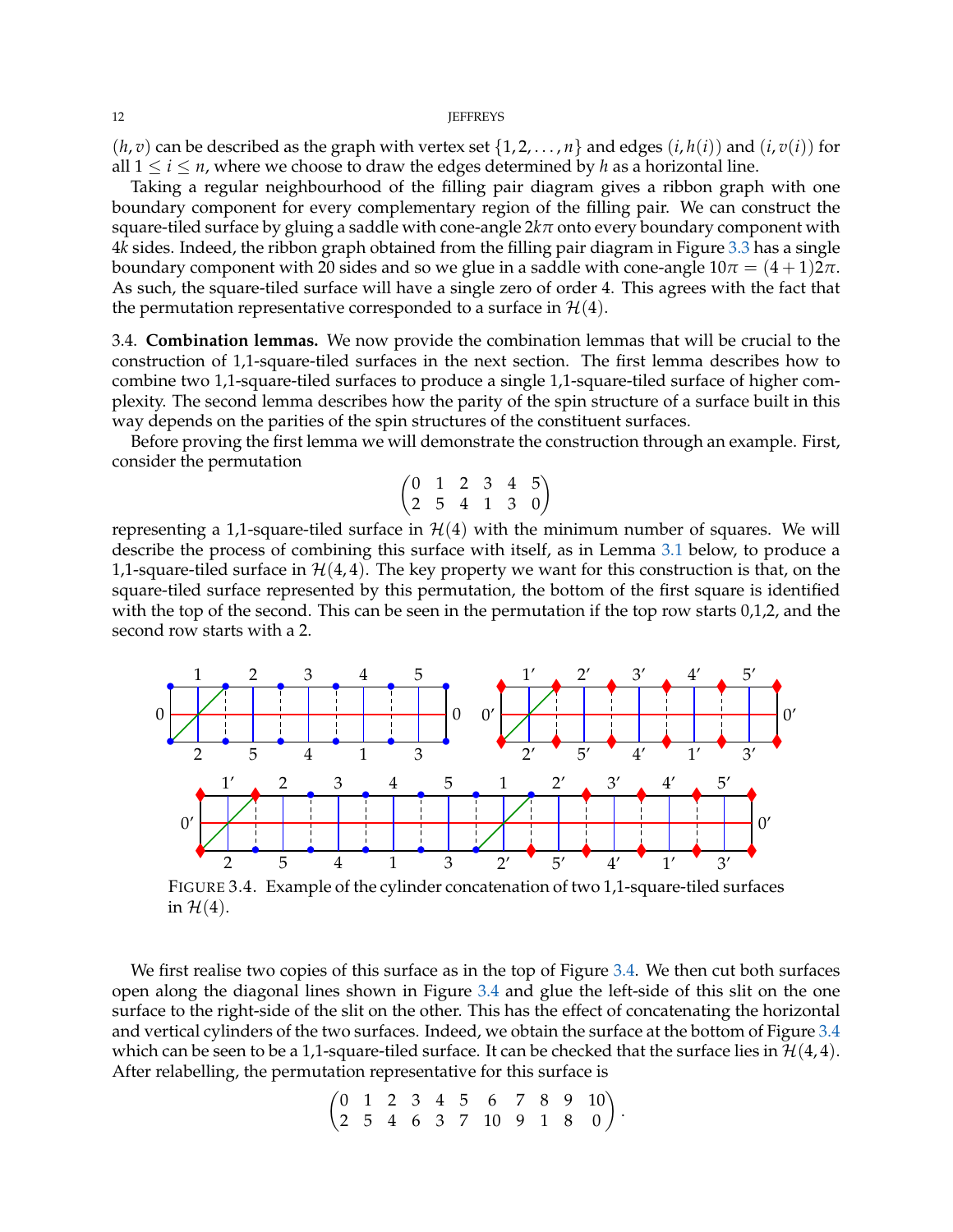$(h, v)$ can be described as the graph with vertex set $\{1, 2, \ldots, n\}$ and edges $(i, h(i))$ and $(i, v(i))$ for all $1 \leq i \leq n$, where we choose to draw the edges determined by $h$ as a horizontal line.

Taking a regular neighbourhood of the filling pair diagram gives a ribbon graph with one boundary component for every complementary region of the filling pair. We can construct the square-tiled surface by gluing a saddle with cone-angle $2k\pi$ onto every boundary component with $4k$ sides. Indeed, the ribbon graph obtained from the filling pair diagram in Figure 3.3 has a single boundary component with 20 sides and so we glue in a saddle with cone-angle $10\pi = (4+1)2\pi$. As such, the square-tiled surface will have a single zero of order 4. This agrees with the fact that the permutation representative corresponded to a surface in $\mathcal{H}(4)$.

## 3.4. Combination lemmas.

We now provide the combination lemmas that will be crucial to the construction of 1,1-square-tiled surfaces in the next section. The first lemma describes how to combine two 1,1-square-tiled surfaces to produce a single 1,1-square-tiled surface of higher complexity. The second lemma describes how the parity of the spin structure of a surface built in this way depends on the parities of the spin structures of the constituent surfaces.

Before proving the first lemma we will demonstrate the construction through an example. First, consider the permutation

$$\begin{pmatrix} 0 & 1 & 2 & 3 & 4 & 5 \\ 2 & 5 & 4 & 1 & 3 & 0 \end{pmatrix}$$

representing a 1,1-square-tiled surface in $\mathcal{H}(4)$ with the minimum number of squares. We will describe the process of combining this surface with itself, as in Lemma 3.1 below, to produce a 1,1-square-tiled surface in $\mathcal{H}(4,4)$. The key property we want for this construction is that, on the square-tiled surface represented by this permutation, the bottom of the first square is identified with the top of the second. This can be seen in the permutation if the top row starts 0,1,2, and the second row starts with a 2.

FIGURE 3.4. Example of the cylinder concatenation of two 1,1-square-tiled surfaces in $\mathcal{H}(4)$.

We first realise two copies of this surface as in the top of Figure 3.4. We then cut both surfaces open along the diagonal lines shown in Figure 3.4 and glue the left-side of this slit on the one surface to the right-side of the slit on the other. This has the effect of concatenating the horizontal and vertical cylinders of the two surfaces. Indeed, we obtain the surface at the bottom of Figure 3.4 which can be seen to be a 1,1-square-tiled surface. It can be checked that the surface lies in $\mathcal{H}(4,4)$. After relabelling, the permutation representative for this surface is

$$\begin{pmatrix} 0 & 1 & 2 & 3 & 4 & 5 & 6 & 7 & 8 & 9 & 10 \\ 2 & 5 & 4 & 6 & 3 & 7 & 10 & 9 & 1 & 8 & 0 \end{pmatrix}.$$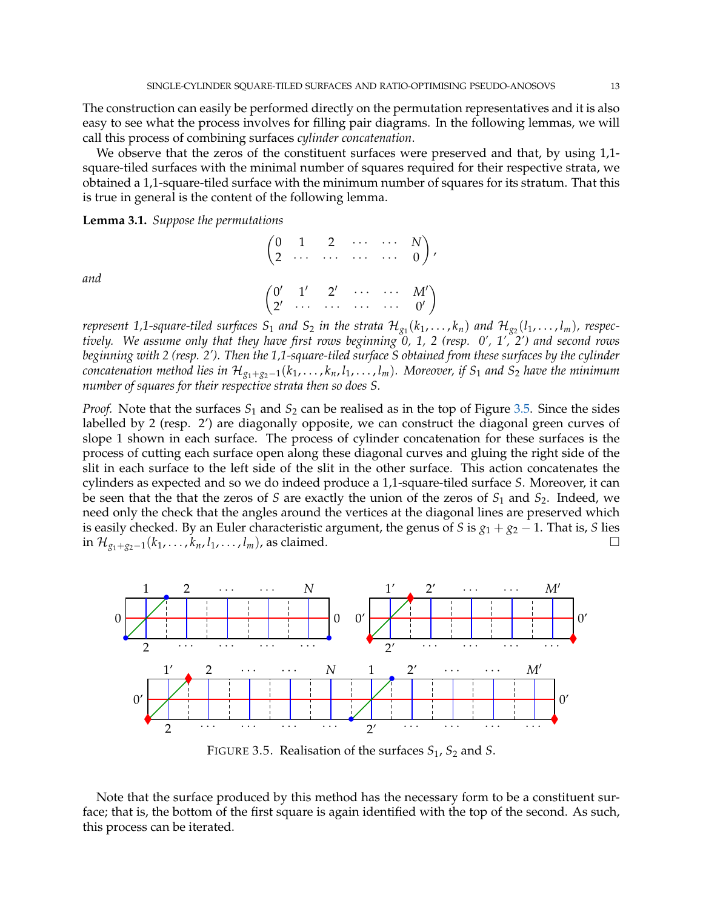The construction can easily be performed directly on the permutation representatives and it is also easy to see what the process involves for filling pair diagrams. In the following lemmas, we will call this process of combining surfaces *cylinder concatenation*.

We observe that the zeros of the constituent surfaces were preserved and that, by using 1,1-square-tiled surfaces with the minimal number of squares required for their respective strata, we obtained a 1,1-square-tiled surface with the minimum number of squares for its stratum. That this is true in general is the content of the following lemma.

**Lemma 3.1.** *Suppose the permutations*

$$\begin{pmatrix} 0 & 1 & 2 & \cdots & \cdots & N \\ 2 & \cdots & \cdots & \cdots & \cdots & 0 \end{pmatrix},$$

*and*

$$\begin{pmatrix} 0' & 1' & 2' & \cdots & \cdots & M' \\ 2' & \cdots & \cdots & \cdots & \cdots & 0' \end{pmatrix}$$

*represent 1,1-square-tiled surfaces $S_1$ and $S_2$ in the strata $\mathcal{H}_{g_1}(k_1, \ldots, k_n)$ and $\mathcal{H}_{g_2}(l_1, \ldots, l_m)$, respectively. We assume only that they have first rows beginning 0, 1, 2 (resp. 0′, 1′, 2′) and second rows beginning with 2 (resp. 2′). Then the 1,1-square-tiled surface $S$ obtained from these surfaces by the cylinder concatenation method lies in $\mathcal{H}_{g_1+g_2-1}(k_1, \ldots, k_n, l_1, \ldots, l_m)$. Moreover, if $S_1$ and $S_2$ have the minimum number of squares for their respective strata then so does $S$.*

*Proof.* Note that the surfaces $S_1$ and $S_2$ can be realised as in the top of Figure 3.5. Since the sides labelled by 2 (resp. 2′) are diagonally opposite, we can construct the diagonal green curves of slope 1 shown in each surface. The process of cylinder concatenation for these surfaces is the process of cutting each surface open along these diagonal curves and gluing the right side of the slit in each surface to the left side of the slit in the other surface. This action concatenates the cylinders as expected and so we do indeed produce a 1,1-square-tiled surface $S$. Moreover, it can be seen that the that the zeros of $S$ are exactly the union of the zeros of $S_1$ and $S_2$. Indeed, we need only the check that the angles around the vertices at the diagonal lines are preserved which is easily checked. By an Euler characteristic argument, the genus of $S$ is $g_1 + g_2 - 1$. That is, $S$ lies in $\mathcal{H}_{g_1+g_2-1}(k_1, \ldots, k_n, l_1, \ldots, l_m)$, as claimed. □

FIGURE 3.5. Realisation of the surfaces $S_1$, $S_2$ and $S$.

Note that the surface produced by this method has the necessary form to be a constituent surface; that is, the bottom of the first square is again identified with the top of the second. As such, this process can be iterated.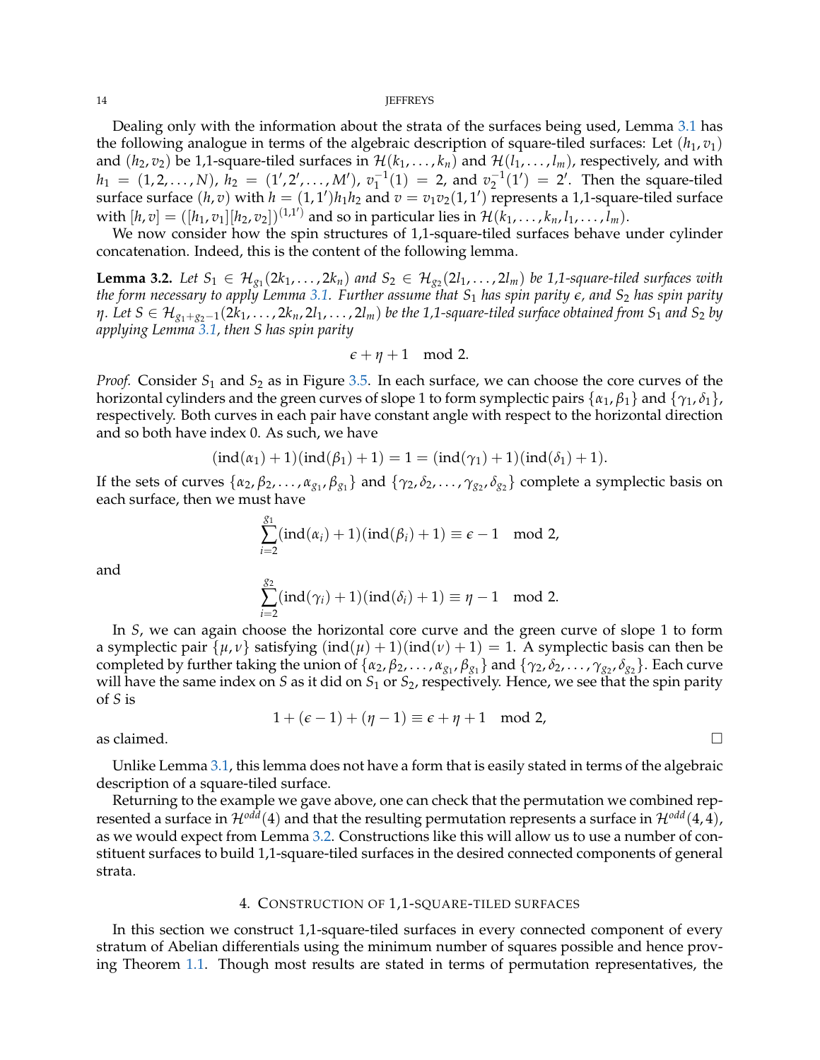Dealing only with the information about the strata of the surfaces being used, Lemma 3.1 has the following analogue in terms of the algebraic description of square-tiled surfaces: Let $(h_1, v_1)$ and $(h_2, v_2)$ be 1,1-square-tiled surfaces in $\mathcal{H}(k_1, \ldots, k_n)$ and $\mathcal{H}(l_1, \ldots, l_m)$, respectively, and with $h_1 = (1, 2, \ldots, N)$, $h_2 = (1', 2', \ldots, M')$, $v_1^{-1}(1) = 2$, and $v_2^{-1}(1') = 2'$. Then the square-tiled surface surface $(h, v)$ with $h = (1, 1')h_1h_2$ and $v = v_1v_2(1, 1')$ represents a 1,1-square-tiled surface with $[h, v] = ([h_1, v_1][h_2, v_2])^{(1,1')}$ and so in particular lies in $\mathcal{H}(k_1, \ldots, k_n, l_1, \ldots, l_m)$.

We now consider how the spin structures of 1,1-square-tiled surfaces behave under cylinder concatenation. Indeed, this is the content of the following lemma.

**Lemma 3.2.** *Let $S_1 \in \mathcal{H}_{g_1}(2k_1, \ldots, 2k_n)$ and $S_2 \in \mathcal{H}_{g_2}(2l_1, \ldots, 2l_m)$ be 1,1-square-tiled surfaces with the form necessary to apply Lemma 3.1. Further assume that $S_1$ has spin parity $\epsilon$, and $S_2$ has spin parity $\eta$. Let $S \in \mathcal{H}_{g_1+g_2-1}(2k_1, \ldots, 2k_n, 2l_1, \ldots, 2l_m)$ be the 1,1-square-tiled surface obtained from $S_1$ and $S_2$ by applying Lemma 3.1, then $S$ has spin parity*

$$\epsilon + \eta + 1 \mod 2.$$

*Proof.* Consider $S_1$ and $S_2$ as in Figure 3.5. In each surface, we can choose the core curves of the horizontal cylinders and the green curves of slope 1 to form symplectic pairs $\{\alpha_1, \beta_1\}$ and $\{\gamma_1, \delta_1\}$, respectively. Both curves in each pair have constant angle with respect to the horizontal direction and so both have index 0. As such, we have

$$(\mathrm{ind}(\alpha_1) + 1)(\mathrm{ind}(\beta_1) + 1) = 1 = (\mathrm{ind}(\gamma_1) + 1)(\mathrm{ind}(\delta_1) + 1).$$

If the sets of curves $\{\alpha_2, \beta_2, \ldots, \alpha_{g_1}, \beta_{g_1}\}$ and $\{\gamma_2, \delta_2, \ldots, \gamma_{g_2}, \delta_{g_2}\}$ complete a symplectic basis on each surface, then we must have

$$\sum_{i=2}^{g_1} (\mathrm{ind}(\alpha_i) + 1)(\mathrm{ind}(\beta_i) + 1) \equiv \epsilon - 1 \mod 2,$$

and

$$\sum_{i=2}^{g_2} (\mathrm{ind}(\gamma_i) + 1)(\mathrm{ind}(\delta_i) + 1) \equiv \eta - 1 \mod 2.$$

In $S$, we can again choose the horizontal core curve and the green curve of slope 1 to form a symplectic pair $\{\mu, \nu\}$ satisfying $(\mathrm{ind}(\mu) + 1)(\mathrm{ind}(\nu) + 1) = 1$. A symplectic basis can then be completed by further taking the union of $\{\alpha_2, \beta_2, \ldots, \alpha_{g_1}, \beta_{g_1}\}$ and $\{\gamma_2, \delta_2, \ldots, \gamma_{g_2}, \delta_{g_2}\}$. Each curve will have the same index on $S$ as it did on $S_1$ or $S_2$, respectively. Hence, we see that the spin parity of $S$ is

$$1 + (\epsilon - 1) + (\eta - 1) \equiv \epsilon + \eta + 1 \mod 2,$$

as claimed. □

Unlike Lemma 3.1, this lemma does not have a form that is easily stated in terms of the algebraic description of a square-tiled surface.

Returning to the example we gave above, one can check that the permutation we combined represented a surface in $\mathcal{H}^{odd}(4)$ and that the resulting permutation represents a surface in $\mathcal{H}^{odd}(4, 4)$, as we would expect from Lemma 3.2. Constructions like this will allow us to use a number of constituent surfaces to build 1,1-square-tiled surfaces in the desired connected components of general strata.

## 4. Construction of 1,1-square-tiled surfaces

In this section we construct 1,1-square-tiled surfaces in every connected component of every stratum of Abelian differentials using the minimum number of squares possible and hence proving Theorem 1.1. Though most results are stated in terms of permutation representatives, the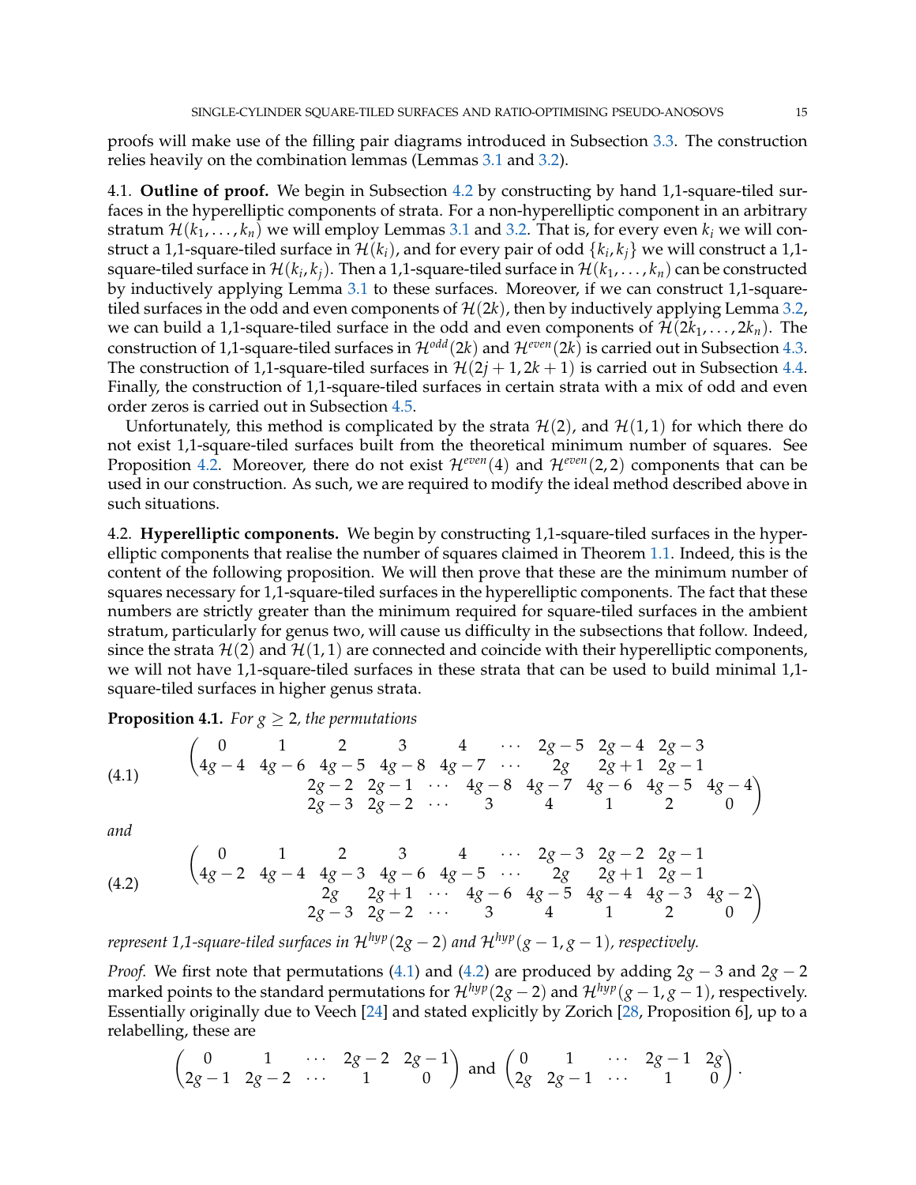proofs will make use of the filling pair diagrams introduced in Subsection 3.3. The construction relies heavily on the combination lemmas (Lemmas 3.1 and 3.2).

4.1. **Outline of proof.** We begin in Subsection 4.2 by constructing by hand 1,1-square-tiled surfaces in the hyperelliptic components of strata. For a non-hyperelliptic component in an arbitrary stratum $\mathcal{H}(k_1, \ldots, k_n)$ we will employ Lemmas 3.1 and 3.2. That is, for every even $k_i$ we will construct a 1,1-square-tiled surface in $\mathcal{H}(k_i)$, and for every pair of odd $\{k_i, k_j\}$ we will construct a 1,1-square-tiled surface in $\mathcal{H}(k_i, k_j)$. Then a 1,1-square-tiled surface in $\mathcal{H}(k_1, \ldots, k_n)$ can be constructed by inductively applying Lemma 3.1 to these surfaces. Moreover, if we can construct 1,1-square-tiled surfaces in the odd and even components of $\mathcal{H}(2k)$, then by inductively applying Lemma 3.2, we can build a 1,1-square-tiled surface in the odd and even components of $\mathcal{H}(2k_1, \ldots, 2k_n)$. The construction of 1,1-square-tiled surfaces in $\mathcal{H}^{odd}(2k)$ and $\mathcal{H}^{even}(2k)$ is carried out in Subsection 4.3. The construction of 1,1-square-tiled surfaces in $\mathcal{H}(2j+1, 2k+1)$ is carried out in Subsection 4.4. Finally, the construction of 1,1-square-tiled surfaces in certain strata with a mix of odd and even order zeros is carried out in Subsection 4.5.

Unfortunately, this method is complicated by the strata $\mathcal{H}(2)$, and $\mathcal{H}(1,1)$ for which there do not exist 1,1-square-tiled surfaces built from the theoretical minimum number of squares. See Proposition 4.2. Moreover, there do not exist $\mathcal{H}^{even}(4)$ and $\mathcal{H}^{even}(2,2)$ components that can be used in our construction. As such, we are required to modify the ideal method described above in such situations.

4.2. **Hyperelliptic components.** We begin by constructing 1,1-square-tiled surfaces in the hyperelliptic components that realise the number of squares claimed in Theorem 1.1. Indeed, this is the content of the following proposition. We will then prove that these are the minimum number of squares necessary for 1,1-square-tiled surfaces in the hyperelliptic components. The fact that these numbers are strictly greater than the minimum required for square-tiled surfaces in the ambient stratum, particularly for genus two, will cause us difficulty in the subsections that follow. Indeed, since the strata $\mathcal{H}(2)$ and $\mathcal{H}(1,1)$ are connected and coincide with their hyperelliptic components, we will not have 1,1-square-tiled surfaces in these strata that can be used to build minimal 1,1-square-tiled surfaces in higher genus strata.

**Proposition 4.1.** *For $g \geq 2$, the permutations*

$$\begin{pmatrix} 0 & 1 & 2 & 3 & 4 & \cdots & 2g-5 & 2g-4 & 2g-3 \\ 4g-4 & 4g-6 & 4g-5 & 4g-8 & 4g-7 & \cdots & 2g & 2g+1 & 2g-1 \\ & & 2g-2 & 2g-1 & \cdots & 4g-8 & 4g-7 & 4g-6 & 4g-5 & 4g-4 \\ & & 2g-3 & 2g-2 & \cdots & 3 & 4 & 1 & 2 & 0 \end{pmatrix} \tag{4.1}$$

*and*

$$\begin{pmatrix} 0 & 1 & 2 & 3 & 4 & \cdots & 2g-3 & 2g-2 & 2g-1 \\ 4g-2 & 4g-4 & 4g-3 & 4g-6 & 4g-5 & \cdots & 2g & 2g+1 & 2g-1 \\ & & 2g & 2g+1 & \cdots & 4g-6 & 4g-5 & 4g-4 & 4g-3 & 4g-2 \\ & & 2g-3 & 2g-2 & \cdots & 3 & 4 & 1 & 2 & 0 \end{pmatrix} \tag{4.2}$$

*represent 1,1-square-tiled surfaces in $\mathcal{H}^{hyp}(2g-2)$ and $\mathcal{H}^{hyp}(g-1, g-1)$, respectively.*

*Proof.* We first note that permutations (4.1) and (4.2) are produced by adding $2g-3$ and $2g-2$ marked points to the standard permutations for $\mathcal{H}^{hyp}(2g-2)$ and $\mathcal{H}^{hyp}(g-1, g-1)$, respectively. Essentially originally due to Veech [24] and stated explicitly by Zorich [28, Proposition 6], up to a relabelling, these are

$$\begin{pmatrix} 0 & 1 & \cdots & 2g-2 & 2g-1 \\ 2g-1 & 2g-2 & \cdots & 1 & 0 \end{pmatrix} \text{ and } \begin{pmatrix} 0 & 1 & \cdots & 2g-1 & 2g \\ 2g & 2g-1 & \cdots & 1 & 0 \end{pmatrix}.$$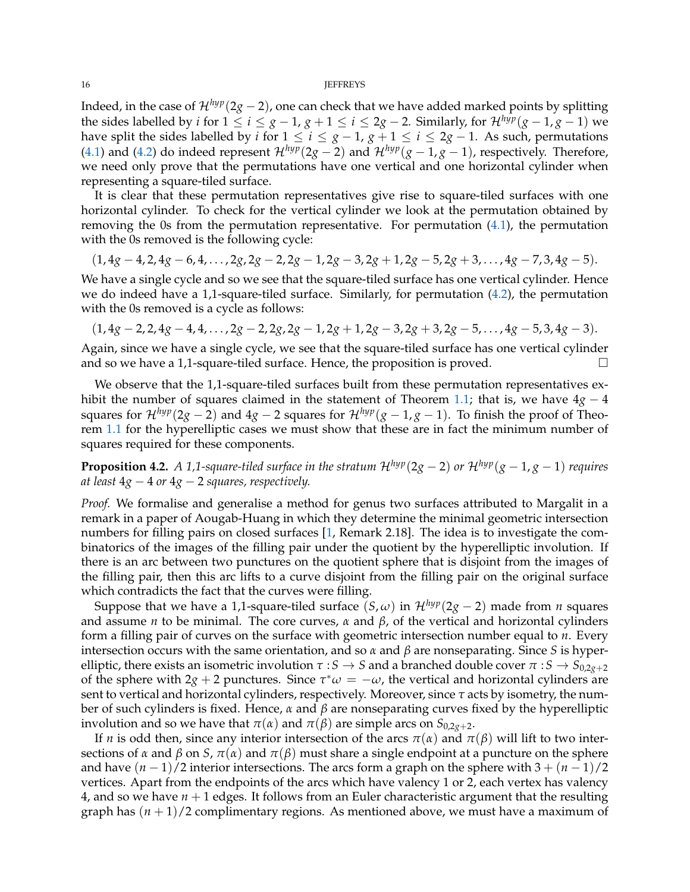Indeed, in the case of $\mathcal{H}^{hyp}(2g-2)$, one can check that we have added marked points by splitting the sides labelled by $i$ for $1 \leq i \leq g-1$, $g+1 \leq i \leq 2g-2$. Similarly, for $\mathcal{H}^{hyp}(g-1, g-1)$ we have split the sides labelled by $i$ for $1 \leq i \leq g-1$, $g+1 \leq i \leq 2g-1$. As such, permutations (4.1) and (4.2) do indeed represent $\mathcal{H}^{hyp}(2g-2)$ and $\mathcal{H}^{hyp}(g-1, g-1)$, respectively. Therefore, we need only prove that the permutations have one vertical and one horizontal cylinder when representing a square-tiled surface.

It is clear that these permutation representatives give rise to square-tiled surfaces with one horizontal cylinder. To check for the vertical cylinder we look at the permutation obtained by removing the 0s from the permutation representative. For permutation (4.1), the permutation with the 0s removed is the following cycle:

$$(1, 4g-4, 2, 4g-6, 4, \ldots, 2g, 2g-2, 2g-1, 2g-3, 2g+1, 2g-5, 2g+3, \ldots, 4g-7, 3, 4g-5).$$

We have a single cycle and so we see that the square-tiled surface has one vertical cylinder. Hence we do indeed have a 1,1-square-tiled surface. Similarly, for permutation (4.2), the permutation with the 0s removed is a cycle as follows:

$$(1, 4g-2, 2, 4g-4, 4, \ldots, 2g-2, 2g, 2g-1, 2g+1, 2g-3, 2g+3, 2g-5, \ldots, 4g-5, 3, 4g-3).$$

Again, since we have a single cycle, we see that the square-tiled surface has one vertical cylinder and so we have a 1,1-square-tiled surface. Hence, the proposition is proved. □

We observe that the 1,1-square-tiled surfaces built from these permutation representatives exhibit the number of squares claimed in the statement of Theorem 1.1; that is, we have $4g-4$ squares for $\mathcal{H}^{hyp}(2g-2)$ and $4g-2$ squares for $\mathcal{H}^{hyp}(g-1, g-1)$. To finish the proof of Theorem 1.1 for the hyperelliptic cases we must show that these are in fact the minimum number of squares required for these components.

**Proposition 4.2.** *A 1,1-square-tiled surface in the stratum $\mathcal{H}^{hyp}(2g-2)$ or $\mathcal{H}^{hyp}(g-1, g-1)$ requires at least $4g-4$ or $4g-2$ squares, respectively.*

*Proof.* We formalise and generalise a method for genus two surfaces attributed to Margalit in a remark in a paper of Aougab-Huang in which they determine the minimal geometric intersection numbers for filling pairs on closed surfaces [1, Remark 2.18]. The idea is to investigate the combinatorics of the images of the filling pair under the quotient by the hyperelliptic involution. If there is an arc between two punctures on the quotient sphere that is disjoint from the images of the filling pair, then this arc lifts to a curve disjoint from the filling pair on the original surface which contradicts the fact that the curves were filling.

Suppose that we have a 1,1-square-tiled surface $(S, \omega)$ in $\mathcal{H}^{hyp}(2g-2)$ made from $n$ squares and assume $n$ to be minimal. The core curves, $\alpha$ and $\beta$, of the vertical and horizontal cylinders form a filling pair of curves on the surface with geometric intersection number equal to $n$. Every intersection occurs with the same orientation, and so $\alpha$ and $\beta$ are nonseparating. Since $S$ is hyperelliptic, there exists an isometric involution $\tau : S \to S$ and a branched double cover $\pi : S \to S_{0,2g+2}$ of the sphere with $2g+2$ punctures. Since $\tau^*\omega = -\omega$, the vertical and horizontal cylinders are sent to vertical and horizontal cylinders, respectively. Moreover, since $\tau$ acts by isometry, the number of such cylinders is fixed. Hence, $\alpha$ and $\beta$ are nonseparating curves fixed by the hyperelliptic involution and so we have that $\pi(\alpha)$ and $\pi(\beta)$ are simple arcs on $S_{0,2g+2}$.

If $n$ is odd then, since any interior intersection of the arcs $\pi(\alpha)$ and $\pi(\beta)$ will lift to two intersections of $\alpha$ and $\beta$ on $S$, $\pi(\alpha)$ and $\pi(\beta)$ must share a single endpoint at a puncture on the sphere and have $(n-1)/2$ interior intersections. The arcs form a graph on the sphere with $3 + (n-1)/2$ vertices. Apart from the endpoints of the arcs which have valency 1 or 2, each vertex has valency 4, and so we have $n+1$ edges. It follows from an Euler characteristic argument that the resulting graph has $(n+1)/2$ complimentary regions. As mentioned above, we must have a maximum of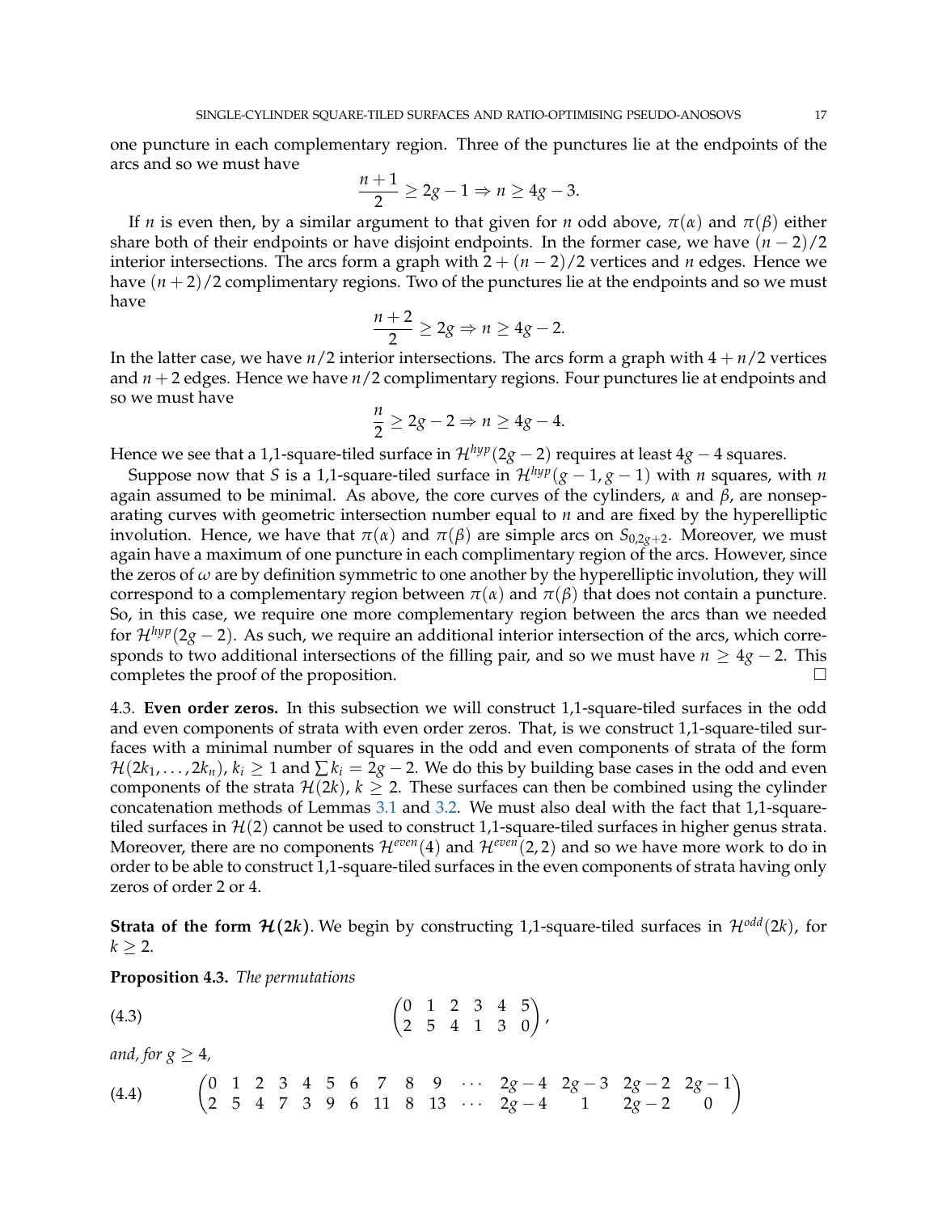one puncture in each complementary region. Three of the punctures lie at the endpoints of the arcs and so we must have

$$\frac{n+1}{2} \geq 2g-1 \Rightarrow n \geq 4g-3.$$

If $n$ is even then, by a similar argument to that given for $n$ odd above, $\pi(\alpha)$ and $\pi(\beta)$ either share both of their endpoints or have disjoint endpoints. In the former case, we have $(n-2)/2$ interior intersections. The arcs form a graph with $2+(n-2)/2$ vertices and $n$ edges. Hence we have $(n+2)/2$ complimentary regions. Two of the punctures lie at the endpoints and so we must have

$$\frac{n+2}{2} \geq 2g \Rightarrow n \geq 4g-2.$$

In the latter case, we have $n/2$ interior intersections. The arcs form a graph with $4+n/2$ vertices and $n+2$ edges. Hence we have $n/2$ complimentary regions. Four punctures lie at endpoints and so we must have

$$\frac{n}{2} \geq 2g-2 \Rightarrow n \geq 4g-4.$$

Hence we see that a 1,1-square-tiled surface in $\mathcal{H}^{hyp}(2g-2)$ requires at least $4g-4$ squares.

Suppose now that $S$ is a 1,1-square-tiled surface in $\mathcal{H}^{hyp}(g-1,g-1)$ with $n$ squares, with $n$ again assumed to be minimal. As above, the core curves of the cylinders, $\alpha$ and $\beta$, are nonseparating curves with geometric intersection number equal to $n$ and are fixed by the hyperelliptic involution. Hence, we have that $\pi(\alpha)$ and $\pi(\beta)$ are simple arcs on $S_{0,2g+2}$. Moreover, we must again have a maximum of one puncture in each complimentary region of the arcs. However, since the zeros of $\omega$ are by definition symmetric to one another by the hyperelliptic involution, they will correspond to a complementary region between $\pi(\alpha)$ and $\pi(\beta)$ that does not contain a puncture. So, in this case, we require one more complementary region between the arcs than we needed for $\mathcal{H}^{hyp}(2g-2)$. As such, we require an additional interior intersection of the arcs, which corresponds to two additional intersections of the filling pair, and so we must have $n \geq 4g-2$. This completes the proof of the proposition. □

### 4.3. Even order zeros.

In this subsection we will construct 1,1-square-tiled surfaces in the odd and even components of strata with even order zeros. That, is we construct 1,1-square-tiled surfaces with a minimal number of squares in the odd and even components of strata of the form $\mathcal{H}(2k_1,\ldots,2k_n)$, $k_i \geq 1$ and $\sum k_i = 2g-2$. We do this by building base cases in the odd and even components of the strata $\mathcal{H}(2k)$, $k \geq 2$. These surfaces can then be combined using the cylinder concatenation methods of Lemmas 3.1 and 3.2. We must also deal with the fact that 1,1-square-tiled surfaces in $\mathcal{H}(2)$ cannot be used to construct 1,1-square-tiled surfaces in higher genus strata. Moreover, there are no components $\mathcal{H}^{even}(4)$ and $\mathcal{H}^{even}(2,2)$ and so we have more work to do in order to be able to construct 1,1-square-tiled surfaces in the even components of strata having only zeros of order 2 or 4.

**Strata of the form $\mathcal{H}(2k)$.** We begin by constructing 1,1-square-tiled surfaces in $\mathcal{H}^{odd}(2k)$, for $k \geq 2$.

**Proposition 4.3.** *The permutations*

$$\begin{pmatrix} 0 & 1 & 2 & 3 & 4 & 5 \\ 2 & 5 & 4 & 1 & 3 & 0 \end{pmatrix}, \tag{4.3}$$

*and, for $g \geq 4$,*

$$\begin{pmatrix} 0 & 1 & 2 & 3 & 4 & 5 & 6 & 7 & 8 & 9 & \cdots & 2g-4 & 2g-3 & 2g-2 & 2g-1 \\ 2 & 5 & 4 & 7 & 3 & 9 & 6 & 11 & 8 & 13 & \cdots & 2g-4 & 1 & 2g-2 & 0 \end{pmatrix} \tag{4.4}$$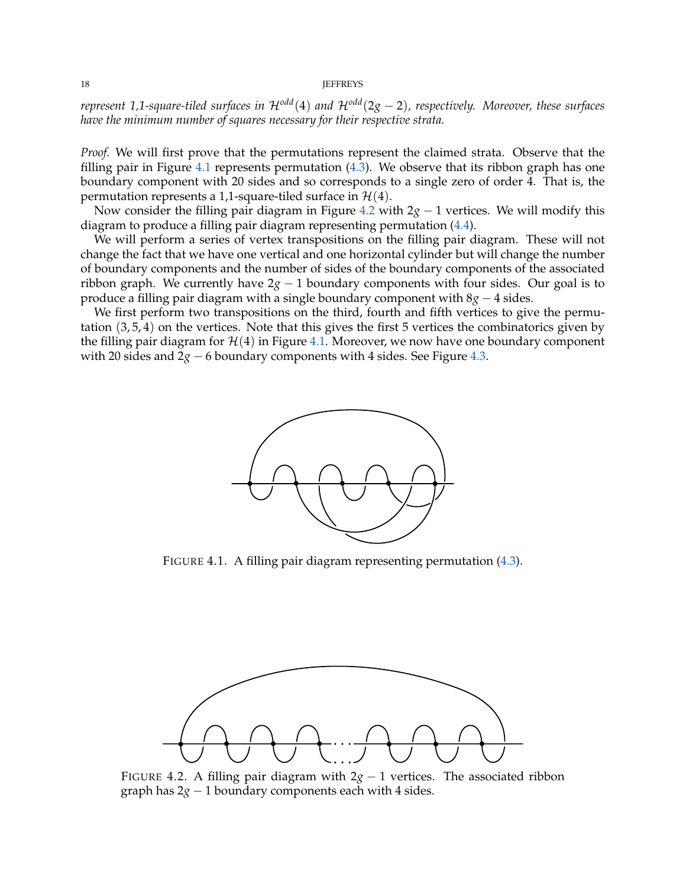*represent 1,1-square-tiled surfaces in $\mathcal{H}^{odd}(4)$ and $\mathcal{H}^{odd}(2g-2)$, respectively. Moreover, these surfaces have the minimum number of squares necessary for their respective strata.*

*Proof.* We will first prove that the permutations represent the claimed strata. Observe that the filling pair in Figure 4.1 represents permutation (4.3). We observe that its ribbon graph has one boundary component with 20 sides and so corresponds to a single zero of order 4. That is, the permutation represents a 1,1-square-tiled surface in $\mathcal{H}(4)$.

Now consider the filling pair diagram in Figure 4.2 with $2g-1$ vertices. We will modify this diagram to produce a filling pair diagram representing permutation (4.4).

We will perform a series of vertex transpositions on the filling pair diagram. These will not change the fact that we have one vertical and one horizontal cylinder but will change the number of boundary components and the number of sides of the boundary components of the associated ribbon graph. We currently have $2g-1$ boundary components with four sides. Our goal is to produce a filling pair diagram with a single boundary component with $8g-4$ sides.

We first perform two transpositions on the third, fourth and fifth vertices to give the permutation $(3,5,4)$ on the vertices. Note that this gives the first 5 vertices the combinatorics given by the filling pair diagram for $\mathcal{H}(4)$ in Figure 4.1. Moreover, we now have one boundary component with 20 sides and $2g-6$ boundary components with 4 sides. See Figure 4.3.

FIGURE 4.1. A filling pair diagram representing permutation (4.3).

FIGURE 4.2. A filling pair diagram with $2g-1$ vertices. The associated ribbon graph has $2g-1$ boundary components each with 4 sides.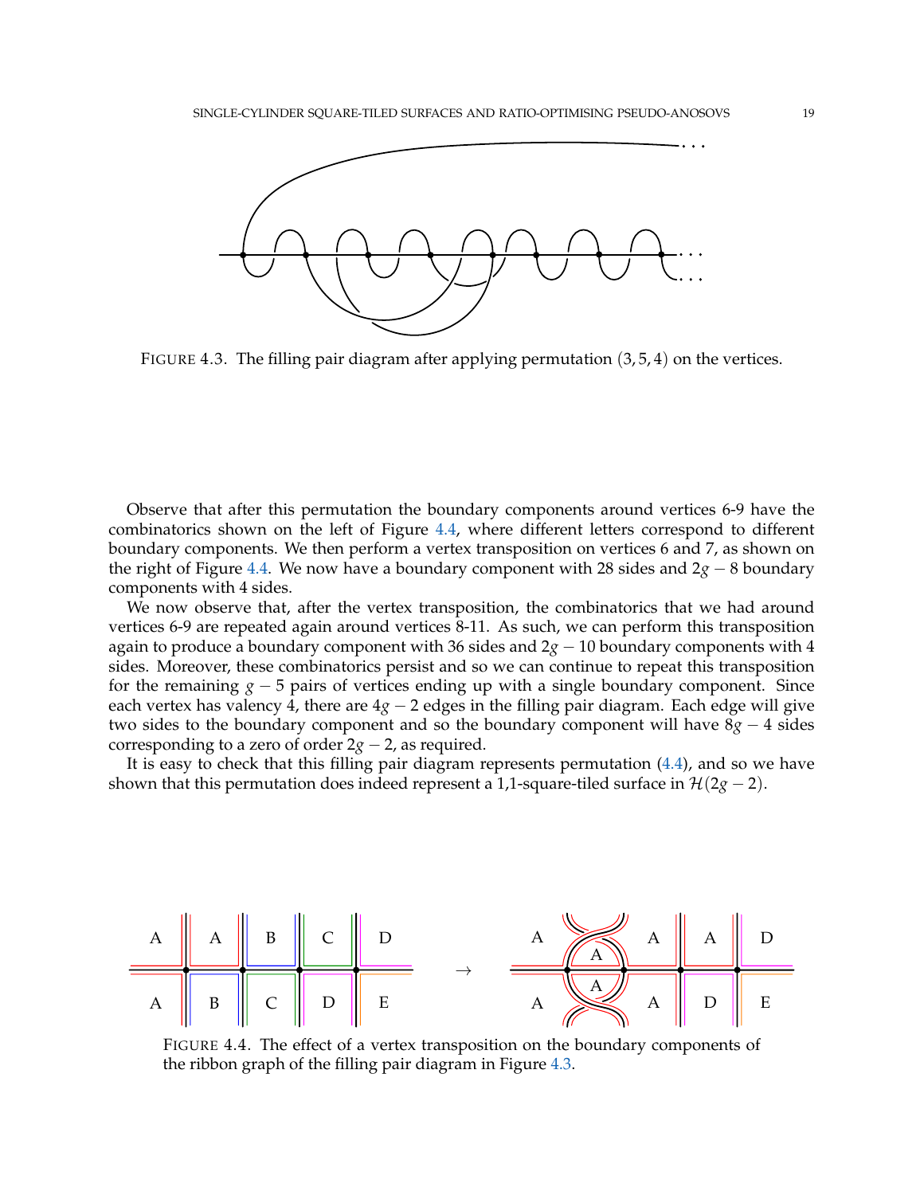FIGURE 4.3. The filling pair diagram after applying permutation $(3, 5, 4)$ on the vertices.

Observe that after this permutation the boundary components around vertices 6-9 have the combinatorics shown on the left of Figure 4.4, where different letters correspond to different boundary components. We then perform a vertex transposition on vertices 6 and 7, as shown on the right of Figure 4.4. We now have a boundary component with 28 sides and $2g - 8$ boundary components with 4 sides.

We now observe that, after the vertex transposition, the combinatorics that we had around vertices 6-9 are repeated again around vertices 8-11. As such, we can perform this transposition again to produce a boundary component with 36 sides and $2g - 10$ boundary components with 4 sides. Moreover, these combinatorics persist and so we can continue to repeat this transposition for the remaining $g - 5$ pairs of vertices ending up with a single boundary component. Since each vertex has valency 4, there are $4g - 2$ edges in the filling pair diagram. Each edge will give two sides to the boundary component and so the boundary component will have $8g - 4$ sides corresponding to a zero of order $2g - 2$, as required.

It is easy to check that this filling pair diagram represents permutation (4.4), and so we have shown that this permutation does indeed represent a 1,1-square-tiled surface in $\mathcal{H}(2g - 2)$.

FIGURE 4.4. The effect of a vertex transposition on the boundary components of the ribbon graph of the filling pair diagram in Figure 4.3.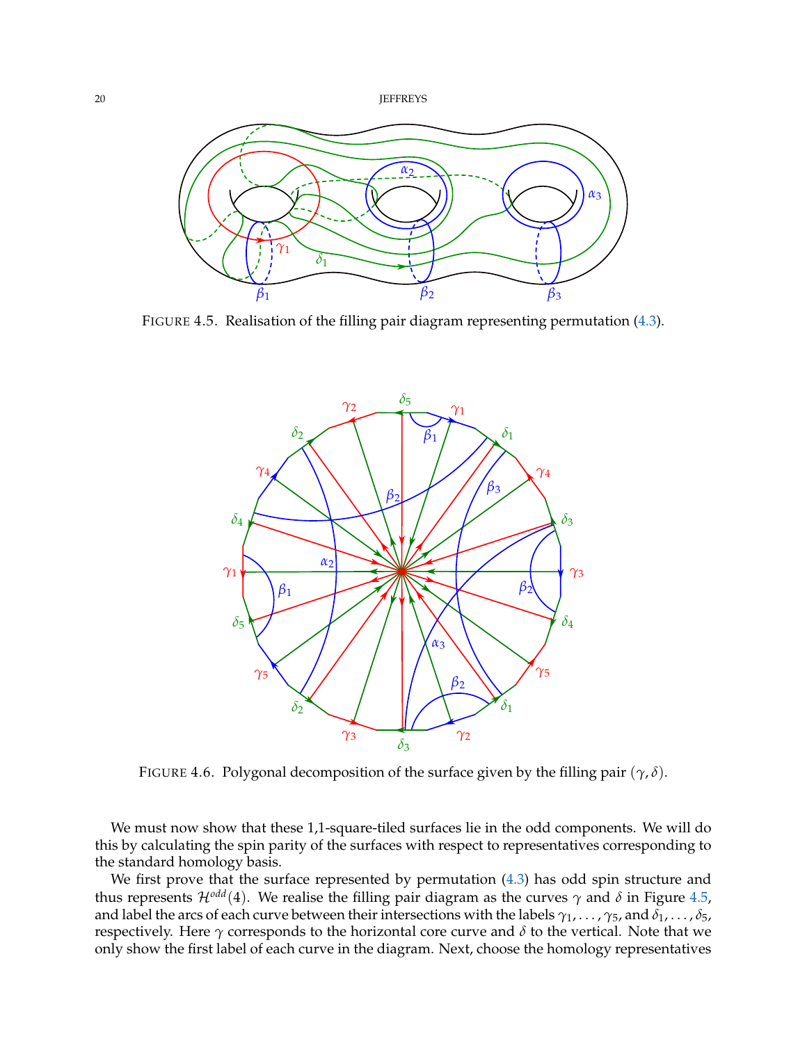FIGURE 4.5. Realisation of the filling pair diagram representing permutation (4.3).

FIGURE 4.6. Polygonal decomposition of the surface given by the filling pair $(\gamma, \delta)$.

We must now show that these 1,1-square-tiled surfaces lie in the odd components. We will do this by calculating the spin parity of the surfaces with respect to representatives corresponding to the standard homology basis.

We first prove that the surface represented by permutation (4.3) has odd spin structure and thus represents $\mathcal{H}^{odd}(4)$. We realise the filling pair diagram as the curves $\gamma$ and $\delta$ in Figure 4.5, and label the arcs of each curve between their intersections with the labels $\gamma_1, \ldots, \gamma_5$, and $\delta_1, \ldots, \delta_5$, respectively. Here $\gamma$ corresponds to the horizontal core curve and $\delta$ to the vertical. Note that we only show the first label of each curve in the diagram. Next, choose the homology representatives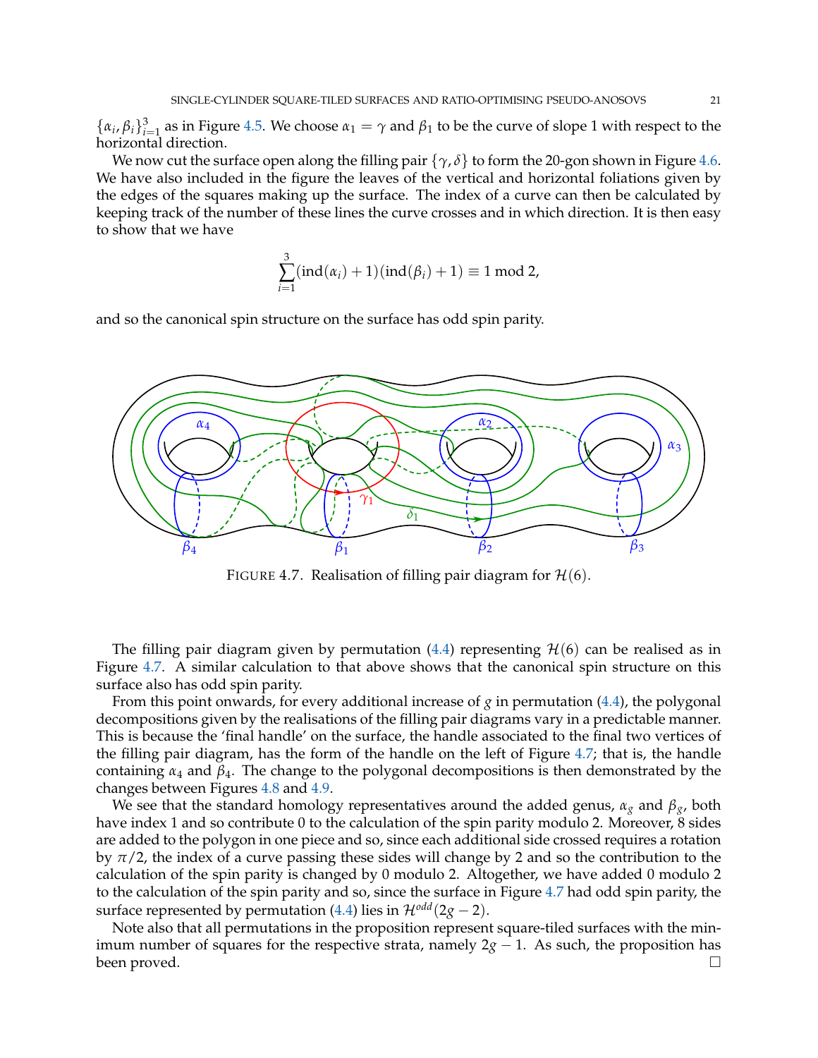$\{\alpha_i, \beta_i\}_{i=1}^3$ as in Figure 4.5. We choose $\alpha_1 = \gamma$ and $\beta_1$ to be the curve of slope 1 with respect to the horizontal direction.

We now cut the surface open along the filling pair $\{\gamma, \delta\}$ to form the 20-gon shown in Figure 4.6. We have also included in the figure the leaves of the vertical and horizontal foliations given by the edges of the squares making up the surface. The index of a curve can then be calculated by keeping track of the number of these lines the curve crosses and in which direction. It is then easy to show that we have

$$\sum_{i=1}^{3} (\mathrm{ind}(\alpha_i) + 1)(\mathrm{ind}(\beta_i) + 1) \equiv 1 \bmod 2,$$

and so the canonical spin structure on the surface has odd spin parity.

FIGURE 4.7. Realisation of filling pair diagram for $\mathcal{H}(6)$.

The filling pair diagram given by permutation (4.4) representing $\mathcal{H}(6)$ can be realised as in Figure 4.7. A similar calculation to that above shows that the canonical spin structure on this surface also has odd spin parity.

From this point onwards, for every additional increase of $g$ in permutation (4.4), the polygonal decompositions given by the realisations of the filling pair diagrams vary in a predictable manner. This is because the 'final handle' on the surface, the handle associated to the final two vertices of the filling pair diagram, has the form of the handle on the left of Figure 4.7; that is, the handle containing $\alpha_4$ and $\beta_4$. The change to the polygonal decompositions is then demonstrated by the changes between Figures 4.8 and 4.9.

We see that the standard homology representatives around the added genus, $\alpha_g$ and $\beta_g$, both have index 1 and so contribute 0 to the calculation of the spin parity modulo 2. Moreover, 8 sides are added to the polygon in one piece and so, since each additional side crossed requires a rotation by $\pi/2$, the index of a curve passing these sides will change by 2 and so the contribution to the calculation of the spin parity is changed by 0 modulo 2. Altogether, we have added 0 modulo 2 to the calculation of the spin parity and so, since the surface in Figure 4.7 had odd spin parity, the surface represented by permutation (4.4) lies in $\mathcal{H}^{odd}(2g-2)$.

Note also that all permutations in the proposition represent square-tiled surfaces with the minimum number of squares for the respective strata, namely $2g - 1$. As such, the proposition has been proved. □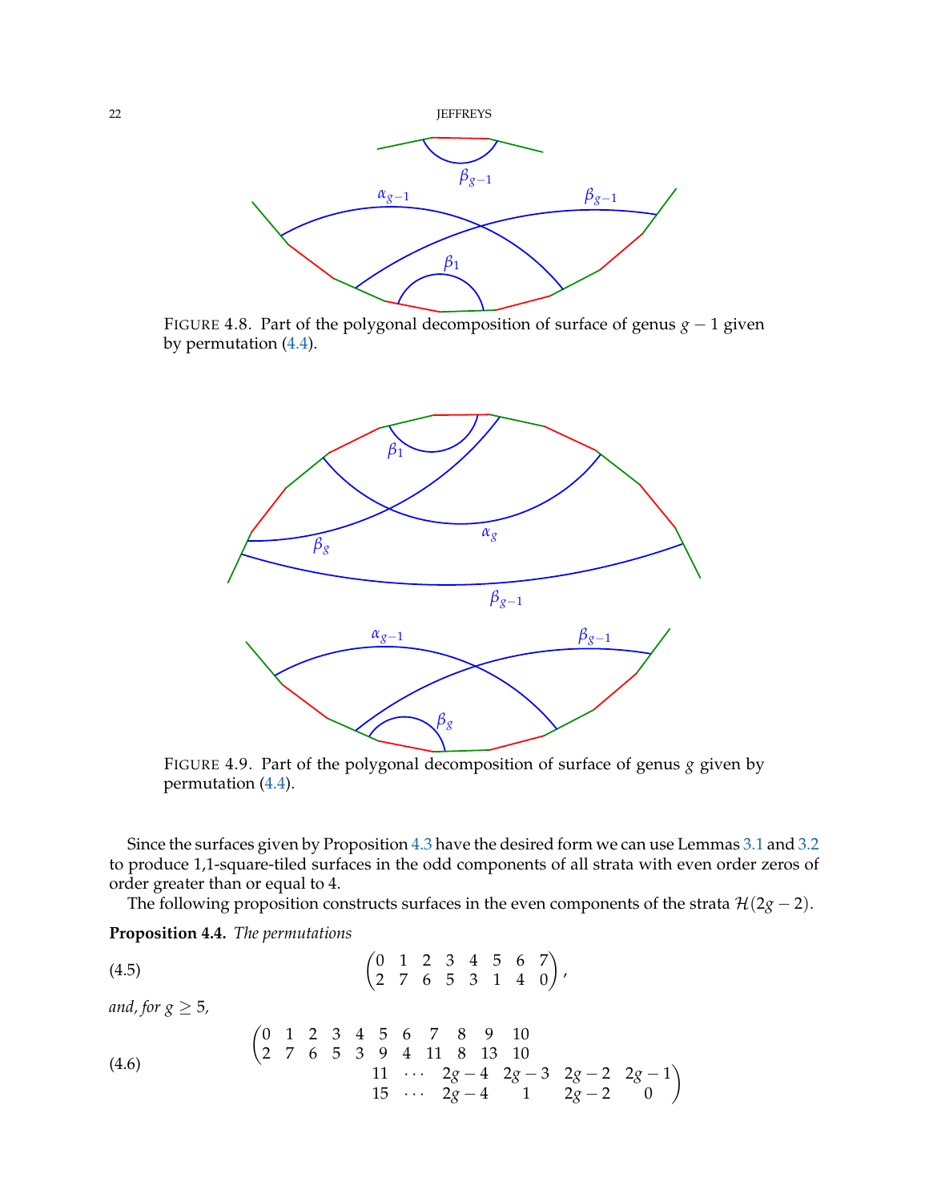FIGURE 4.8. Part of the polygonal decomposition of surface of genus $g-1$ given by permutation (4.4).

FIGURE 4.9. Part of the polygonal decomposition of surface of genus $g$ given by permutation (4.4).

Since the surfaces given by Proposition 4.3 have the desired form we can use Lemmas 3.1 and 3.2 to produce 1,1-square-tiled surfaces in the odd components of all strata with even order zeros of order greater than or equal to 4.

The following proposition constructs surfaces in the even components of the strata $\mathcal{H}(2g-2)$.

**Proposition 4.4.** *The permutations*

$$\begin{pmatrix} 0 & 1 & 2 & 3 & 4 & 5 & 6 & 7 \\ 2 & 7 & 6 & 5 & 3 & 1 & 4 & 0 \end{pmatrix}, \tag{4.5}$$

*and, for $g \geq 5$,*

$$\begin{pmatrix} 0 & 1 & 2 & 3 & 4 & 5 & 6 & 7 & 8 & 9 & 10 & & & & & \\ 2 & 7 & 6 & 5 & 3 & 9 & 4 & 11 & 8 & 13 & 10 & & & & & \\ & & & & & & & & & & 11 & \cdots & 2g-4 & 2g-3 & 2g-2 & 2g-1 \\ & & & & & & & & & & 15 & \cdots & 2g-4 & 1 & 2g-2 & 0 \end{pmatrix} \tag{4.6}$$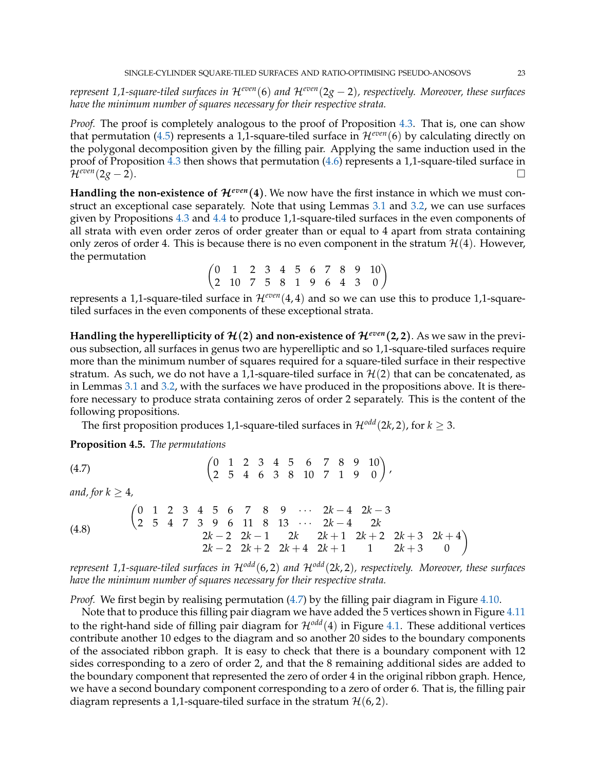*represent 1,1-square-tiled surfaces in $\mathcal{H}^{even}(6)$ and $\mathcal{H}^{even}(2g-2)$, respectively. Moreover, these surfaces have the minimum number of squares necessary for their respective strata.*

*Proof.* The proof is completely analogous to the proof of Proposition 4.3. That is, one can show that permutation (4.5) represents a 1,1-square-tiled surface in $\mathcal{H}^{even}(6)$ by calculating directly on the polygonal decomposition given by the filling pair. Applying the same induction used in the proof of Proposition 4.3 then shows that permutation (4.6) represents a 1,1-square-tiled surface in $\mathcal{H}^{even}(2g-2)$. □

**Handling the non-existence of $\mathcal{H}^{even}(4)$.** We now have the first instance in which we must construct an exceptional case separately. Note that using Lemmas 3.1 and 3.2, we can use surfaces given by Propositions 4.3 and 4.4 to produce 1,1-square-tiled surfaces in the even components of all strata with even order zeros of order greater than or equal to 4 apart from strata containing only zeros of order 4. This is because there is no even component in the stratum $\mathcal{H}(4)$. However, the permutation

$$\begin{pmatrix} 0 & 1 & 2 & 3 & 4 & 5 & 6 & 7 & 8 & 9 & 10 \\ 2 & 10 & 7 & 5 & 8 & 1 & 9 & 6 & 4 & 3 & 0 \end{pmatrix}$$

represents a 1,1-square-tiled surface in $\mathcal{H}^{even}(4,4)$ and so we can use this to produce 1,1-square-tiled surfaces in the even components of these exceptional strata.

**Handling the hyperellipticity of $\mathcal{H}(2)$ and non-existence of $\mathcal{H}^{even}(2,2)$.** As we saw in the previous subsection, all surfaces in genus two are hyperelliptic and so 1,1-square-tiled surfaces require more than the minimum number of squares required for a square-tiled surface in their respective stratum. As such, we do not have a 1,1-square-tiled surface in $\mathcal{H}(2)$ that can be concatenated, as in Lemmas 3.1 and 3.2, with the surfaces we have produced in the propositions above. It is therefore necessary to produce strata containing zeros of order 2 separately. This is the content of the following propositions.

The first proposition produces 1,1-square-tiled surfaces in $\mathcal{H}^{odd}(2k,2)$, for $k \geq 3$.

**Proposition 4.5.** *The permutations*

$$\begin{pmatrix} 0 & 1 & 2 & 3 & 4 & 5 & 6 & 7 & 8 & 9 & 10 \\ 2 & 5 & 4 & 6 & 3 & 8 & 10 & 7 & 1 & 9 & 0 \end{pmatrix}, \tag{4.7}$$

*and, for $k \geq 4$,*

$$\begin{pmatrix} 0 & 1 & 2 & 3 & 4 & 5 & 6 & 7 & 8 & 9 & \cdots & 2k-4 & 2k-3 & & & & & & \\ 2 & 5 & 4 & 7 & 3 & 9 & 6 & 11 & 8 & 13 & \cdots & 2k-4 & 2k & & & & & & \\ & & & & & & & & & & & & & 2k-2 & 2k-1 & 2k & 2k+1 & 2k+2 & 2k+3 & 2k+4 \\ & & & & & & & & & & & & & 2k-2 & 2k+2 & 2k+4 & 2k+1 & 1 & 2k+3 & 0 \end{pmatrix} \tag{4.8}$$

*represent 1,1-square-tiled surfaces in $\mathcal{H}^{odd}(6,2)$ and $\mathcal{H}^{odd}(2k,2)$, respectively. Moreover, these surfaces have the minimum number of squares necessary for their respective strata.*

*Proof.* We first begin by realising permutation (4.7) by the filling pair diagram in Figure 4.10.

Note that to produce this filling pair diagram we have added the 5 vertices shown in Figure 4.11 to the right-hand side of filling pair diagram for $\mathcal{H}^{odd}(4)$ in Figure 4.1. These additional vertices contribute another 10 edges to the diagram and so another 20 sides to the boundary components of the associated ribbon graph. It is easy to check that there is a boundary component with 12 sides corresponding to a zero of order 2, and that the 8 remaining additional sides are added to the boundary component that represented the zero of order 4 in the original ribbon graph. Hence, we have a second boundary component corresponding to a zero of order 6. That is, the filling pair diagram represents a 1,1-square-tiled surface in the stratum $\mathcal{H}(6,2)$.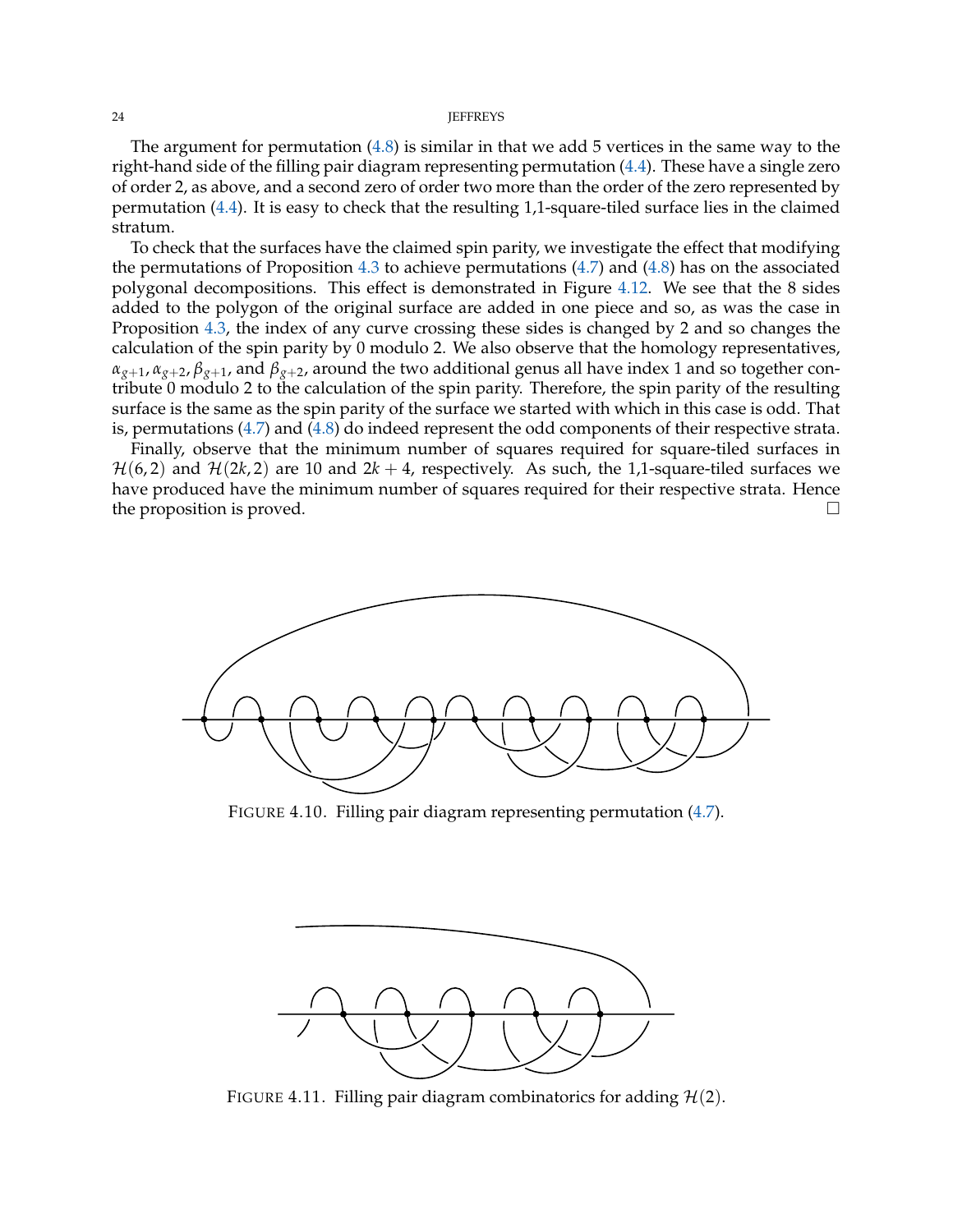The argument for permutation (4.8) is similar in that we add 5 vertices in the same way to the right-hand side of the filling pair diagram representing permutation (4.4). These have a single zero of order 2, as above, and a second zero of order two more than the order of the zero represented by permutation (4.4). It is easy to check that the resulting 1,1-square-tiled surface lies in the claimed stratum.

To check that the surfaces have the claimed spin parity, we investigate the effect that modifying the permutations of Proposition 4.3 to achieve permutations (4.7) and (4.8) has on the associated polygonal decompositions. This effect is demonstrated in Figure 4.12. We see that the 8 sides added to the polygon of the original surface are added in one piece and so, as was the case in Proposition 4.3, the index of any curve crossing these sides is changed by 2 and so changes the calculation of the spin parity by 0 modulo 2. We also observe that the homology representatives, $\alpha_{g+1}, \alpha_{g+2}, \beta_{g+1}$, and $\beta_{g+2}$, around the two additional genus all have index 1 and so together contribute 0 modulo 2 to the calculation of the spin parity. Therefore, the spin parity of the resulting surface is the same as the spin parity of the surface we started with which in this case is odd. That is, permutations (4.7) and (4.8) do indeed represent the odd components of their respective strata.

Finally, observe that the minimum number of squares required for square-tiled surfaces in $\mathcal{H}(6, 2)$ and $\mathcal{H}(2k, 2)$ are 10 and $2k + 4$, respectively. As such, the 1,1-square-tiled surfaces we have produced have the minimum number of squares required for their respective strata. Hence the proposition is proved. □

FIGURE 4.10. Filling pair diagram representing permutation (4.7).

FIGURE 4.11. Filling pair diagram combinatorics for adding $\mathcal{H}(2)$.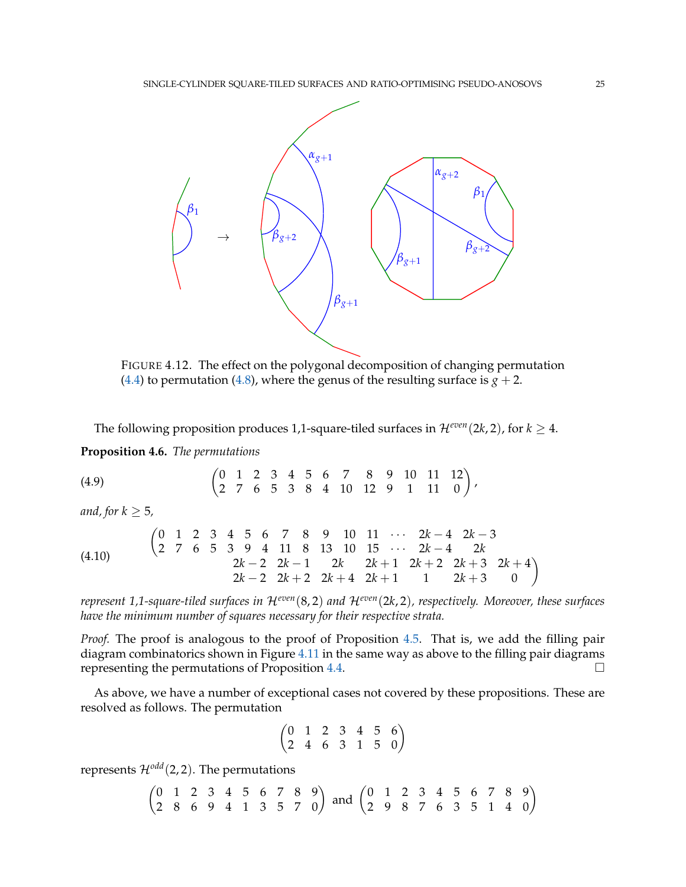FIGURE 4.12. The effect on the polygonal decomposition of changing permutation (4.4) to permutation (4.8), where the genus of the resulting surface is $g+2$.

The following proposition produces 1,1-square-tiled surfaces in $\mathcal{H}^{even}(2k,2)$, for $k \geq 4$.

**Proposition 4.6.** *The permutations*

$$\begin{pmatrix} 0 & 1 & 2 & 3 & 4 & 5 & 6 & 7 & 8 & 9 & 10 & 11 & 12 \\ 2 & 7 & 6 & 5 & 3 & 8 & 4 & 10 & 12 & 9 & 1 & 11 & 0 \end{pmatrix}, \tag{4.9}$$

*and, for $k \geq 5$,*

$$\begin{pmatrix} 0 & 1 & 2 & 3 & 4 & 5 & 6 & 7 & 8 & 9 & 10 & 11 & \cdots & 2k-4 & 2k-3 \\ 2 & 7 & 6 & 5 & 3 & 9 & 4 & 11 & 8 & 13 & 10 & 15 & \cdots & 2k-4 & 2k \end{pmatrix.$$
$$\left. \begin{matrix} 2k-2 & 2k-1 & 2k & 2k+1 & 2k+2 & 2k+3 & 2k+4 \\ 2k-2 & 2k+2 & 2k+4 & 2k+1 & 1 & 2k+3 & 0 \end{matrix} \right) \tag{4.10}$$

*represent 1,1-square-tiled surfaces in $\mathcal{H}^{even}(8,2)$ and $\mathcal{H}^{even}(2k,2)$, respectively. Moreover, these surfaces have the minimum number of squares necessary for their respective strata.*

*Proof.* The proof is analogous to the proof of Proposition 4.5. That is, we add the filling pair diagram combinatorics shown in Figure 4.11 in the same way as above to the filling pair diagrams representing the permutations of Proposition 4.4. □

As above, we have a number of exceptional cases not covered by these propositions. These are resolved as follows. The permutation

$$\begin{pmatrix} 0 & 1 & 2 & 3 & 4 & 5 & 6 \\ 2 & 4 & 6 & 3 & 1 & 5 & 0 \end{pmatrix}$$

represents $\mathcal{H}^{odd}(2,2)$. The permutations

$$\begin{pmatrix} 0 & 1 & 2 & 3 & 4 & 5 & 6 & 7 & 8 & 9 \\ 2 & 8 & 6 & 9 & 4 & 1 & 3 & 5 & 7 & 0 \end{pmatrix} \text{ and } \begin{pmatrix} 0 & 1 & 2 & 3 & 4 & 5 & 6 & 7 & 8 & 9 \\ 2 & 9 & 8 & 7 & 6 & 3 & 5 & 1 & 4 & 0 \end{pmatrix}$$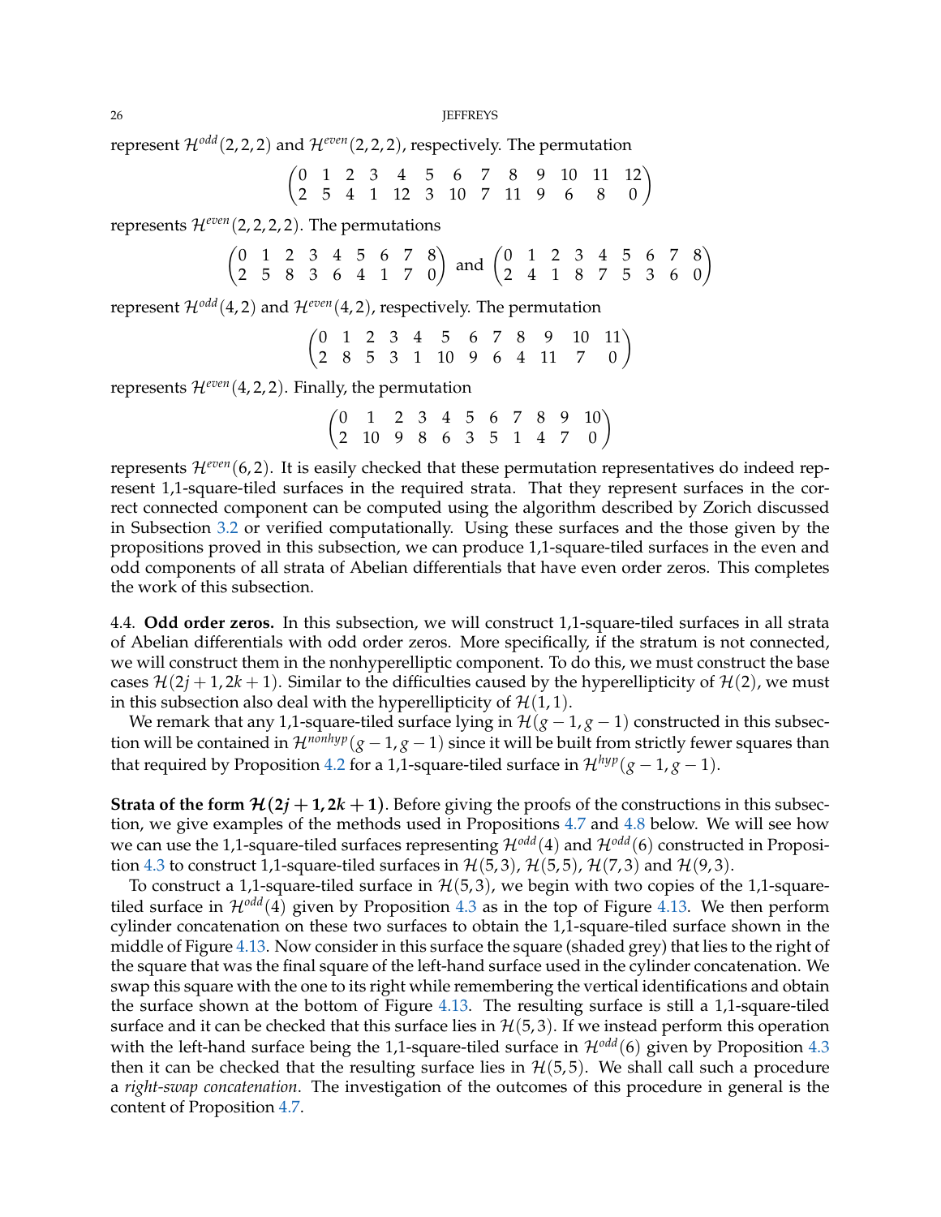represent $\mathcal{H}^{odd}(2,2,2)$ and $\mathcal{H}^{even}(2,2,2)$, respectively. The permutation

$$\begin{pmatrix} 0 & 1 & 2 & 3 & 4 & 5 & 6 & 7 & 8 & 9 & 10 & 11 & 12 \\ 2 & 5 & 4 & 1 & 12 & 3 & 10 & 7 & 11 & 9 & 6 & 8 & 0 \end{pmatrix}$$

represents $\mathcal{H}^{even}(2,2,2,2)$. The permutations

$$\begin{pmatrix} 0 & 1 & 2 & 3 & 4 & 5 & 6 & 7 & 8 \\ 2 & 5 & 8 & 3 & 6 & 4 & 1 & 7 & 0 \end{pmatrix} \text{ and } \begin{pmatrix} 0 & 1 & 2 & 3 & 4 & 5 & 6 & 7 & 8 \\ 2 & 4 & 1 & 8 & 7 & 5 & 3 & 6 & 0 \end{pmatrix}$$

represent $\mathcal{H}^{odd}(4,2)$ and $\mathcal{H}^{even}(4,2)$, respectively. The permutation

$$\begin{pmatrix} 0 & 1 & 2 & 3 & 4 & 5 & 6 & 7 & 8 & 9 & 10 & 11 \\ 2 & 8 & 5 & 3 & 1 & 10 & 9 & 6 & 4 & 11 & 7 & 0 \end{pmatrix}$$

represents $\mathcal{H}^{even}(4,2,2)$. Finally, the permutation

$$\begin{pmatrix} 0 & 1 & 2 & 3 & 4 & 5 & 6 & 7 & 8 & 9 & 10 \\ 2 & 10 & 9 & 8 & 6 & 3 & 5 & 1 & 4 & 7 & 0 \end{pmatrix}$$

represents $\mathcal{H}^{even}(6,2)$. It is easily checked that these permutation representatives do indeed represent 1,1-square-tiled surfaces in the required strata. That they represent surfaces in the correct connected component can be computed using the algorithm described by Zorich discussed in Subsection 3.2 or verified computationally. Using these surfaces and the those given by the propositions proved in this subsection, we can produce 1,1-square-tiled surfaces in the even and odd components of all strata of Abelian differentials that have even order zeros. This completes the work of this subsection.

**4.4. Odd order zeros.** In this subsection, we will construct 1,1-square-tiled surfaces in all strata of Abelian differentials with odd order zeros. More specifically, if the stratum is not connected, we will construct them in the nonhyperelliptic component. To do this, we must construct the base cases $\mathcal{H}(2j+1,2k+1)$. Similar to the difficulties caused by the hyperellipticity of $\mathcal{H}(2)$, we must in this subsection also deal with the hyperellipticity of $\mathcal{H}(1,1)$.

We remark that any 1,1-square-tiled surface lying in $\mathcal{H}(g-1,g-1)$ constructed in this subsection will be contained in $\mathcal{H}^{nonhyp}(g-1,g-1)$ since it will be built from strictly fewer squares than that required by Proposition 4.2 for a 1,1-square-tiled surface in $\mathcal{H}^{hyp}(g-1,g-1)$.

**Strata of the form $\mathcal{H}(2j+1,2k+1)$.** Before giving the proofs of the constructions in this subsection, we give examples of the methods used in Propositions 4.7 and 4.8 below. We will see how we can use the 1,1-square-tiled surfaces representing $\mathcal{H}^{odd}(4)$ and $\mathcal{H}^{odd}(6)$ constructed in Proposition 4.3 to construct 1,1-square-tiled surfaces in $\mathcal{H}(5,3)$, $\mathcal{H}(5,5)$, $\mathcal{H}(7,3)$ and $\mathcal{H}(9,3)$.

To construct a 1,1-square-tiled surface in $\mathcal{H}(5,3)$, we begin with two copies of the 1,1-square-tiled surface in $\mathcal{H}^{odd}(4)$ given by Proposition 4.3 as in the top of Figure 4.13. We then perform cylinder concatenation on these two surfaces to obtain the 1,1-square-tiled surface shown in the middle of Figure 4.13. Now consider in this surface the square (shaded grey) that lies to the right of the square that was the final square of the left-hand surface used in the cylinder concatenation. We swap this square with the one to its right while remembering the vertical identifications and obtain the surface shown at the bottom of Figure 4.13. The resulting surface is still a 1,1-square-tiled surface and it can be checked that this surface lies in $\mathcal{H}(5,3)$. If we instead perform this operation with the left-hand surface being the 1,1-square-tiled surface in $\mathcal{H}^{odd}(6)$ given by Proposition 4.3 then it can be checked that the resulting surface lies in $\mathcal{H}(5,5)$. We shall call such a procedure a *right-swap concatenation*. The investigation of the outcomes of this procedure in general is the content of Proposition 4.7.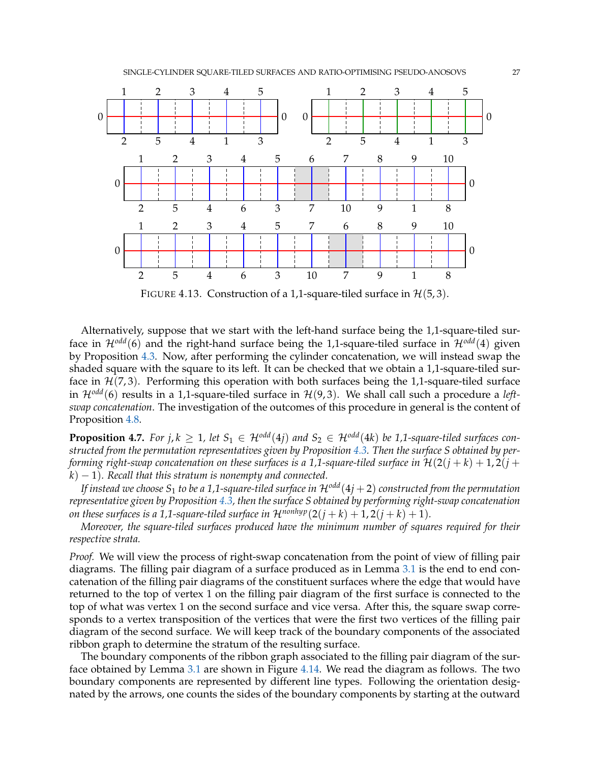FIGURE 4.13. Construction of a 1,1-square-tiled surface in $\mathcal{H}(5,3)$.

Alternatively, suppose that we start with the left-hand surface being the 1,1-square-tiled surface in $\mathcal{H}^{odd}(6)$ and the right-hand surface being the 1,1-square-tiled surface in $\mathcal{H}^{odd}(4)$ given by Proposition 4.3. Now, after performing the cylinder concatenation, we will instead swap the shaded square with the square to its left. It can be checked that we obtain a 1,1-square-tiled surface in $\mathcal{H}(7,3)$. Performing this operation with both surfaces being the 1,1-square-tiled surface in $\mathcal{H}^{odd}(6)$ results in a 1,1-square-tiled surface in $\mathcal{H}(9,3)$. We shall call such a procedure a *left-swap concatenation*. The investigation of the outcomes of this procedure in general is the content of Proposition 4.8.

**Proposition 4.7.** *For $j,k \geq 1$, let $S_1 \in \mathcal{H}^{odd}(4j)$ and $S_2 \in \mathcal{H}^{odd}(4k)$ be 1,1-square-tiled surfaces constructed from the permutation representatives given by Proposition 4.3. Then the surface $S$ obtained by performing right-swap concatenation on these surfaces is a 1,1-square-tiled surface in $\mathcal{H}(2(j+k)+1, 2(j+k)-1)$. Recall that this stratum is nonempty and connected.*

*If instead we choose $S_1$ to be a 1,1-square-tiled surface in $\mathcal{H}^{odd}(4j+2)$ constructed from the permutation representative given by Proposition 4.3, then the surface $S$ obtained by performing right-swap concatenation on these surfaces is a 1,1-square-tiled surface in $\mathcal{H}^{nonhyp}(2(j+k)+1, 2(j+k)+1)$.*

*Moreover, the square-tiled surfaces produced have the minimum number of squares required for their respective strata.*

*Proof.* We will view the process of right-swap concatenation from the point of view of filling pair diagrams. The filling pair diagram of a surface produced as in Lemma 3.1 is the end to end concatenation of the filling pair diagrams of the constituent surfaces where the edge that would have returned to the top of vertex 1 on the filling pair diagram of the first surface is connected to the top of what was vertex 1 on the second surface and vice versa. After this, the square swap corresponds to a vertex transposition of the vertices that were the first two vertices of the filling pair diagram of the second surface. We will keep track of the boundary components of the associated ribbon graph to determine the stratum of the resulting surface.

The boundary components of the ribbon graph associated to the filling pair diagram of the surface obtained by Lemma 3.1 are shown in Figure 4.14. We read the diagram as follows. The two boundary components are represented by different line types. Following the orientation designated by the arrows, one counts the sides of the boundary components by starting at the outward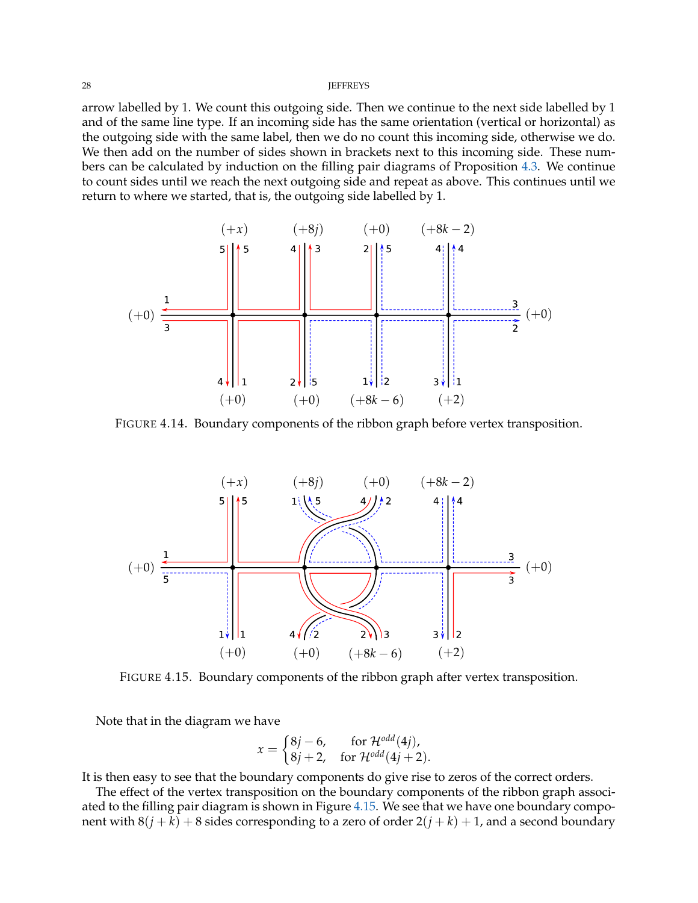arrow labelled by 1. We count this outgoing side. Then we continue to the next side labelled by 1 and of the same line type. If an incoming side has the same orientation (vertical or horizontal) as the outgoing side with the same label, then we do no count this incoming side, otherwise we do. We then add on the number of sides shown in brackets next to this incoming side. These numbers can be calculated by induction on the filling pair diagrams of Proposition 4.3. We continue to count sides until we reach the next outgoing side and repeat as above. This continues until we return to where we started, that is, the outgoing side labelled by 1.

FIGURE 4.14. Boundary components of the ribbon graph before vertex transposition.

FIGURE 4.15. Boundary components of the ribbon graph after vertex transposition.

Note that in the diagram we have

$$x = \begin{cases} 8j-6, & \text{for } \mathcal{H}^{odd}(4j), \\ 8j+2, & \text{for } \mathcal{H}^{odd}(4j+2). \end{cases}$$

It is then easy to see that the boundary components do give rise to zeros of the correct orders.

The effect of the vertex transposition on the boundary components of the ribbon graph associated to the filling pair diagram is shown in Figure 4.15. We see that we have one boundary component with $8(j+k)+8$ sides corresponding to a zero of order $2(j+k)+1$, and a second boundary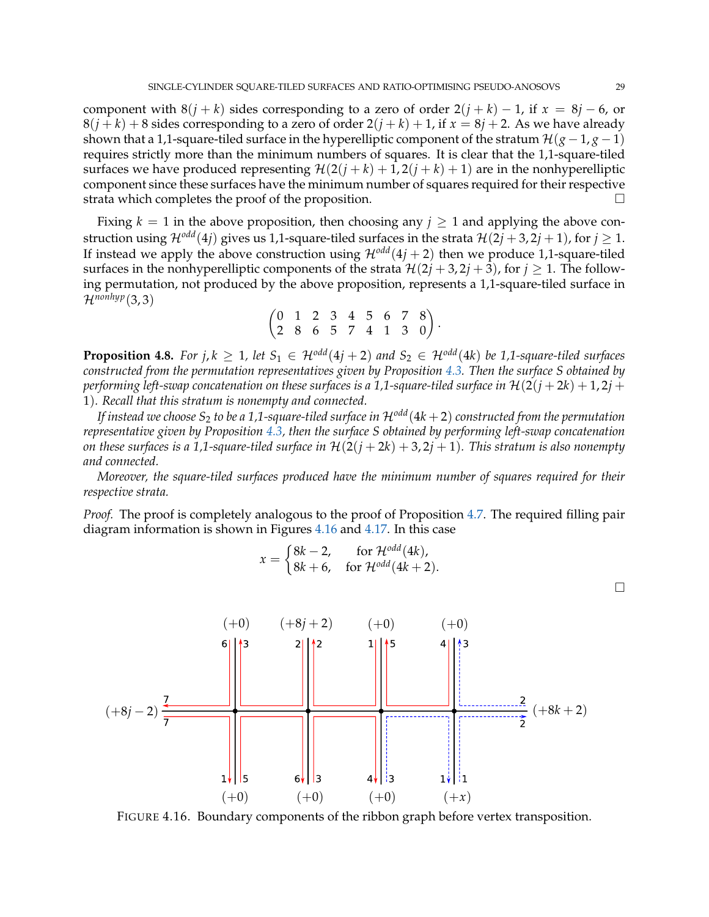component with $8(j+k)$ sides corresponding to a zero of order $2(j+k)-1$, if $x = 8j-6$, or $8(j+k)+8$ sides corresponding to a zero of order $2(j+k)+1$, if $x = 8j+2$. As we have already shown that a 1,1-square-tiled surface in the hyperelliptic component of the stratum $\mathcal{H}(g-1, g-1)$ requires strictly more than the minimum numbers of squares. It is clear that the 1,1-square-tiled surfaces we have produced representing $\mathcal{H}(2(j+k)+1, 2(j+k)+1)$ are in the nonhyperelliptic component since these surfaces have the minimum number of squares required for their respective strata which completes the proof of the proposition. □

Fixing $k = 1$ in the above proposition, then choosing any $j \geq 1$ and applying the above construction using $\mathcal{H}^{odd}(4j)$ gives us 1,1-square-tiled surfaces in the strata $\mathcal{H}(2j+3, 2j+1)$, for $j \geq 1$. If instead we apply the above construction using $\mathcal{H}^{odd}(4j+2)$ then we produce 1,1-square-tiled surfaces in the nonhyperelliptic components of the strata $\mathcal{H}(2j+3, 2j+3)$, for $j \geq 1$. The following permutation, not produced by the above proposition, represents a 1,1-square-tiled surface in $\mathcal{H}^{nonhyp}(3,3)$

$$\begin{pmatrix} 0 & 1 & 2 & 3 & 4 & 5 & 6 & 7 & 8 \\ 2 & 8 & 6 & 5 & 7 & 4 & 1 & 3 & 0 \end{pmatrix}.$$

**Proposition 4.8.** *For $j, k \geq 1$, let $S_1 \in \mathcal{H}^{odd}(4j+2)$ and $S_2 \in \mathcal{H}^{odd}(4k)$ be 1,1-square-tiled surfaces constructed from the permutation representatives given by Proposition 4.3. Then the surface $S$ obtained by performing left-swap concatenation on these surfaces is a 1,1-square-tiled surface in $\mathcal{H}(2(j+2k)+1, 2j+1)$. Recall that this stratum is nonempty and connected.*

*If instead we choose $S_2$ to be a 1,1-square-tiled surface in $\mathcal{H}^{odd}(4k+2)$ constructed from the permutation representative given by Proposition 4.3, then the surface $S$ obtained by performing left-swap concatenation on these surfaces is a 1,1-square-tiled surface in $\mathcal{H}(2(j+2k)+3, 2j+1)$. This stratum is also nonempty and connected.*

*Moreover, the square-tiled surfaces produced have the minimum number of squares required for their respective strata.*

*Proof.* The proof is completely analogous to the proof of Proposition 4.7. The required filling pair diagram information is shown in Figures 4.16 and 4.17. In this case

$$x = \begin{cases} 8k-2, & \text{for } \mathcal{H}^{odd}(4k), \\ 8k+6, & \text{for } \mathcal{H}^{odd}(4k+2). \end{cases}$$

□

FIGURE 4.16. Boundary components of the ribbon graph before vertex transposition.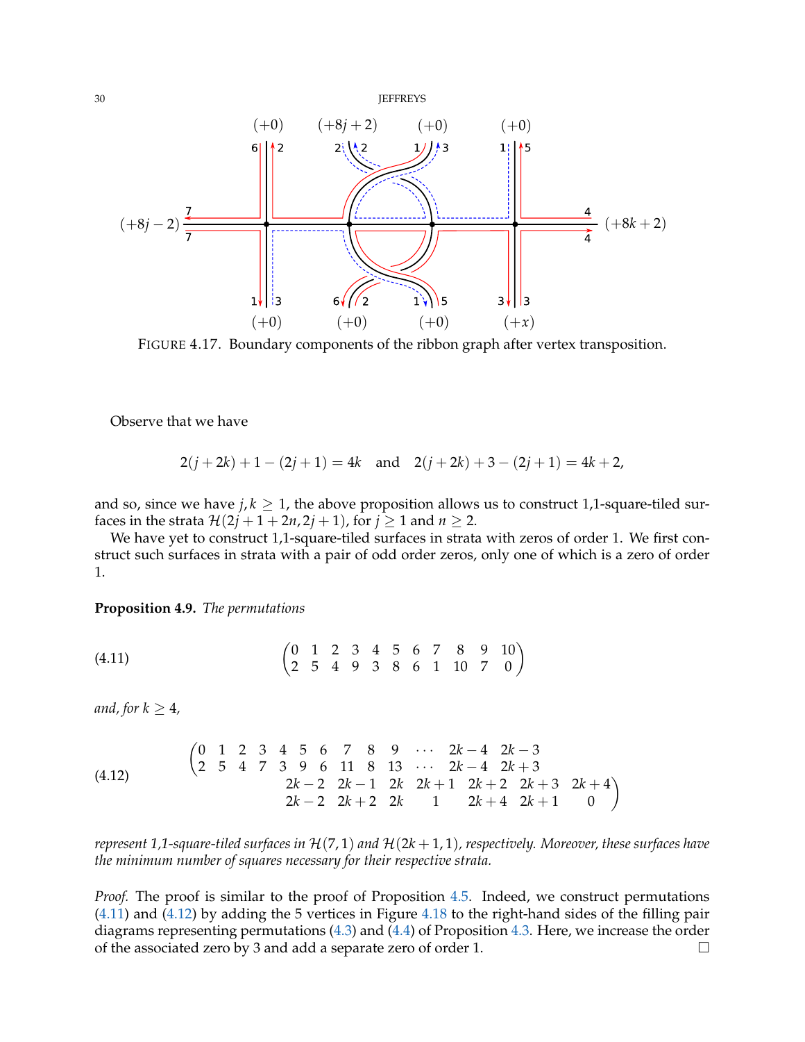FIGURE 4.17. Boundary components of the ribbon graph after vertex transposition.

Observe that we have

$$2(j+2k)+1-(2j+1)=4k \quad \text{and} \quad 2(j+2k)+3-(2j+1)=4k+2,$$

and so, since we have $j,k \geq 1$, the above proposition allows us to construct 1,1-square-tiled surfaces in the strata $\mathcal{H}(2j+1+2n, 2j+1)$, for $j \geq 1$ and $n \geq 2$.

We have yet to construct 1,1-square-tiled surfaces in strata with zeros of order 1. We first construct such surfaces in strata with a pair of odd order zeros, only one of which is a zero of order 1.

**Proposition 4.9.** *The permutations*

$$\begin{pmatrix} 0 & 1 & 2 & 3 & 4 & 5 & 6 & 7 & 8 & 9 & 10 \\ 2 & 5 & 4 & 9 & 3 & 8 & 6 & 1 & 10 & 7 & 0 \end{pmatrix} \tag{4.11}$$

*and, for $k \geq 4$,*

$$\begin{pmatrix} 0 & 1 & 2 & 3 & 4 & 5 & 6 & 7 & 8 & 9 & \cdots & 2k-4 & 2k-3 & 2k-2 & 2k-1 & 2k & 2k+1 & 2k+2 & 2k+3 & 2k+4 \\ 2 & 5 & 4 & 7 & 3 & 9 & 6 & 11 & 8 & 13 & \cdots & 2k-4 & 2k+3 & 2k-2 & 2k+2 & 2k & 1 & 2k+4 & 2k+1 & 0 \end{pmatrix} \tag{4.12}$$

*represent 1,1-square-tiled surfaces in $\mathcal{H}(7,1)$ and $\mathcal{H}(2k+1,1)$, respectively. Moreover, these surfaces have the minimum number of squares necessary for their respective strata.*

*Proof.* The proof is similar to the proof of Proposition 4.5. Indeed, we construct permutations (4.11) and (4.12) by adding the 5 vertices in Figure 4.18 to the right-hand sides of the filling pair diagrams representing permutations (4.3) and (4.4) of Proposition 4.3. Here, we increase the order of the associated zero by 3 and add a separate zero of order 1. $\square$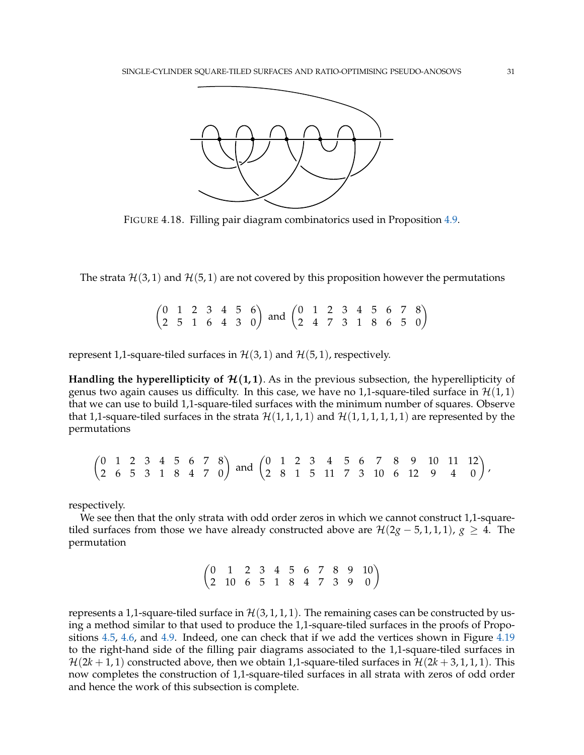FIGURE 4.18. Filling pair diagram combinatorics used in Proposition 4.9.

The strata $\mathcal{H}(3,1)$ and $\mathcal{H}(5,1)$ are not covered by this proposition however the permutations

$$\begin{pmatrix} 0 & 1 & 2 & 3 & 4 & 5 & 6 \\ 2 & 5 & 1 & 6 & 4 & 3 & 0 \end{pmatrix} \text{ and } \begin{pmatrix} 0 & 1 & 2 & 3 & 4 & 5 & 6 & 7 & 8 \\ 2 & 4 & 7 & 3 & 1 & 8 & 6 & 5 & 0 \end{pmatrix}$$

represent 1,1-square-tiled surfaces in $\mathcal{H}(3,1)$ and $\mathcal{H}(5,1)$, respectively.

**Handling the hyperellipticity of $\mathcal{H}(1,1)$.** As in the previous subsection, the hyperellipticity of genus two again causes us difficulty. In this case, we have no 1,1-square-tiled surface in $\mathcal{H}(1,1)$ that we can use to build 1,1-square-tiled surfaces with the minimum number of squares. Observe that 1,1-square-tiled surfaces in the strata $\mathcal{H}(1,1,1,1)$ and $\mathcal{H}(1,1,1,1,1,1)$ are represented by the permutations

$$\begin{pmatrix} 0 & 1 & 2 & 3 & 4 & 5 & 6 & 7 & 8 \\ 2 & 6 & 5 & 3 & 1 & 8 & 4 & 7 & 0 \end{pmatrix} \text{ and } \begin{pmatrix} 0 & 1 & 2 & 3 & 4 & 5 & 6 & 7 & 8 & 9 & 10 & 11 & 12 \\ 2 & 8 & 1 & 5 & 11 & 7 & 3 & 10 & 6 & 12 & 9 & 4 & 0 \end{pmatrix},$$

respectively.

We see then that the only strata with odd order zeros in which we cannot construct 1,1-square-tiled surfaces from those we have already constructed above are $\mathcal{H}(2g-5,1,1,1)$, $g \geq 4$. The permutation

$$\begin{pmatrix} 0 & 1 & 2 & 3 & 4 & 5 & 6 & 7 & 8 & 9 & 10 \\ 2 & 10 & 6 & 5 & 1 & 8 & 4 & 7 & 3 & 9 & 0 \end{pmatrix}$$

represents a 1,1-square-tiled surface in $\mathcal{H}(3,1,1,1)$. The remaining cases can be constructed by using a method similar to that used to produce the 1,1-square-tiled surfaces in the proofs of Propositions 4.5, 4.6, and 4.9. Indeed, one can check that if we add the vertices shown in Figure 4.19 to the right-hand side of the filling pair diagrams associated to the 1,1-square-tiled surfaces in $\mathcal{H}(2k+1,1)$ constructed above, then we obtain 1,1-square-tiled surfaces in $\mathcal{H}(2k+3,1,1,1)$. This now completes the construction of 1,1-square-tiled surfaces in all strata with zeros of odd order and hence the work of this subsection is complete.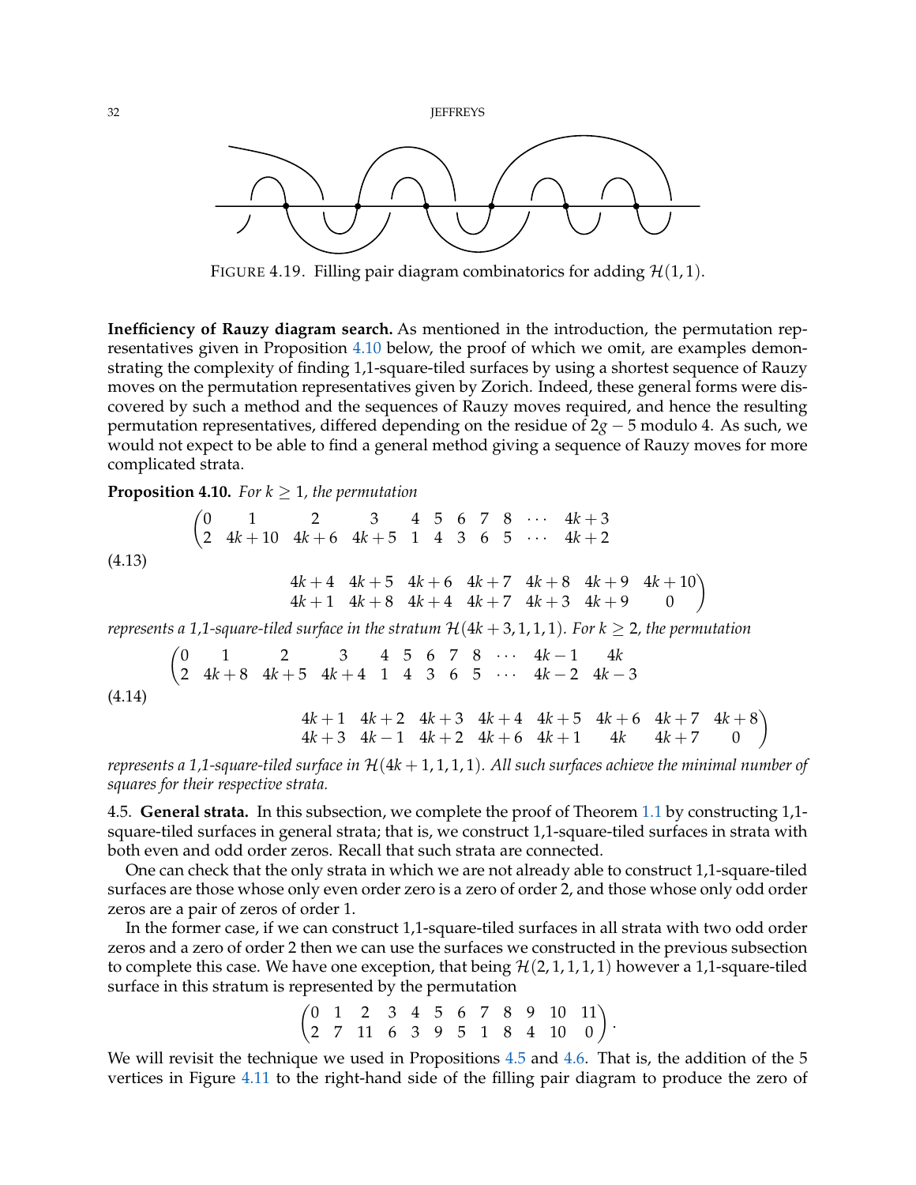FIGURE 4.19. Filling pair diagram combinatorics for adding $\mathcal{H}(1,1)$.

**Inefficiency of Rauzy diagram search.** As mentioned in the introduction, the permutation representatives given in Proposition 4.10 below, the proof of which we omit, are examples demonstrating the complexity of finding 1,1-square-tiled surfaces by using a shortest sequence of Rauzy moves on the permutation representatives given by Zorich. Indeed, these general forms were discovered by such a method and the sequences of Rauzy moves required, and hence the resulting permutation representatives, differed depending on the residue of $2g-5$ modulo 4. As such, we would not expect to be able to find a general method giving a sequence of Rauzy moves for more complicated strata.

**Proposition 4.10.** *For $k \geq 1$, the permutation*

$$\begin{pmatrix} 0 & 1 & 2 & 3 & 4 & 5 & 6 & 7 & 8 & \cdots & 4k+3 \\ 2 & 4k+10 & 4k+6 & 4k+5 & 1 & 4 & 3 & 6 & 5 & \cdots & 4k+2 \end{pmatrix}$$
$$\begin{pmatrix} 4k+4 & 4k+5 & 4k+6 & 4k+7 & 4k+8 & 4k+9 & 4k+10 \\ 4k+1 & 4k+8 & 4k+4 & 4k+7 & 4k+3 & 4k+9 & 0 \end{pmatrix} \tag{4.13}$$

*represents a 1,1-square-tiled surface in the stratum $\mathcal{H}(4k+3,1,1,1)$. For $k \geq 2$, the permutation*

$$\begin{pmatrix} 0 & 1 & 2 & 3 & 4 & 5 & 6 & 7 & 8 & \cdots & 4k-1 & 4k \\ 2 & 4k+8 & 4k+5 & 4k+4 & 1 & 4 & 3 & 6 & 5 & \cdots & 4k-2 & 4k-3 \end{pmatrix}$$
$$\begin{pmatrix} 4k+1 & 4k+2 & 4k+3 & 4k+4 & 4k+5 & 4k+6 & 4k+7 & 4k+8 \\ 4k+3 & 4k-1 & 4k+2 & 4k+6 & 4k+1 & 4k & 4k+7 & 0 \end{pmatrix} \tag{4.14}$$

*represents a 1,1-square-tiled surface in $\mathcal{H}(4k+1,1,1,1)$. All such surfaces achieve the minimal number of squares for their respective strata.*

4.5. **General strata.** In this subsection, we complete the proof of Theorem 1.1 by constructing 1,1-square-tiled surfaces in general strata; that is, we construct 1,1-square-tiled surfaces in strata with both even and odd order zeros. Recall that such strata are connected.

One can check that the only strata in which we are not already able to construct 1,1-square-tiled surfaces are those whose only even order zero is a zero of order 2, and those whose only odd order zeros are a pair of zeros of order 1.

In the former case, if we can construct 1,1-square-tiled surfaces in all strata with two odd order zeros and a zero of order 2 then we can use the surfaces we constructed in the previous subsection to complete this case. We have one exception, that being $\mathcal{H}(2,1,1,1,1)$ however a 1,1-square-tiled surface in this stratum is represented by the permutation

$$\begin{pmatrix} 0 & 1 & 2 & 3 & 4 & 5 & 6 & 7 & 8 & 9 & 10 & 11 \\ 2 & 7 & 11 & 6 & 3 & 9 & 5 & 1 & 8 & 4 & 10 & 0 \end{pmatrix}.$$

We will revisit the technique we used in Propositions 4.5 and 4.6. That is, the addition of the 5 vertices in Figure 4.11 to the right-hand side of the filling pair diagram to produce the zero of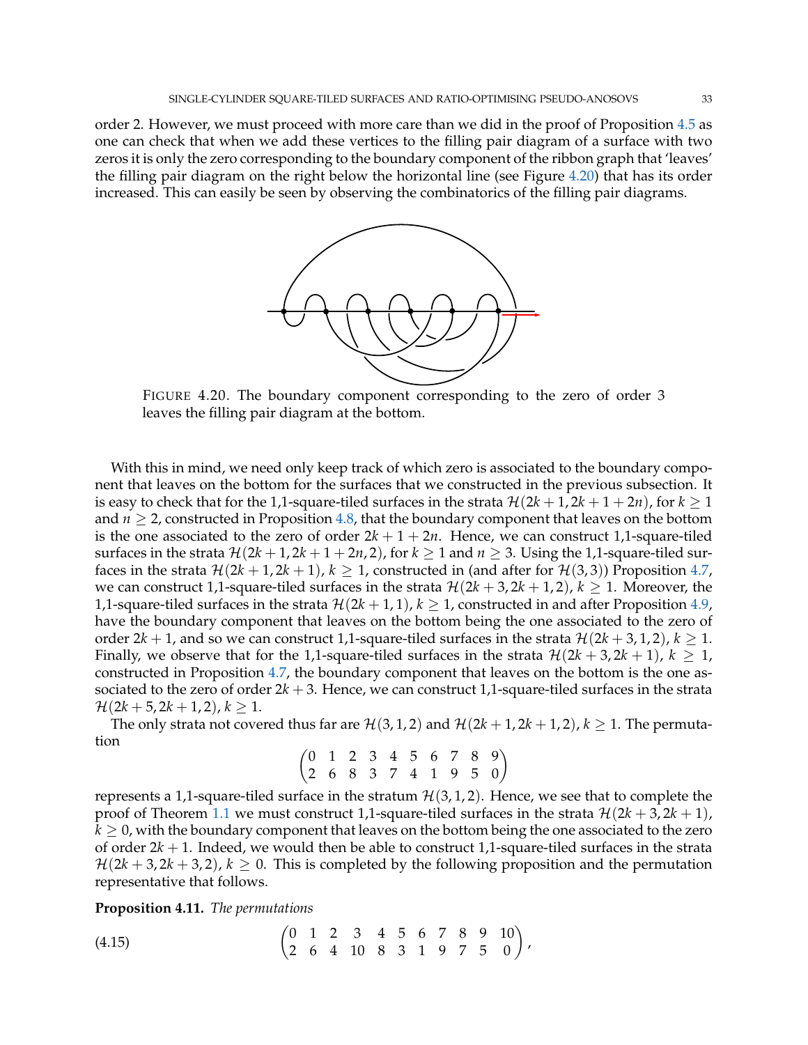order 2. However, we must proceed with more care than we did in the proof of Proposition 4.5 as one can check that when we add these vertices to the filling pair diagram of a surface with two zeros it is only the zero corresponding to the boundary component of the ribbon graph that 'leaves' the filling pair diagram on the right below the horizontal line (see Figure 4.20) that has its order increased. This can easily be seen by observing the combinatorics of the filling pair diagrams.

FIGURE 4.20. The boundary component corresponding to the zero of order 3 leaves the filling pair diagram at the bottom.

With this in mind, we need only keep track of which zero is associated to the boundary component that leaves on the bottom for the surfaces that we constructed in the previous subsection. It is easy to check that for the 1,1-square-tiled surfaces in the strata $\mathcal{H}(2k+1, 2k+1+2n)$, for $k \geq 1$ and $n \geq 2$, constructed in Proposition 4.8, that the boundary component that leaves on the bottom is the one associated to the zero of order $2k+1+2n$. Hence, we can construct 1,1-square-tiled surfaces in the strata $\mathcal{H}(2k+1, 2k+1+2n, 2)$, for $k \geq 1$ and $n \geq 3$. Using the 1,1-square-tiled surfaces in the strata $\mathcal{H}(2k+1, 2k+1)$, $k \geq 1$, constructed in (and after for $\mathcal{H}(3,3)$) Proposition 4.7, we can construct 1,1-square-tiled surfaces in the strata $\mathcal{H}(2k+3, 2k+1, 2)$, $k \geq 1$. Moreover, the 1,1-square-tiled surfaces in the strata $\mathcal{H}(2k+1, 1)$, $k \geq 1$, constructed in and after Proposition 4.9, have the boundary component that leaves on the bottom being the one associated to the zero of order $2k+1$, and so we can construct 1,1-square-tiled surfaces in the strata $\mathcal{H}(2k+3, 1, 2)$, $k \geq 1$. Finally, we observe that for the 1,1-square-tiled surfaces in the strata $\mathcal{H}(2k+3, 2k+1)$, $k \geq 1$, constructed in Proposition 4.7, the boundary component that leaves on the bottom is the one associated to the zero of order $2k+3$. Hence, we can construct 1,1-square-tiled surfaces in the strata $\mathcal{H}(2k+5, 2k+1, 2)$, $k \geq 1$.

The only strata not covered thus far are $\mathcal{H}(3,1,2)$ and $\mathcal{H}(2k+1, 2k+1, 2)$, $k \geq 1$. The permutation

$$\begin{pmatrix} 0 & 1 & 2 & 3 & 4 & 5 & 6 & 7 & 8 & 9 \\ 2 & 6 & 8 & 3 & 7 & 4 & 1 & 9 & 5 & 0 \end{pmatrix}$$

represents a 1,1-square-tiled surface in the stratum $\mathcal{H}(3,1,2)$. Hence, we see that to complete the proof of Theorem 1.1 we must construct 1,1-square-tiled surfaces in the strata $\mathcal{H}(2k+3, 2k+1)$, $k \geq 0$, with the boundary component that leaves on the bottom being the one associated to the zero of order $2k+1$. Indeed, we would then be able to construct 1,1-square-tiled surfaces in the strata $\mathcal{H}(2k+3, 2k+3, 2)$, $k \geq 0$. This is completed by the following proposition and the permutation representative that follows.

**Proposition 4.11.** *The permutations*

$$\begin{pmatrix} 0 & 1 & 2 & 3 & 4 & 5 & 6 & 7 & 8 & 9 & 10 \\ 2 & 6 & 4 & 10 & 8 & 3 & 1 & 9 & 7 & 5 & 0 \end{pmatrix}, \tag{4.15}$$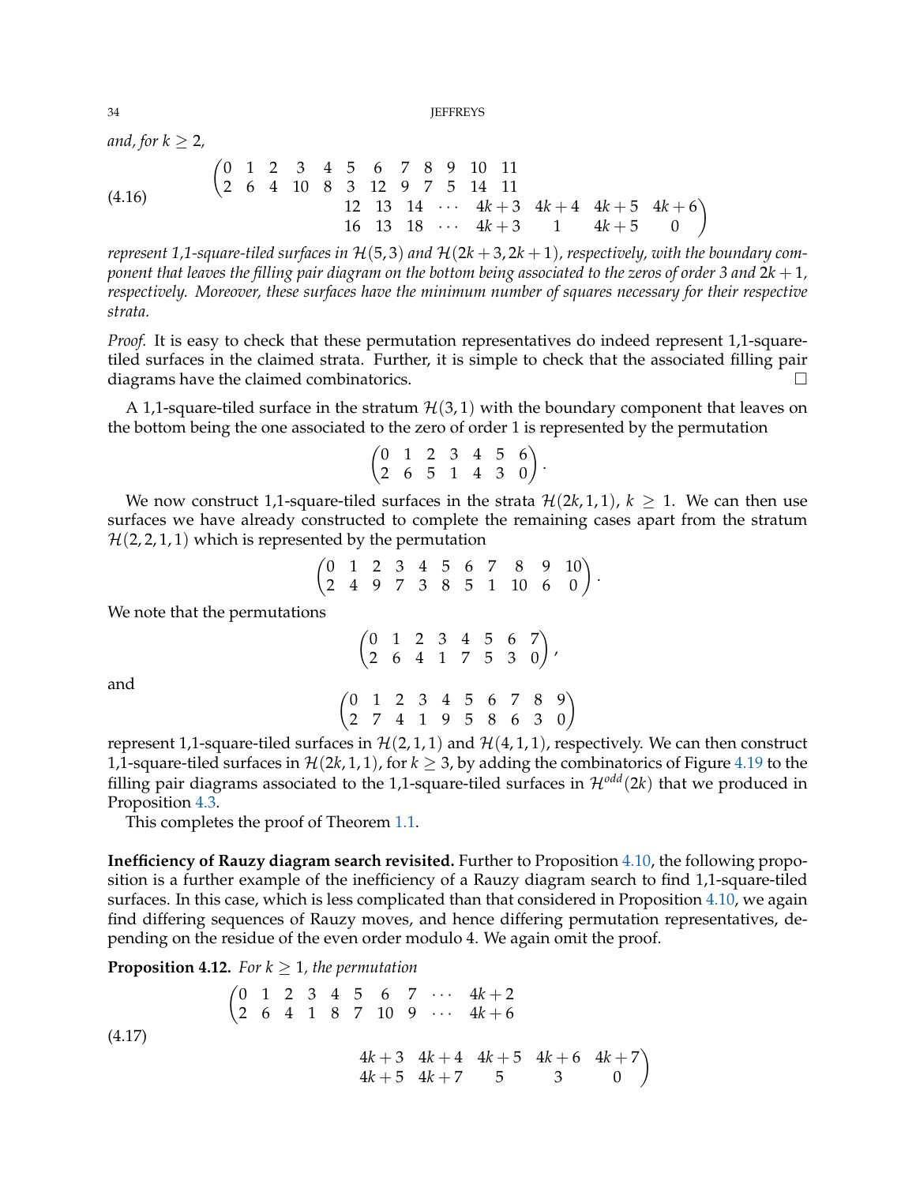*and, for $k \geq 2$,*

$$
(4.16) \qquad \begin{pmatrix} 0 & 1 & 2 & 3 & 4 & 5 & 6 & 7 & 8 & 9 & 10 & 11 & & & & & & & \\ 2 & 6 & 4 & 10 & 8 & 3 & 12 & 9 & 7 & 5 & 14 & 11 & & & & & & & \\ & & & & & & & & & & & & 12 & 13 & 14 & \cdots & 4k+3 & 4k+4 & 4k+5 & 4k+6 \\ & & & & & & & & & & & & 16 & 13 & 18 & \cdots & 4k+3 & 1 & 4k+5 & 0 \end{pmatrix}
$$

*represent 1,1-square-tiled surfaces in $\mathcal{H}(5,3)$ and $\mathcal{H}(2k+3,2k+1)$, respectively, with the boundary component that leaves the filling pair diagram on the bottom being associated to the zeros of order 3 and $2k+1$, respectively. Moreover, these surfaces have the minimum number of squares necessary for their respective strata.*

*Proof.* It is easy to check that these permutation representatives do indeed represent 1,1-square-tiled surfaces in the claimed strata. Further, it is simple to check that the associated filling pair diagrams have the claimed combinatorics. □

A 1,1-square-tiled surface in the stratum $\mathcal{H}(3,1)$ with the boundary component that leaves on the bottom being the one associated to the zero of order 1 is represented by the permutation

$$
\begin{pmatrix} 0 & 1 & 2 & 3 & 4 & 5 & 6 \\ 2 & 6 & 5 & 1 & 4 & 3 & 0 \end{pmatrix}.
$$

We now construct 1,1-square-tiled surfaces in the strata $\mathcal{H}(2k,1,1)$, $k \geq 1$. We can then use surfaces we have already constructed to complete the remaining cases apart from the stratum $\mathcal{H}(2,2,1,1)$ which is represented by the permutation

$$
\begin{pmatrix} 0 & 1 & 2 & 3 & 4 & 5 & 6 & 7 & 8 & 9 & 10 \\ 2 & 4 & 9 & 7 & 3 & 8 & 5 & 1 & 10 & 6 & 0 \end{pmatrix}.
$$

We note that the permutations

$$
\begin{pmatrix} 0 & 1 & 2 & 3 & 4 & 5 & 6 & 7 \\ 2 & 6 & 4 & 1 & 7 & 5 & 3 & 0 \end{pmatrix},
$$

and

$$
\begin{pmatrix} 0 & 1 & 2 & 3 & 4 & 5 & 6 & 7 & 8 & 9 \\ 2 & 7 & 4 & 1 & 9 & 5 & 8 & 6 & 3 & 0 \end{pmatrix}
$$

represent 1,1-square-tiled surfaces in $\mathcal{H}(2,1,1)$ and $\mathcal{H}(4,1,1)$, respectively. We can then construct 1,1-square-tiled surfaces in $\mathcal{H}(2k,1,1)$, for $k \geq 3$, by adding the combinatorics of Figure 4.19 to the filling pair diagrams associated to the 1,1-square-tiled surfaces in $\mathcal{H}^{odd}(2k)$ that we produced in Proposition 4.3.

This completes the proof of Theorem 1.1.

**Inefficiency of Rauzy diagram search revisited.** Further to Proposition 4.10, the following proposition is a further example of the inefficiency of a Rauzy diagram search to find 1,1-square-tiled surfaces. In this case, which is less complicated than that considered in Proposition 4.10, we again find differing sequences of Rauzy moves, and hence differing permutation representatives, depending on the residue of the even order modulo 4. We again omit the proof.

**Proposition 4.12.** *For $k \geq 1$, the permutation*

$$
(4.17) \qquad \begin{pmatrix} 0 & 1 & 2 & 3 & 4 & 5 & 6 & 7 & \cdots & 4k+2 & & & & & \\ 2 & 6 & 4 & 1 & 8 & 7 & 10 & 9 & \cdots & 4k+6 & & & & & \\ & & & & & & & & & & 4k+3 & 4k+4 & 4k+5 & 4k+6 & 4k+7 \\ & & & & & & & & & & 4k+5 & 4k+7 & 5 & 3 & 0 \end{pmatrix}
$$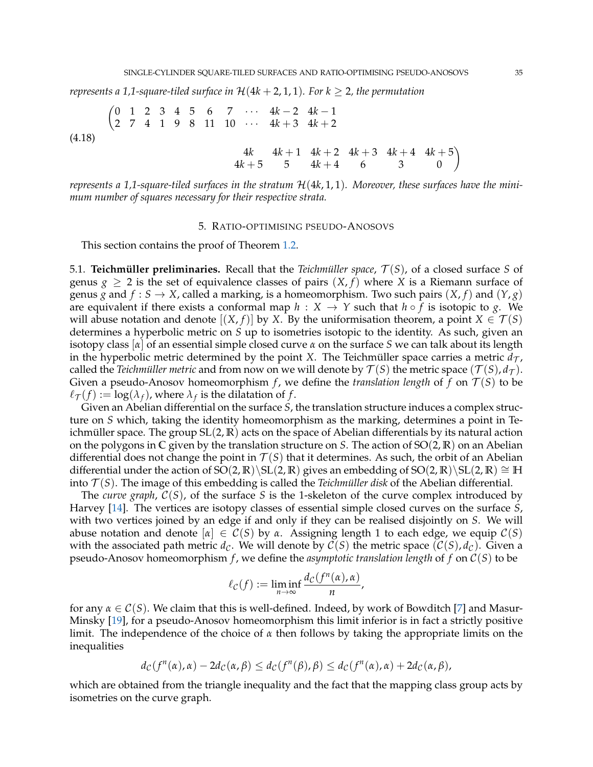*represents a 1,1-square-tiled surface in $\mathcal{H}(4k+2,1,1)$. For $k \geq 2$, the permutation*

$$\begin{pmatrix} 0 & 1 & 2 & 3 & 4 & 5 & 6 & 7 & \cdots & 4k-2 & 4k-1 \\ 2 & 7 & 4 & 1 & 9 & 8 & 11 & 10 & \cdots & 4k+3 & 4k+2 \end{pmatrix.$$

$$(4.18) \qquad \begin{matrix} 4k & 4k+1 & 4k+2 & 4k+3 & 4k+4 & 4k+5 \\ 4k+5 & 5 & 4k+4 & 6 & 3 & 0 \end{matrix}\Bigg)$$

*represents a 1,1-square-tiled surfaces in the stratum $\mathcal{H}(4k,1,1)$. Moreover, these surfaces have the minimum number of squares necessary for their respective strata.*

## 5. Ratio-optimising pseudo-Anosovs

This section contains the proof of Theorem 1.2.

5.1. **Teichmüller preliminaries.** Recall that the *Teichmüller space*, $\mathcal{T}(S)$, of a closed surface $S$ of genus $g \geq 2$ is the set of equivalence classes of pairs $(X, f)$ where $X$ is a Riemann surface of genus $g$ and $f : S \to X$, called a marking, is a homeomorphism. Two such pairs $(X, f)$ and $(Y, g)$ are equivalent if there exists a conformal map $h : X \to Y$ such that $h \circ f$ is isotopic to $g$. We will abuse notation and denote $[(X, f)]$ by $X$. By the uniformisation theorem, a point $X \in \mathcal{T}(S)$ determines a hyperbolic metric on $S$ up to isometries isotopic to the identity. As such, given an isotopy class $[\alpha]$ of an essential simple closed curve $\alpha$ on the surface $S$ we can talk about its length in the hyperbolic metric determined by the point $X$. The Teichmüller space carries a metric $d_{\mathcal{T}}$, called the *Teichmüller metric* and from now on we will denote by $\mathcal{T}(S)$ the metric space $(\mathcal{T}(S), d_{\mathcal{T}})$. Given a pseudo-Anosov homeomorphism $f$, we define the *translation length* of $f$ on $\mathcal{T}(S)$ to be $\ell_{\mathcal{T}}(f) := \log(\lambda_f)$, where $\lambda_f$ is the dilatation of $f$.

Given an Abelian differential on the surface $S$, the translation structure induces a complex structure on $S$ which, taking the identity homeomorphism as the marking, determines a point in Teichmüller space. The group $\mathrm{SL}(2, \mathbb{R})$ acts on the space of Abelian differentials by its natural action on the polygons in $\mathbb{C}$ given by the translation structure on $S$. The action of $\mathrm{SO}(2, \mathbb{R})$ on an Abelian differential does not change the point in $\mathcal{T}(S)$ that it determines. As such, the orbit of an Abelian differential under the action of $\mathrm{SO}(2, \mathbb{R})\backslash\mathrm{SL}(2, \mathbb{R})$ gives an embedding of $\mathrm{SO}(2, \mathbb{R})\backslash\mathrm{SL}(2, \mathbb{R}) \cong \mathbb{H}$ into $\mathcal{T}(S)$. The image of this embedding is called the *Teichmüller disk* of the Abelian differential.

The *curve graph*, $\mathcal{C}(S)$, of the surface $S$ is the 1-skeleton of the curve complex introduced by Harvey [14]. The vertices are isotopy classes of essential simple closed curves on the surface $S$, with two vertices joined by an edge if and only if they can be realised disjointly on $S$. We will abuse notation and denote $[\alpha] \in \mathcal{C}(S)$ by $\alpha$. Assigning length 1 to each edge, we equip $\mathcal{C}(S)$ with the associated path metric $d_{\mathcal{C}}$. We will denote by $\mathcal{C}(S)$ the metric space $(\mathcal{C}(S), d_{\mathcal{C}})$. Given a pseudo-Anosov homeomorphism $f$, we define the *asymptotic translation length* of $f$ on $\mathcal{C}(S)$ to be

$$\ell_{\mathcal{C}}(f) := \liminf_{n \to \infty} \frac{d_{\mathcal{C}}(f^n(\alpha), \alpha)}{n},$$

for any $\alpha \in \mathcal{C}(S)$. We claim that this is well-defined. Indeed, by work of Bowditch [7] and Masur-Minsky [19], for a pseudo-Anosov homeomorphism this limit inferior is in fact a strictly positive limit. The independence of the choice of $\alpha$ then follows by taking the appropriate limits on the inequalities

$$d_{\mathcal{C}}(f^n(\alpha), \alpha) - 2d_{\mathcal{C}}(\alpha, \beta) \leq d_{\mathcal{C}}(f^n(\beta), \beta) \leq d_{\mathcal{C}}(f^n(\alpha), \alpha) + 2d_{\mathcal{C}}(\alpha, \beta),$$

which are obtained from the triangle inequality and the fact that the mapping class group acts by isometries on the curve graph.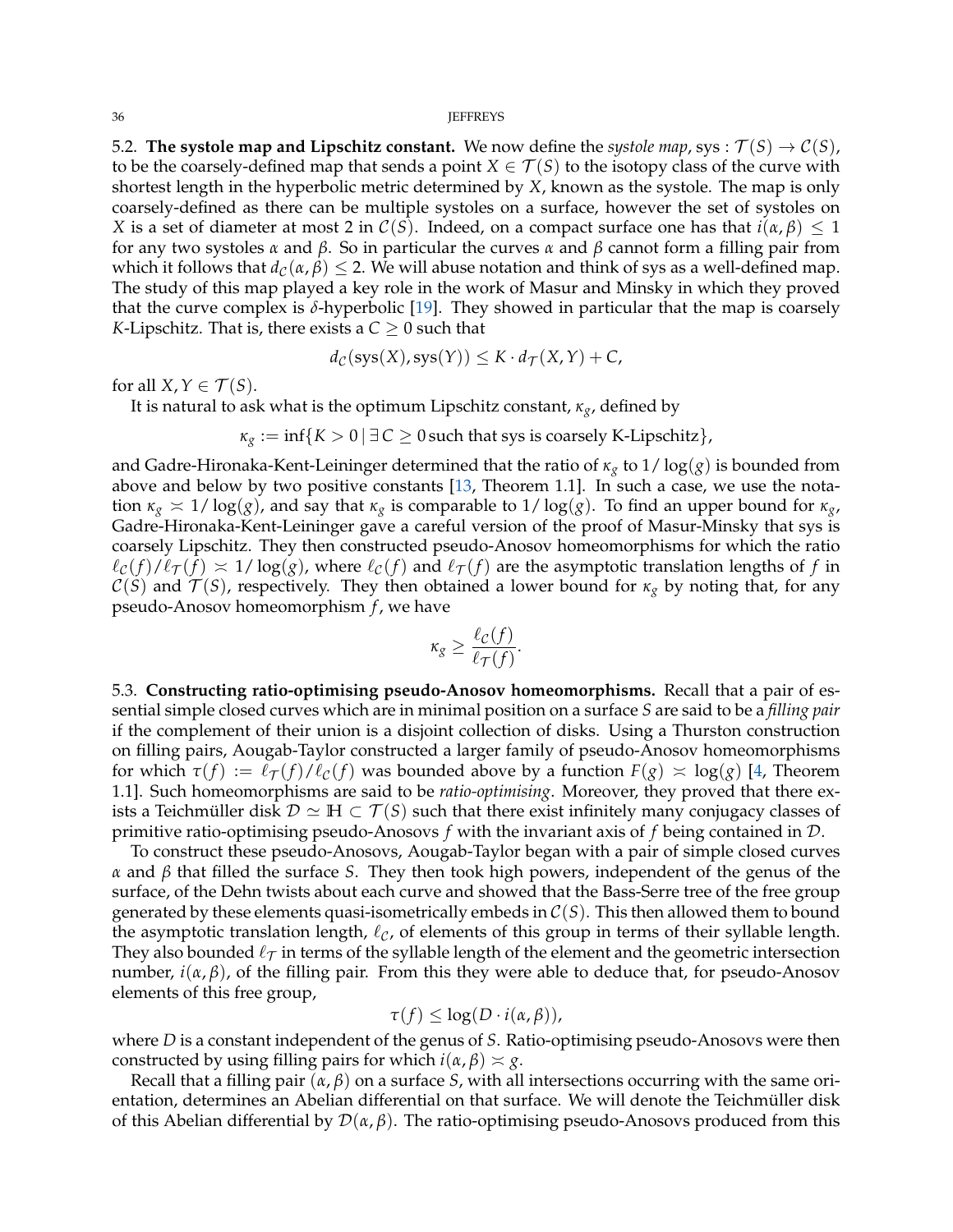5.2. **The systole map and Lipschitz constant.** We now define the *systole map*, $\text{sys} : \mathcal{T}(S) \to \mathcal{C}(S)$, to be the coarsely-defined map that sends a point $X \in \mathcal{T}(S)$ to the isotopy class of the curve with shortest length in the hyperbolic metric determined by $X$, known as the systole. The map is only coarsely-defined as there can be multiple systoles on a surface, however the set of systoles on $X$ is a set of diameter at most 2 in $\mathcal{C}(S)$. Indeed, on a compact surface one has that $i(\alpha, \beta) \leq 1$ for any two systoles $\alpha$ and $\beta$. So in particular the curves $\alpha$ and $\beta$ cannot form a filling pair from which it follows that $d_{\mathcal{C}}(\alpha, \beta) \leq 2$. We will abuse notation and think of sys as a well-defined map. The study of this map played a key role in the work of Masur and Minsky in which they proved that the curve complex is $\delta$-hyperbolic [19]. They showed in particular that the map is coarsely $K$-Lipschitz. That is, there exists a $C \geq 0$ such that

$$d_{\mathcal{C}}(\text{sys}(X), \text{sys}(Y)) \leq K \cdot d_{\mathcal{T}}(X, Y) + C,$$

for all $X, Y \in \mathcal{T}(S)$.

It is natural to ask what is the optimum Lipschitz constant, $\kappa_g$, defined by

$$\kappa_g := \inf\{K > 0 \mid \exists\, C \geq 0 \text{ such that sys is coarsely K-Lipschitz}\},$$

and Gadre-Hironaka-Kent-Leininger determined that the ratio of $\kappa_g$ to $1/\log(g)$ is bounded from above and below by two positive constants [13, Theorem 1.1]. In such a case, we use the notation $\kappa_g \asymp 1/\log(g)$, and say that $\kappa_g$ is comparable to $1/\log(g)$. To find an upper bound for $\kappa_g$, Gadre-Hironaka-Kent-Leininger gave a careful version of the proof of Masur-Minsky that sys is coarsely Lipschitz. They then constructed pseudo-Anosov homeomorphisms for which the ratio $\ell_{\mathcal{C}}(f)/\ell_{\mathcal{T}}(f) \asymp 1/\log(g)$, where $\ell_{\mathcal{C}}(f)$ and $\ell_{\mathcal{T}}(f)$ are the asymptotic translation lengths of $f$ in $\mathcal{C}(S)$ and $\mathcal{T}(S)$, respectively. They then obtained a lower bound for $\kappa_g$ by noting that, for any pseudo-Anosov homeomorphism $f$, we have

$$\kappa_g \geq \frac{\ell_{\mathcal{C}}(f)}{\ell_{\mathcal{T}}(f)}.$$

5.3. **Constructing ratio-optimising pseudo-Anosov homeomorphisms.** Recall that a pair of essential simple closed curves which are in minimal position on a surface $S$ are said to be a *filling pair* if the complement of their union is a disjoint collection of disks. Using a Thurston construction on filling pairs, Aougab-Taylor constructed a larger family of pseudo-Anosov homeomorphisms for which $\tau(f) := \ell_{\mathcal{T}}(f)/\ell_{\mathcal{C}}(f)$ was bounded above by a function $F(g) \asymp \log(g)$ [4, Theorem 1.1]. Such homeomorphisms are said to be *ratio-optimising*. Moreover, they proved that there exists a Teichmüller disk $\mathcal{D} \simeq \mathbb{H} \subset \mathcal{T}(S)$ such that there exist infinitely many conjugacy classes of primitive ratio-optimising pseudo-Anosovs $f$ with the invariant axis of $f$ being contained in $\mathcal{D}$.

To construct these pseudo-Anosovs, Aougab-Taylor began with a pair of simple closed curves $\alpha$ and $\beta$ that filled the surface $S$. They then took high powers, independent of the genus of the surface, of the Dehn twists about each curve and showed that the Bass-Serre tree of the free group generated by these elements quasi-isometrically embeds in $\mathcal{C}(S)$. This then allowed them to bound the asymptotic translation length, $\ell_{\mathcal{C}}$, of elements of this group in terms of their syllable length. They also bounded $\ell_{\mathcal{T}}$ in terms of the syllable length of the element and the geometric intersection number, $i(\alpha, \beta)$, of the filling pair. From this they were able to deduce that, for pseudo-Anosov elements of this free group,

$$\tau(f) \leq \log(D \cdot i(\alpha, \beta)),$$

where $D$ is a constant independent of the genus of $S$. Ratio-optimising pseudo-Anosovs were then constructed by using filling pairs for which $i(\alpha, \beta) \asymp g$.

Recall that a filling pair $(\alpha, \beta)$ on a surface $S$, with all intersections occurring with the same orientation, determines an Abelian differential on that surface. We will denote the Teichmüller disk of this Abelian differential by $\mathcal{D}(\alpha, \beta)$. The ratio-optimising pseudo-Anosovs produced from this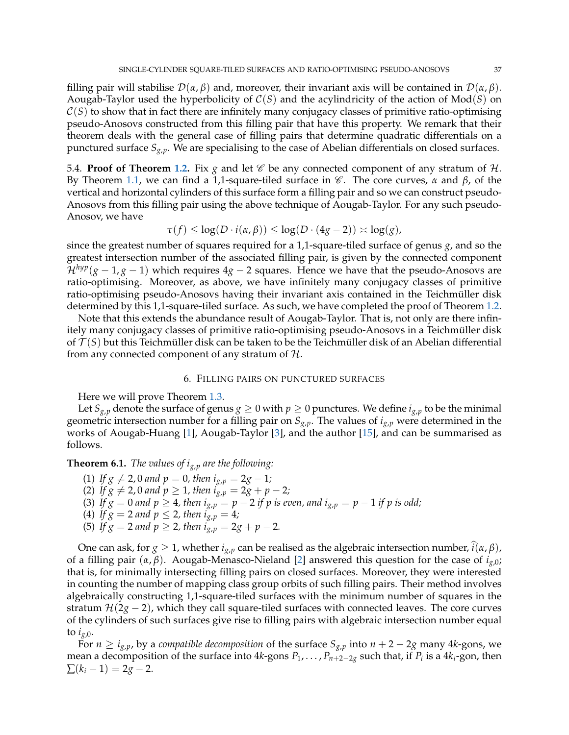filling pair will stabilise $\mathcal{D}(\alpha, \beta)$ and, moreover, their invariant axis will be contained in $\mathcal{D}(\alpha, \beta)$. Aougab-Taylor used the hyperbolicity of $\mathcal{C}(S)$ and the acylindricity of the action of $\mathrm{Mod}(S)$ on $\mathcal{C}(S)$ to show that in fact there are infinitely many conjugacy classes of primitive ratio-optimising pseudo-Anosovs constructed from this filling pair that have this property. We remark that their theorem deals with the general case of filling pairs that determine quadratic differentials on a punctured surface $S_{g,p}$. We are specialising to the case of Abelian differentials on closed surfaces.

5.4. **Proof of Theorem 1.2.** Fix $g$ and let $\mathscr{C}$ be any connected component of any stratum of $\mathcal{H}$. By Theorem 1.1, we can find a 1,1-square-tiled surface in $\mathscr{C}$. The core curves, $\alpha$ and $\beta$, of the vertical and horizontal cylinders of this surface form a filling pair and so we can construct pseudo-Anosovs from this filling pair using the above technique of Aougab-Taylor. For any such pseudo-Anosov, we have

$$\tau(f) \leq \log(D \cdot i(\alpha, \beta)) \leq \log(D \cdot (4g-2)) \asymp \log(g),$$

since the greatest number of squares required for a 1,1-square-tiled surface of genus $g$, and so the greatest intersection number of the associated filling pair, is given by the connected component $\mathcal{H}^{hyp}(g-1, g-1)$ which requires $4g-2$ squares. Hence we have that the pseudo-Anosovs are ratio-optimising. Moreover, as above, we have infinitely many conjugacy classes of primitive ratio-optimising pseudo-Anosovs having their invariant axis contained in the Teichmüller disk determined by this 1,1-square-tiled surface. As such, we have completed the proof of Theorem 1.2.

Note that this extends the abundance result of Aougab-Taylor. That is, not only are there infinitely many conjugacy classes of primitive ratio-optimising pseudo-Anosovs in a Teichmüller disk of $\mathcal{T}(S)$ but this Teichmüller disk can be taken to be the Teichmüller disk of an Abelian differential from any connected component of any stratum of $\mathcal{H}$.

## 6. Filling pairs on punctured surfaces

Here we will prove Theorem 1.3.

Let $S_{g,p}$ denote the surface of genus $g \geq 0$ with $p \geq 0$ punctures. We define $i_{g,p}$ to be the minimal geometric intersection number for a filling pair on $S_{g,p}$. The values of $i_{g,p}$ were determined in the works of Aougab-Huang [1], Aougab-Taylor [3], and the author [15], and can be summarised as follows.

**Theorem 6.1.** *The values of $i_{g,p}$ are the following:*

1. *If $g \neq 2, 0$ and $p = 0$, then $i_{g,p} = 2g-1$;*
2. *If $g \neq 2, 0$ and $p \geq 1$, then $i_{g,p} = 2g+p-2$;*
3. *If $g = 0$ and $p \geq 4$, then $i_{g,p} = p-2$ if $p$ is even, and $i_{g,p} = p-1$ if $p$ is odd;*
4. *If $g = 2$ and $p \leq 2$, then $i_{g,p} = 4$;*
5. *If $g = 2$ and $p \geq 2$, then $i_{g,p} = 2g+p-2$.*

One can ask, for $g \geq 1$, whether $i_{g,p}$ can be realised as the algebraic intersection number, $\widehat{i}(\alpha, \beta)$, of a filling pair $(\alpha, \beta)$. Aougab-Menasco-Nieland [2] answered this question for the case of $i_{g,0}$; that is, for minimally intersecting filling pairs on closed surfaces. Moreover, they were interested in counting the number of mapping class group orbits of such filling pairs. Their method involves algebraically constructing 1,1-square-tiled surfaces with the minimum number of squares in the stratum $\mathcal{H}(2g-2)$, which they call square-tiled surfaces with connected leaves. The core curves of the cylinders of such surfaces give rise to filling pairs with algebraic intersection number equal to $i_{g,0}$.

For $n \geq i_{g,p}$, by a *compatible decomposition* of the surface $S_{g,p}$ into $n+2-2g$ many $4k$-gons, we mean a decomposition of the surface into $4k$-gons $P_1, \ldots, P_{n+2-2g}$ such that, if $P_i$ is a $4k_i$-gon, then $\sum(k_i - 1) = 2g-2$.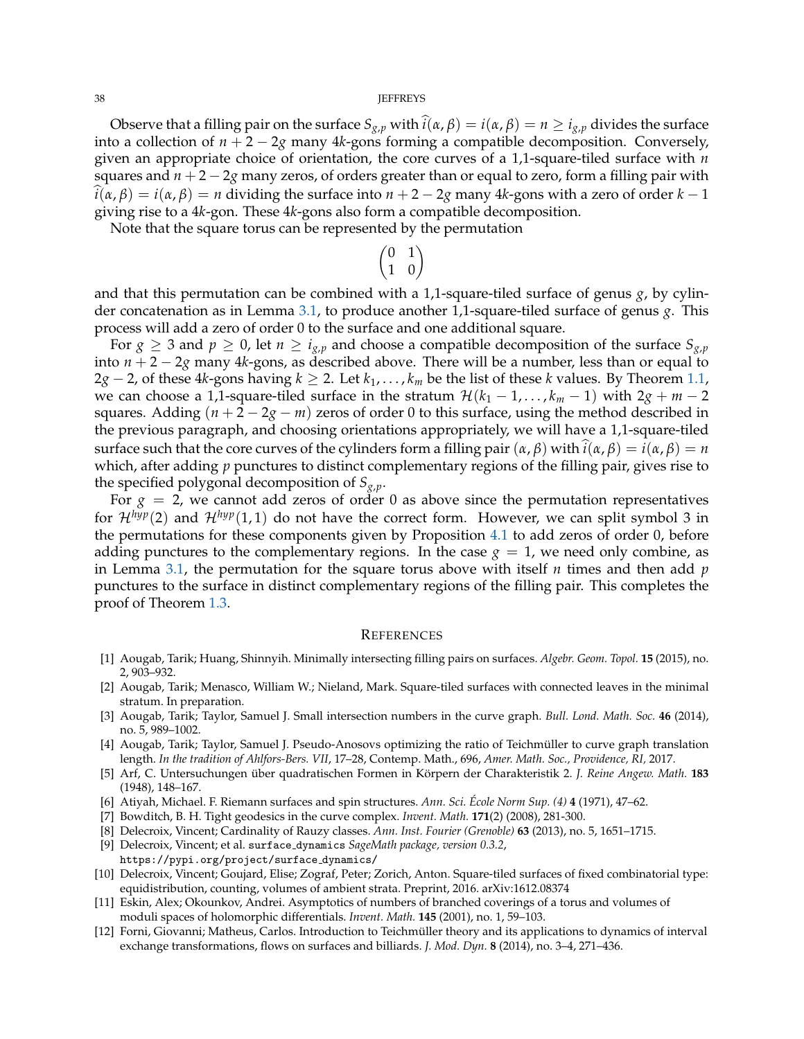Observe that a filling pair on the surface $S_{g,p}$ with $\widehat{i}(\alpha,\beta) = i(\alpha,\beta) = n \geq i_{g,p}$ divides the surface into a collection of $n+2-2g$ many $4k$-gons forming a compatible decomposition. Conversely, given an appropriate choice of orientation, the core curves of a 1,1-square-tiled surface with $n$ squares and $n+2-2g$ many zeros, of orders greater than or equal to zero, form a filling pair with $\widehat{i}(\alpha,\beta) = i(\alpha,\beta) = n$ dividing the surface into $n+2-2g$ many $4k$-gons with a zero of order $k-1$ giving rise to a $4k$-gon. These $4k$-gons also form a compatible decomposition.

Note that the square torus can be represented by the permutation

$$\begin{pmatrix} 0 & 1 \\ 1 & 0 \end{pmatrix}$$

and that this permutation can be combined with a 1,1-square-tiled surface of genus $g$, by cylinder concatenation as in Lemma 3.1, to produce another 1,1-square-tiled surface of genus $g$. This process will add a zero of order 0 to the surface and one additional square.

For $g \geq 3$ and $p \geq 0$, let $n \geq i_{g,p}$ and choose a compatible decomposition of the surface $S_{g,p}$ into $n+2-2g$ many $4k$-gons, as described above. There will be a number, less than or equal to $2g-2$, of these $4k$-gons having $k \geq 2$. Let $k_1, \ldots, k_m$ be the list of these $k$ values. By Theorem 1.1, we can choose a 1,1-square-tiled surface in the stratum $\mathcal{H}(k_1-1, \ldots, k_m-1)$ with $2g+m-2$ squares. Adding $(n+2-2g-m)$ zeros of order 0 to this surface, using the method described in the previous paragraph, and choosing orientations appropriately, we will have a 1,1-square-tiled surface such that the core curves of the cylinders form a filling pair $(\alpha,\beta)$ with $\widehat{i}(\alpha,\beta) = i(\alpha,\beta) = n$ which, after adding $p$ punctures to distinct complementary regions of the filling pair, gives rise to the specified polygonal decomposition of $S_{g,p}$.

For $g = 2$, we cannot add zeros of order 0 as above since the permutation representatives for $\mathcal{H}^{hyp}(2)$ and $\mathcal{H}^{hyp}(1,1)$ do not have the correct form. However, we can split symbol 3 in the permutations for these components given by Proposition 4.1 to add zeros of order 0, before adding punctures to the complementary regions. In the case $g = 1$, we need only combine, as in Lemma 3.1, the permutation for the square torus above with itself $n$ times and then add $p$ punctures to the surface in distinct complementary regions of the filling pair. This completes the proof of Theorem 1.3.

## References

[1] Aougab, Tarik; Huang, Shinnyih. Minimally intersecting filling pairs on surfaces. *Algebr. Geom. Topol.* **15** (2015), no. 2, 903–932.

[2] Aougab, Tarik; Menasco, William W.; Nieland, Mark. Square-tiled surfaces with connected leaves in the minimal stratum. In preparation.

[3] Aougab, Tarik; Taylor, Samuel J. Small intersection numbers in the curve graph. *Bull. Lond. Math. Soc.* **46** (2014), no. 5, 989–1002.

[4] Aougab, Tarik; Taylor, Samuel J. Pseudo-Anosovs optimizing the ratio of Teichmüller to curve graph translation length. *In the tradition of Ahlfors-Bers. VII*, 17–28, Contemp. Math., 696, *Amer. Math. Soc., Providence, RI,* 2017.

[5] Arf, C. Untersuchungen über quadratischen Formen in Körpern der Charakteristik 2. *J. Reine Angew. Math.* **183** (1948), 148–167.

[6] Atiyah, Michael. F. Riemann surfaces and spin structures. *Ann. Sci. École Norm Sup. (4)* **4** (1971), 47–62.

[7] Bowditch, B. H. Tight geodesics in the curve complex. *Invent. Math.* **171**(2) (2008), 281-300.

[8] Delecroix, Vincent; Cardinality of Rauzy classes. *Ann. Inst. Fourier (Grenoble)* **63** (2013), no. 5, 1651–1715.

[9] Delecroix, Vincent; et al. `surface_dynamics` *SageMath package, version 0.3.2*, `https://pypi.org/project/surface_dynamics/`

[10] Delecroix, Vincent; Goujard, Elise; Zograf, Peter; Zorich, Anton. Square-tiled surfaces of fixed combinatorial type: equidistribution, counting, volumes of ambient strata. Preprint, 2016. arXiv:1612.08374

[11] Eskin, Alex; Okounkov, Andrei. Asymptotics of numbers of branched coverings of a torus and volumes of moduli spaces of holomorphic differentials. *Invent. Math.* **145** (2001), no. 1, 59–103.

[12] Forni, Giovanni; Matheus, Carlos. Introduction to Teichmüller theory and its applications to dynamics of interval exchange transformations, flows on surfaces and billiards. *J. Mod. Dyn.* **8** (2014), no. 3–4, 271–436.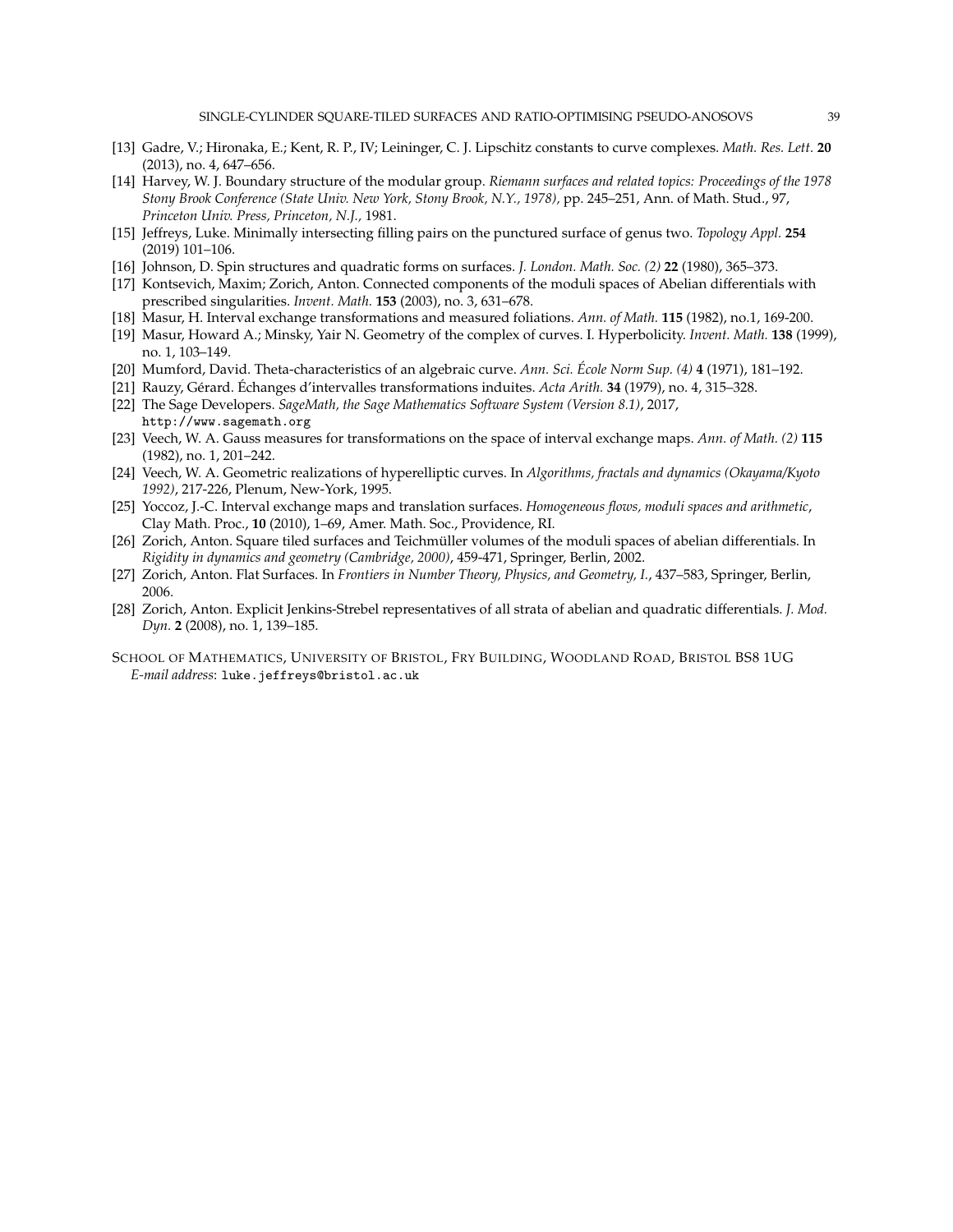[13] Gadre, V.; Hironaka, E.; Kent, R. P., IV; Leininger, C. J. Lipschitz constants to curve complexes. *Math. Res. Lett.* **20** (2013), no. 4, 647–656.

[14] Harvey, W. J. Boundary structure of the modular group. *Riemann surfaces and related topics: Proceedings of the 1978 Stony Brook Conference (State Univ. New York, Stony Brook, N.Y., 1978)*, pp. 245–251, Ann. of Math. Stud., 97, *Princeton Univ. Press, Princeton, N.J.,* 1981.

[15] Jeffreys, Luke. Minimally intersecting filling pairs on the punctured surface of genus two. *Topology Appl.* **254** (2019) 101–106.

[16] Johnson, D. Spin structures and quadratic forms on surfaces. *J. London. Math. Soc. (2)* **22** (1980), 365–373.

[17] Kontsevich, Maxim; Zorich, Anton. Connected components of the moduli spaces of Abelian differentials with prescribed singularities. *Invent. Math.* **153** (2003), no. 3, 631–678.

[18] Masur, H. Interval exchange transformations and measured foliations. *Ann. of Math.* **115** (1982), no.1, 169-200.

[19] Masur, Howard A.; Minsky, Yair N. Geometry of the complex of curves. I. Hyperbolicity. *Invent. Math.* **138** (1999), no. 1, 103–149.

[20] Mumford, David. Theta-characteristics of an algebraic curve. *Ann. Sci. École Norm Sup. (4)* **4** (1971), 181–192.

[21] Rauzy, Gérard. Échanges d'intervalles transformations induites. *Acta Arith.* **34** (1979), no. 4, 315–328.

[22] The Sage Developers. *SageMath, the Sage Mathematics Software System (Version 8.1)*, 2017, http://www.sagemath.org

[23] Veech, W. A. Gauss measures for transformations on the space of interval exchange maps. *Ann. of Math. (2)* **115** (1982), no. 1, 201–242.

[24] Veech, W. A. Geometric realizations of hyperelliptic curves. In *Algorithms, fractals and dynamics (Okayama/Kyoto 1992)*, 217-226, Plenum, New-York, 1995.

[25] Yoccoz, J.-C. Interval exchange maps and translation surfaces. *Homogeneous flows, moduli spaces and arithmetic*, Clay Math. Proc., **10** (2010), 1–69, Amer. Math. Soc., Providence, RI.

[26] Zorich, Anton. Square tiled surfaces and Teichmüller volumes of the moduli spaces of abelian differentials. In *Rigidity in dynamics and geometry (Cambridge, 2000)*, 459-471, Springer, Berlin, 2002.

[27] Zorich, Anton. Flat Surfaces. In *Frontiers in Number Theory, Physics, and Geometry, I.*, 437–583, Springer, Berlin, 2006.

[28] Zorich, Anton. Explicit Jenkins-Strebel representatives of all strata of abelian and quadratic differentials. *J. Mod. Dyn.* **2** (2008), no. 1, 139–185.

School of Mathematics, University of Bristol, Fry Building, Woodland Road, Bristol BS8 1UG
*E-mail address*: luke.jeffreys@bristol.ac.uk